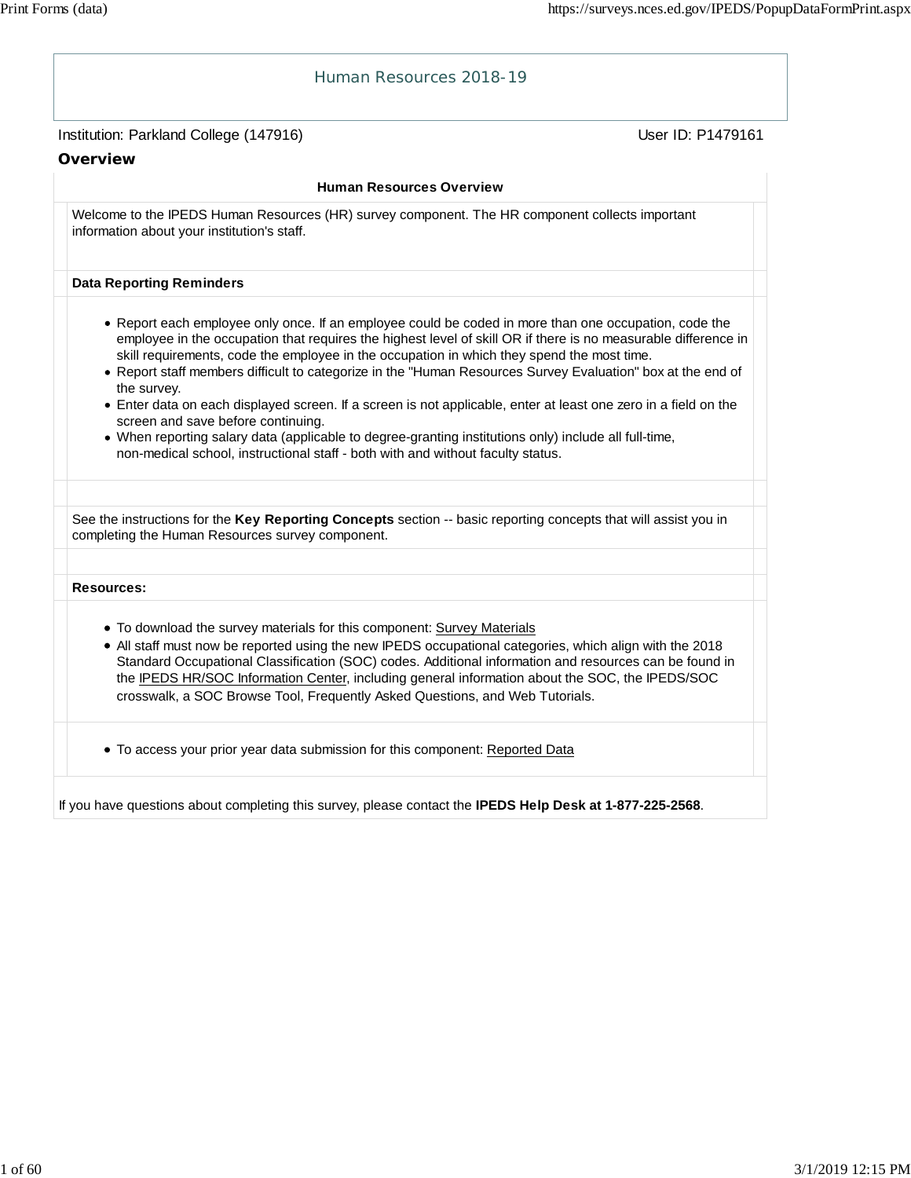# Human Resources 2018-19

Institution: Parkland College (147916) User ID: P1479161

## Overview

### Human Resources Overview

Welcome to the IPEDS Human Resources (HR) survey component. The HR component collects important information about your institution's staff.

**Data Reporting Reminders**

- Report each employee only once. If an employee could be coded in more than one occupation, code the employee in the occupation that requires the highest level of skill OR if there is no measurable difference in skill requirements, code the employee in the occupation in which they spend the most time.
- Report staff members difficult to categorize in the "Human Resources Survey Evaluation" box at the end of the survey.
- Enter data on each displayed screen. If a screen is not applicable, enter at least one zero in a field on the screen and save before continuing.
- When reporting salary data (applicable to degree-granting institutions only) include all full-time, non-medical school, instructional staff - both with and without faculty status.

See the instructions for the **Key Reporting Concepts** section -- basic reporting concepts that will assist you in completing the Human Resources survey component.

**Resources:**

- To download the survey materials for this component: Survey Materials
- All staff must now be reported using the new IPEDS occupational categories, which align with the 2018 Standard Occupational Classification (SOC) codes. Additional information and resources can be found in the IPEDS HR/SOC Information Center, including general information about the SOC, the IPEDS/SOC crosswalk, a SOC Browse Tool, Frequently Asked Questions, and Web Tutorials.

- To access your prior year data submission for this component: Reported Data

If you have questions about completing this survey, please contact the **IPEDS Help Desk at 1-877-225-2568**.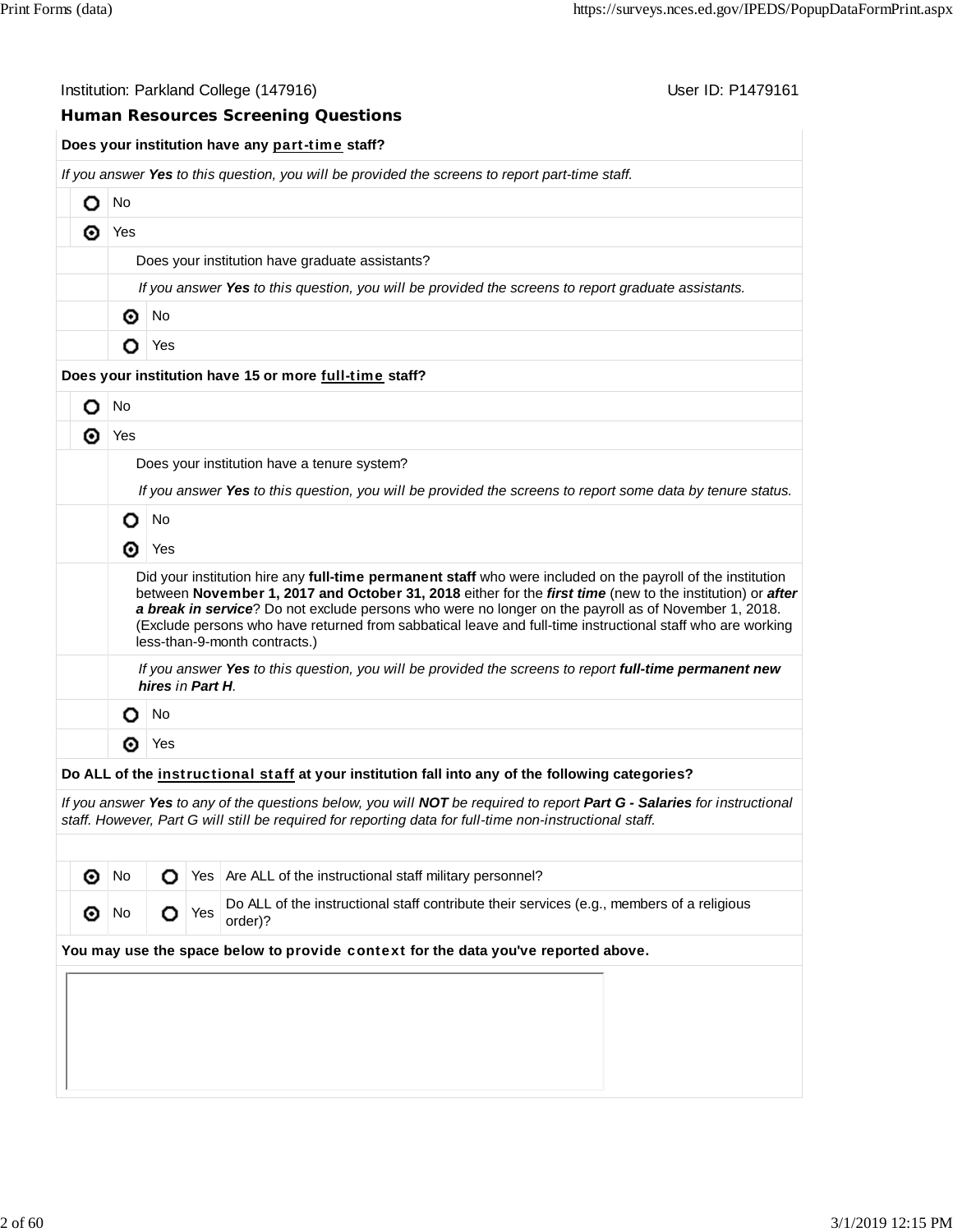Institution: Parkland College (147916) User ID: P1479161

## Human Resources Screening Questions

**Does your institution have any part-time staff?**

*If you answer **Yes** to this question, you will be provided the screens to report part-time staff.*

- ○ No
- ◉ Yes

Does your institution have graduate assistants?

*If you answer **Yes** to this question, you will be provided the screens to report graduate assistants.*

- ◉ No
- ○ Yes

**Does your institution have 15 or more full-time staff?**

- ○ No
- ◉ Yes

Does your institution have a tenure system?

*If you answer **Yes** to this question, you will be provided the screens to report some data by tenure status.*

- ○ No
- ◉ Yes

Did your institution hire any **full-time permanent staff** who were included on the payroll of the institution between **November 1, 2017 and October 31, 2018** either for the ***first time*** (new to the institution) or ***after a break in service***? Do not exclude persons who were no longer on the payroll as of November 1, 2018. (Exclude persons who have returned from sabbatical leave and full-time instructional staff who are working less-than-9-month contracts.)

*If you answer **Yes** to this question, you will be provided the screens to report **full-time permanent new hires** in **Part H**.*

- ○ No
- ◉ Yes

**Do ALL of the instructional staff at your institution fall into any of the following categories?**

*If you answer **Yes** to any of the questions below, you will **NOT** be required to report **Part G - Salaries** for instructional staff. However, Part G will still be required for reporting data for full-time non-instructional staff.*

| No | Yes | Question |
|---|---|---|
| ◉ No | ○ Yes | Are ALL of the instructional staff military personnel? |
| ◉ No | ○ Yes | Do ALL of the instructional staff contribute their services (e.g., members of a religious order)? |

**You may use the space below to provide context for the data you've reported above.**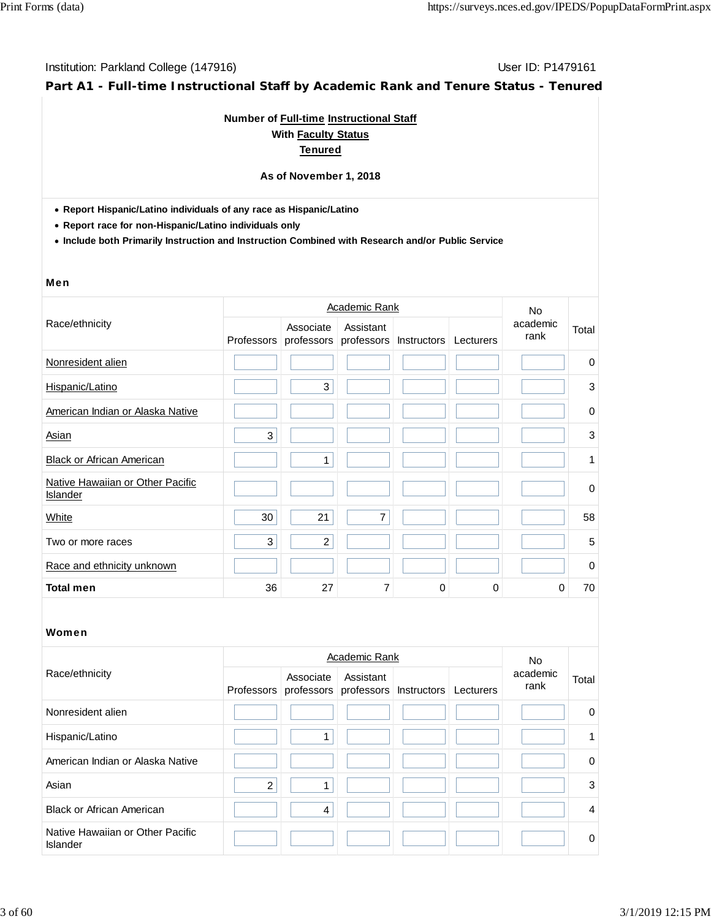Institution: Parkland College (147916) User ID: P1479161

## Part A1 - Full-time Instructional Staff by Academic Rank and Tenure Status - Tenured

**Number of Full-time Instructional Staff**
**With Faculty Status**
**Tenured**

**As of November 1, 2018**

- **Report Hispanic/Latino individuals of any race as Hispanic/Latino**
- **Report race for non-Hispanic/Latino individuals only**
- **Include both Primarily Instruction and Instruction Combined with Research and/or Public Service**

### Men

| Race/ethnicity | Academic Rank | | | | | No academic rank | Total |
|---|---|---|---|---|---|---|---|
| | Professors | Associate professors | Assistant professors | Instructors | Lecturers | | |
| Nonresident alien | | | | | | | 0 |
| Hispanic/Latino | | 3 | | | | | 3 |
| American Indian or Alaska Native | | | | | | | 0 |
| Asian | 3 | | | | | | 3 |
| Black or African American | | 1 | | | | | 1 |
| Native Hawaiian or Other Pacific Islander | | | | | | | 0 |
| White | 30 | 21 | 7 | | | | 58 |
| Two or more races | 3 | 2 | | | | | 5 |
| Race and ethnicity unknown | | | | | | | 0 |
| **Total men** | 36 | 27 | 7 | 0 | 0 | 0 | 70 |

### Women

| Race/ethnicity | Academic Rank | | | | | No academic rank | Total |
|---|---|---|---|---|---|---|---|
| | Professors | Associate professors | Assistant professors | Instructors | Lecturers | | |
| Nonresident alien | | | | | | | 0 |
| Hispanic/Latino | | 1 | | | | | 1 |
| American Indian or Alaska Native | | | | | | | 0 |
| Asian | 2 | 1 | | | | | 3 |
| Black or African American | | 4 | | | | | 4 |
| Native Hawaiian or Other Pacific Islander | | | | | | | 0 |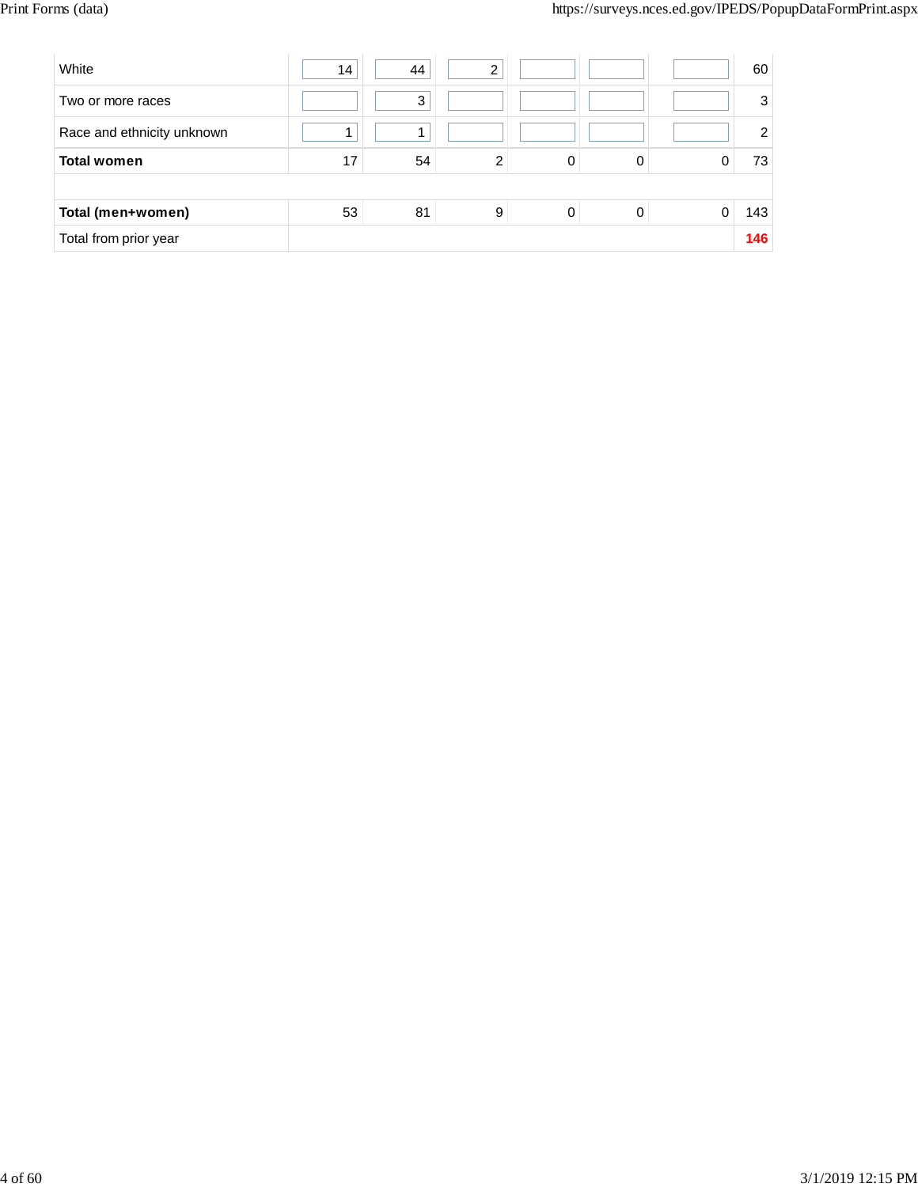| | | | | | | | |
|---|---|---|---|---|---|---|---|
| White | 14 | 44 | 2 | | | | 60 |
| Two or more races | | 3 | | | | | 3 |
| Race and ethnicity unknown | 1 | 1 | | | | | 2 |
| **Total women** | 17 | 54 | 2 | 0 | 0 | 0 | 73 |
| | | | | | | | |
| **Total (men+women)** | 53 | 81 | 9 | 0 | 0 | 0 | 143 |
| Total from prior year | | | | | | | **146** |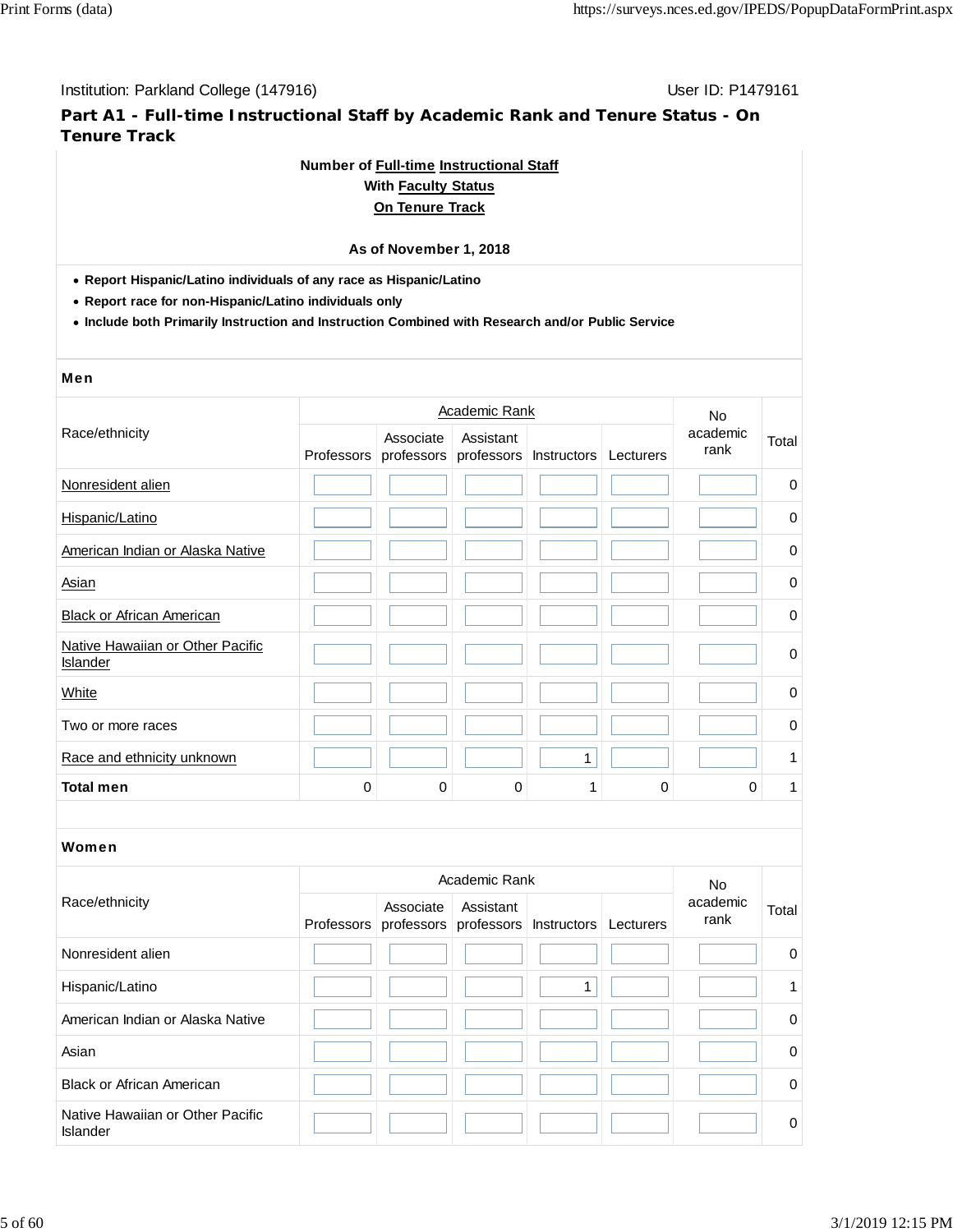Institution: Parkland College (147916)

User ID: P1479161

## Part A1 - Full-time Instructional Staff by Academic Rank and Tenure Status - On Tenure Track

**Number of Full-time Instructional Staff**
**With Faculty Status**
**On Tenure Track**

**As of November 1, 2018**

- **Report Hispanic/Latino individuals of any race as Hispanic/Latino**
- **Report race for non-Hispanic/Latino individuals only**
- **Include both Primarily Instruction and Instruction Combined with Research and/or Public Service**

### Men

| Race/ethnicity | Academic Rank | | | | | No academic rank | Total |
|---|---|---|---|---|---|---|---|
| | Professors | Associate professors | Assistant professors | Instructors | Lecturers | | |
| Nonresident alien | | | | | | | 0 |
| Hispanic/Latino | | | | | | | 0 |
| American Indian or Alaska Native | | | | | | | 0 |
| Asian | | | | | | | 0 |
| Black or African American | | | | | | | 0 |
| Native Hawaiian or Other Pacific Islander | | | | | | | 0 |
| White | | | | | | | 0 |
| Two or more races | | | | | | | 0 |
| Race and ethnicity unknown | | | | 1 | | | 1 |
| **Total men** | 0 | 0 | 0 | 1 | 0 | 0 | 1 |

### Women

| Race/ethnicity | Academic Rank | | | | | No academic rank | Total |
|---|---|---|---|---|---|---|---|
| | Professors | Associate professors | Assistant professors | Instructors | Lecturers | | |
| Nonresident alien | | | | | | | 0 |
| Hispanic/Latino | | | | 1 | | | 1 |
| American Indian or Alaska Native | | | | | | | 0 |
| Asian | | | | | | | 0 |
| Black or African American | | | | | | | 0 |
| Native Hawaiian or Other Pacific Islander | | | | | | | 0 |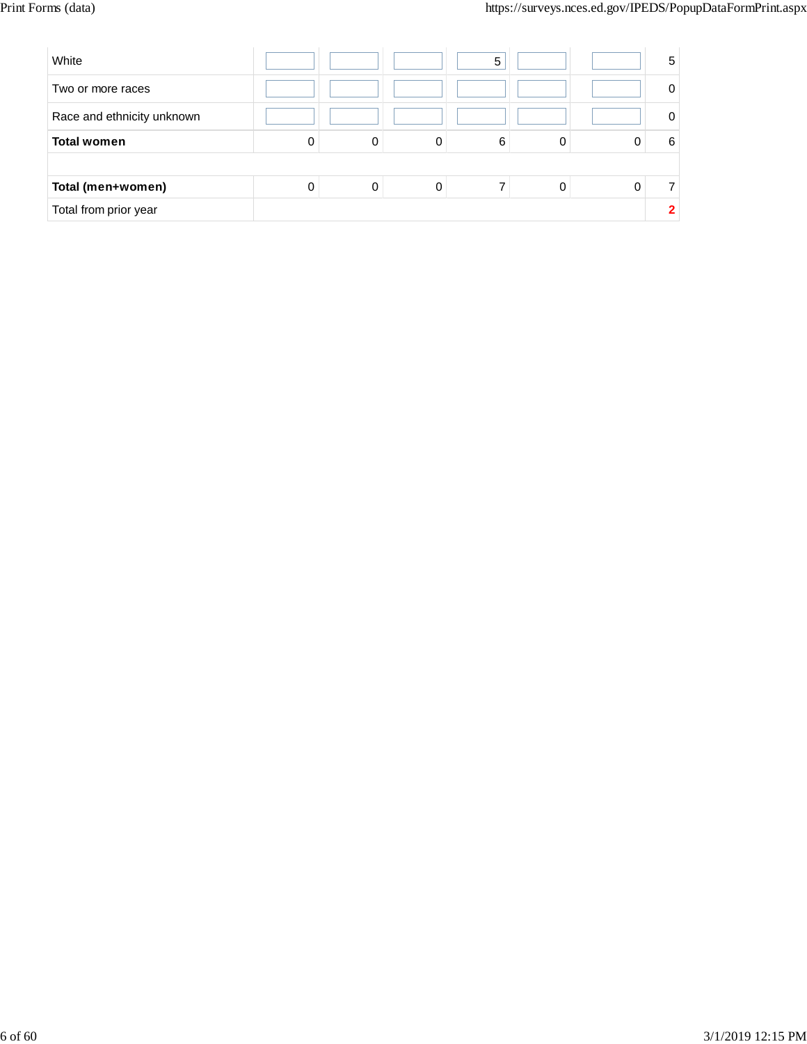| | | | | | | | |
|---|---|---|---|---|---|---|---|
| White | | | | 5 | | | 5 |
| Two or more races | | | | | | | 0 |
| Race and ethnicity unknown | | | | | | | 0 |
| **Total women** | 0 | 0 | 0 | 6 | 0 | 0 | 6 |
| | | | | | | | |
| **Total (men+women)** | 0 | 0 | 0 | 7 | 0 | 0 | 7 |
| Total from prior year | | | | | | | **2** |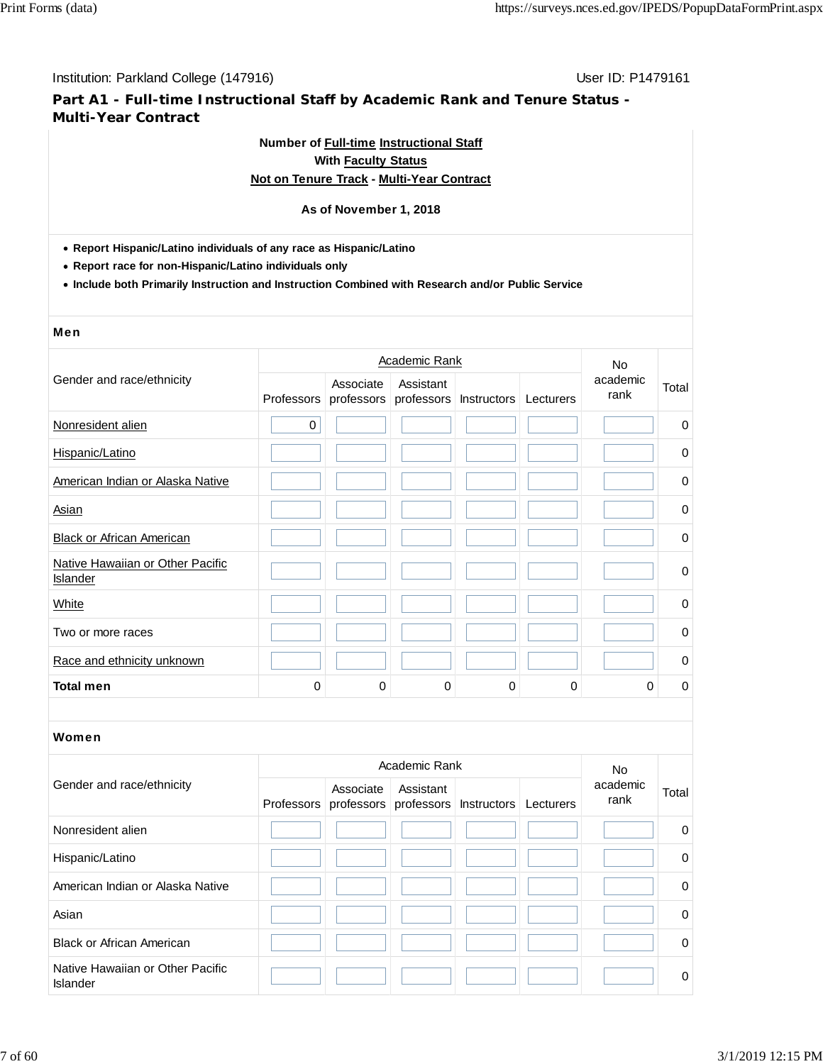Institution: Parkland College (147916)

User ID: P1479161

## Part A1 - Full-time Instructional Staff by Academic Rank and Tenure Status - Multi-Year Contract

**Number of Full-time Instructional Staff**
**With Faculty Status**
**Not on Tenure Track - Multi-Year Contract**

**As of November 1, 2018**

- **Report Hispanic/Latino individuals of any race as Hispanic/Latino**
- **Report race for non-Hispanic/Latino individuals only**
- **Include both Primarily Instruction and Instruction Combined with Research and/or Public Service**

### Men

| Gender and race/ethnicity | Academic Rank | | | | | No academic rank | Total |
|---|---|---|---|---|---|---|---|
| | Professors | Associate professors | Assistant professors | Instructors | Lecturers | | |
| Nonresident alien | 0 | | | | | | 0 |
| Hispanic/Latino | | | | | | | 0 |
| American Indian or Alaska Native | | | | | | | 0 |
| Asian | | | | | | | 0 |
| Black or African American | | | | | | | 0 |
| Native Hawaiian or Other Pacific Islander | | | | | | | 0 |
| White | | | | | | | 0 |
| Two or more races | | | | | | | 0 |
| Race and ethnicity unknown | | | | | | | 0 |
| **Total men** | 0 | 0 | 0 | 0 | 0 | 0 | 0 |

### Women

| Gender and race/ethnicity | Academic Rank | | | | | No academic rank | Total |
|---|---|---|---|---|---|---|---|
| | Professors | Associate professors | Assistant professors | Instructors | Lecturers | | |
| Nonresident alien | | | | | | | 0 |
| Hispanic/Latino | | | | | | | 0 |
| American Indian or Alaska Native | | | | | | | 0 |
| Asian | | | | | | | 0 |
| Black or African American | | | | | | | 0 |
| Native Hawaiian or Other Pacific Islander | | | | | | | 0 |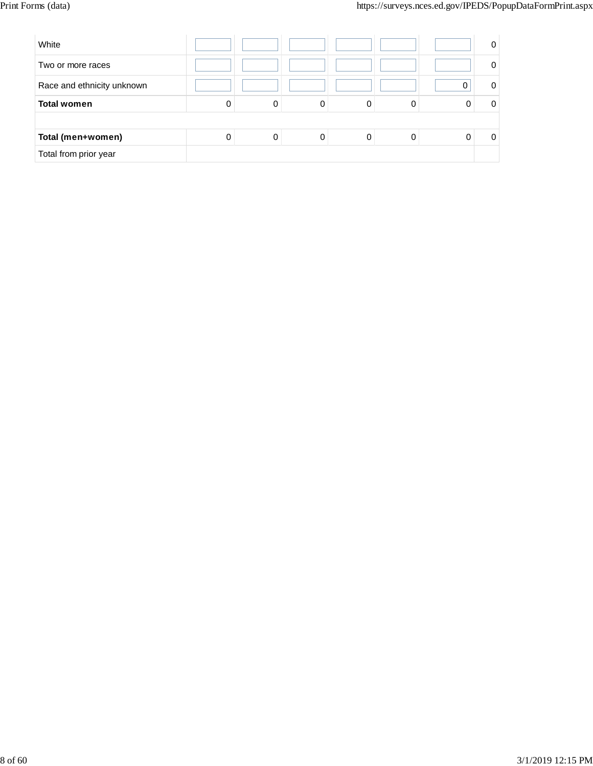| | | | | | | | |
|---|---|---|---|---|---|---|---|
| White | | | | | | | 0 |
| Two or more races | | | | | | | 0 |
| Race and ethnicity unknown | | | | | | 0 | 0 |
| **Total women** | 0 | 0 | 0 | 0 | 0 | 0 | 0 |
| | | | | | | | |
| **Total (men+women)** | 0 | 0 | 0 | 0 | 0 | 0 | 0 |
| Total from prior year | | | | | | | |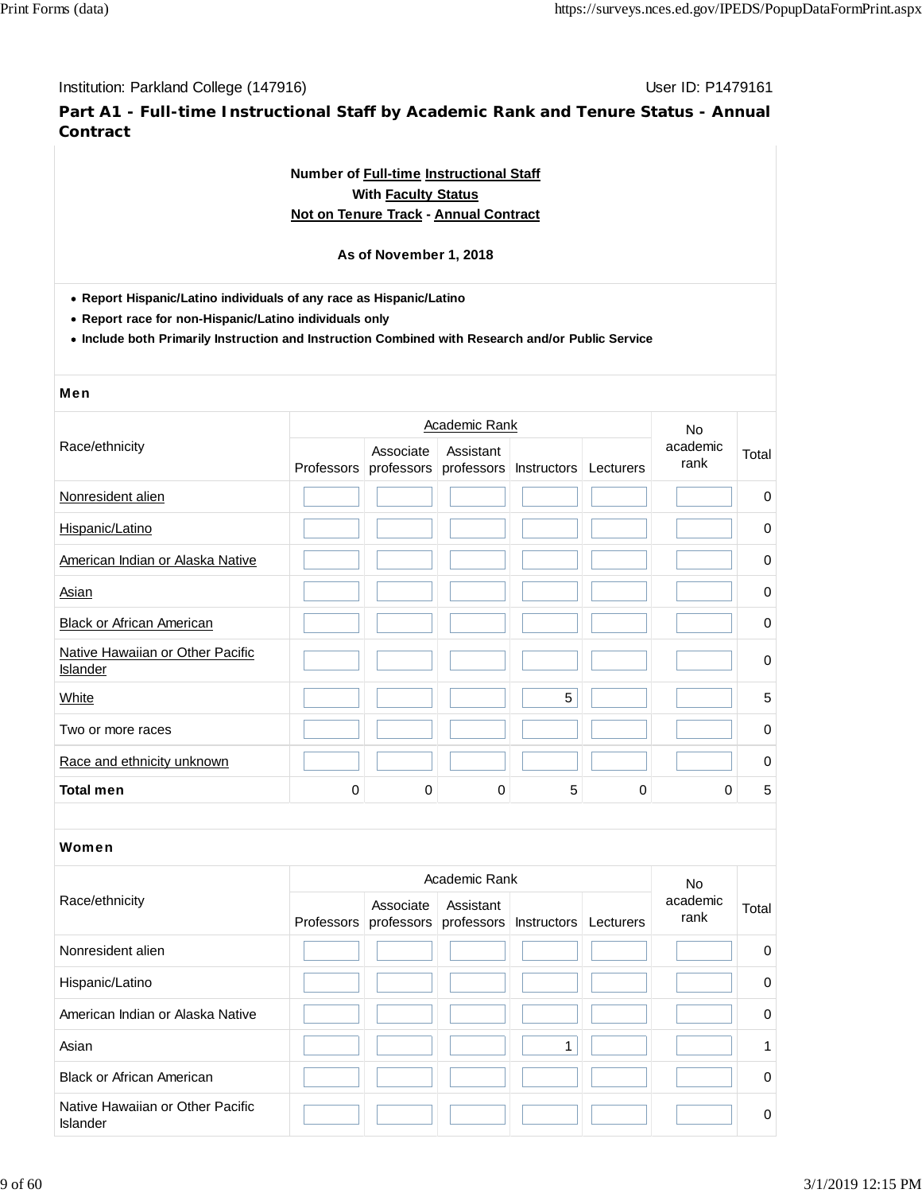Institution: Parkland College (147916)

User ID: P1479161

## Part A1 - Full-time Instructional Staff by Academic Rank and Tenure Status - Annual Contract

**Number of Full-time Instructional Staff**
**With Faculty Status**
**Not on Tenure Track - Annual Contract**

**As of November 1, 2018**

- **Report Hispanic/Latino individuals of any race as Hispanic/Latino**
- **Report race for non-Hispanic/Latino individuals only**
- **Include both Primarily Instruction and Instruction Combined with Research and/or Public Service**

### Men

| Race/ethnicity | Academic Rank | | | | | No academic rank | Total |
|---|---|---|---|---|---|---|---|
| | Professors | Associate professors | Assistant professors | Instructors | Lecturers | | |
| Nonresident alien | | | | | | | 0 |
| Hispanic/Latino | | | | | | | 0 |
| American Indian or Alaska Native | | | | | | | 0 |
| Asian | | | | | | | 0 |
| Black or African American | | | | | | | 0 |
| Native Hawaiian or Other Pacific Islander | | | | | | | 0 |
| White | | | | 5 | | | 5 |
| Two or more races | | | | | | | 0 |
| Race and ethnicity unknown | | | | | | | 0 |
| **Total men** | 0 | 0 | 0 | 5 | 0 | 0 | 5 |

### Women

| Race/ethnicity | Academic Rank | | | | | No academic rank | Total |
|---|---|---|---|---|---|---|---|
| | Professors | Associate professors | Assistant professors | Instructors | Lecturers | | |
| Nonresident alien | | | | | | | 0 |
| Hispanic/Latino | | | | | | | 0 |
| American Indian or Alaska Native | | | | | | | 0 |
| Asian | | | | 1 | | | 1 |
| Black or African American | | | | | | | 0 |
| Native Hawaiian or Other Pacific Islander | | | | | | | 0 |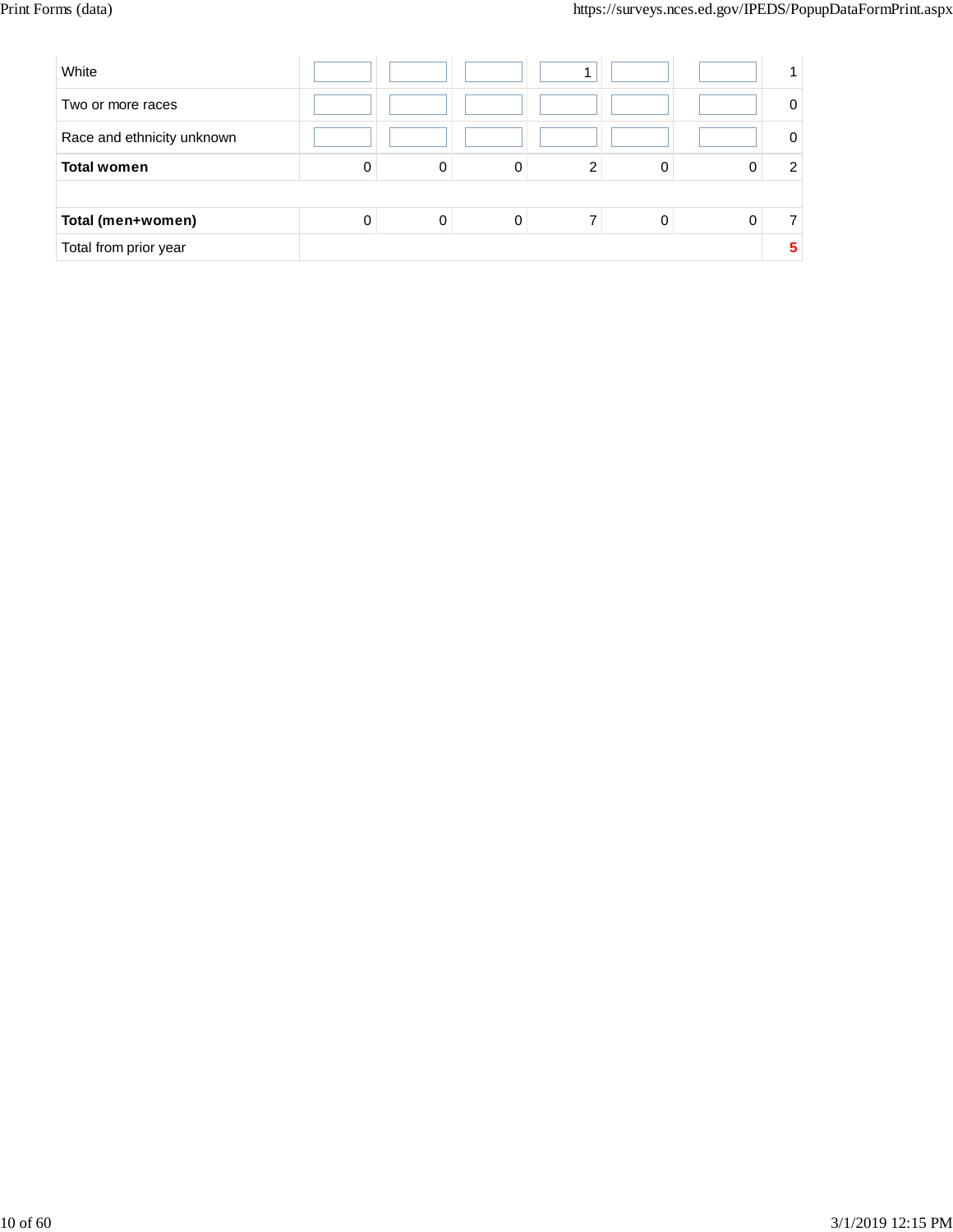| | | | | | | | |
|---|---|---|---|---|---|---|---|
| White | | | | 1 | | | 1 |
| Two or more races | | | | | | | 0 |
| Race and ethnicity unknown | | | | | | | 0 |
| **Total women** | 0 | 0 | 0 | 2 | 0 | 0 | 2 |
| | | | | | | | |
| **Total (men+women)** | 0 | 0 | 0 | 7 | 0 | 0 | 7 |
| Total from prior year | | | | | | | **5** |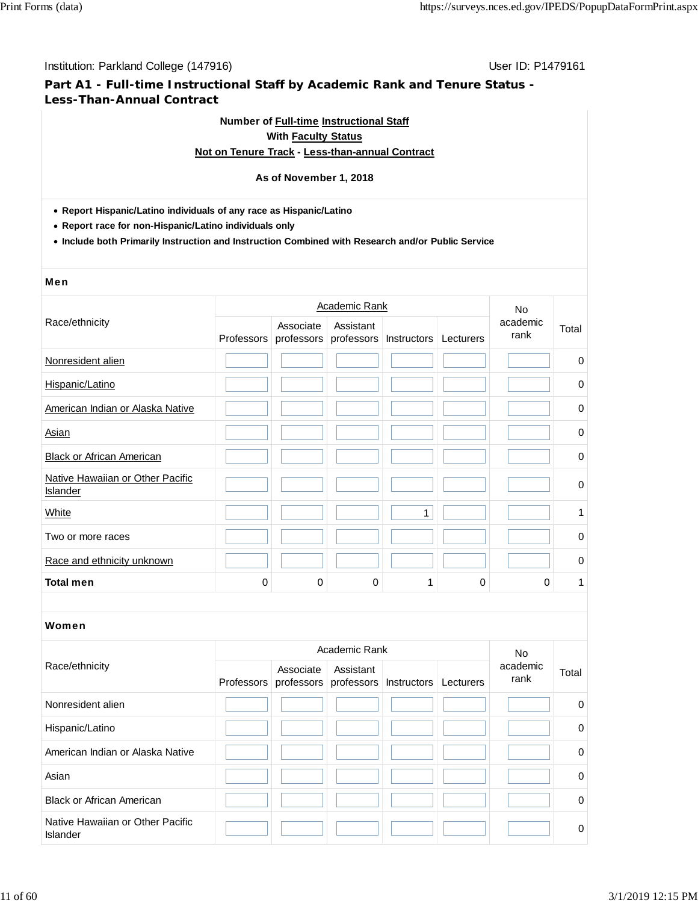Institution: Parkland College (147916) User ID: P1479161

## Part A1 - Full-time Instructional Staff by Academic Rank and Tenure Status - Less-Than-Annual Contract

**Number of Full-time Instructional Staff**
**With Faculty Status**
**Not on Tenure Track - Less-than-annual Contract**

**As of November 1, 2018**

- **Report Hispanic/Latino individuals of any race as Hispanic/Latino**
- **Report race for non-Hispanic/Latino individuals only**
- **Include both Primarily Instruction and Instruction Combined with Research and/or Public Service**

### Men

| Race/ethnicity | Academic Rank | | | | | No academic rank | Total |
|---|---|---|---|---|---|---|---|
| | Professors | Associate professors | Assistant professors | Instructors | Lecturers | | |
| Nonresident alien | | | | | | | 0 |
| Hispanic/Latino | | | | | | | 0 |
| American Indian or Alaska Native | | | | | | | 0 |
| Asian | | | | | | | 0 |
| Black or African American | | | | | | | 0 |
| Native Hawaiian or Other Pacific Islander | | | | | | | 0 |
| White | | | | 1 | | | 1 |
| Two or more races | | | | | | | 0 |
| Race and ethnicity unknown | | | | | | | 0 |
| **Total men** | 0 | 0 | 0 | 1 | 0 | 0 | 1 |

### Women

| Race/ethnicity | Academic Rank | | | | | No academic rank | Total |
|---|---|---|---|---|---|---|---|
| | Professors | Associate professors | Assistant professors | Instructors | Lecturers | | |
| Nonresident alien | | | | | | | 0 |
| Hispanic/Latino | | | | | | | 0 |
| American Indian or Alaska Native | | | | | | | 0 |
| Asian | | | | | | | 0 |
| Black or African American | | | | | | | 0 |
| Native Hawaiian or Other Pacific Islander | | | | | | | 0 |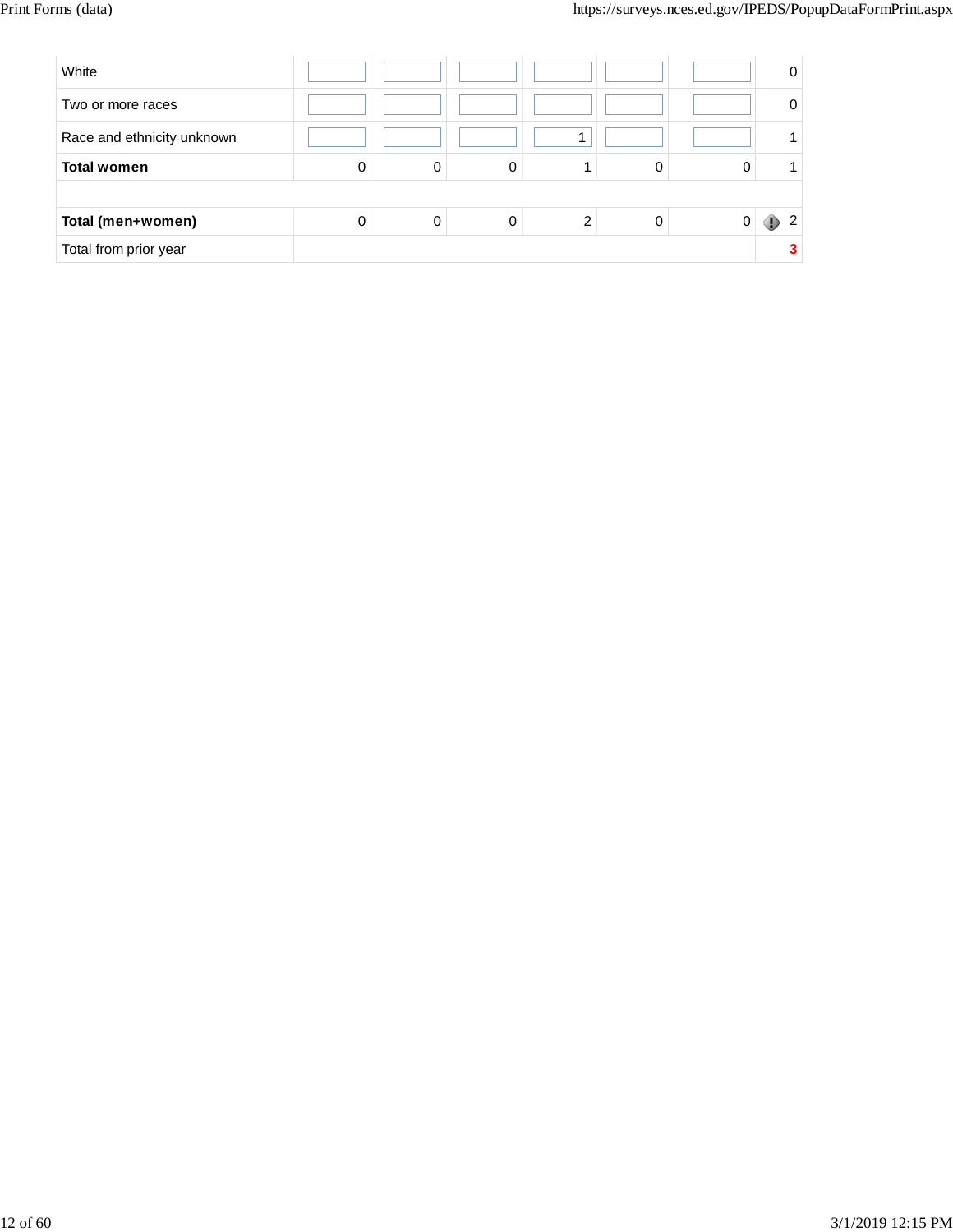| | | | | | | | |
|---|---|---|---|---|---|---|---|
| White | | | | | | | 0 |
| Two or more races | | | | | | | 0 |
| Race and ethnicity unknown | | | | 1 | | | 1 |
| **Total women** | 0 | 0 | 0 | 1 | 0 | 0 | 1 |
| | | | | | | | |
| **Total (men+women)** | 0 | 0 | 0 | 2 | 0 | 0 | 2 |
| Total from prior year | | | | | | | **3** |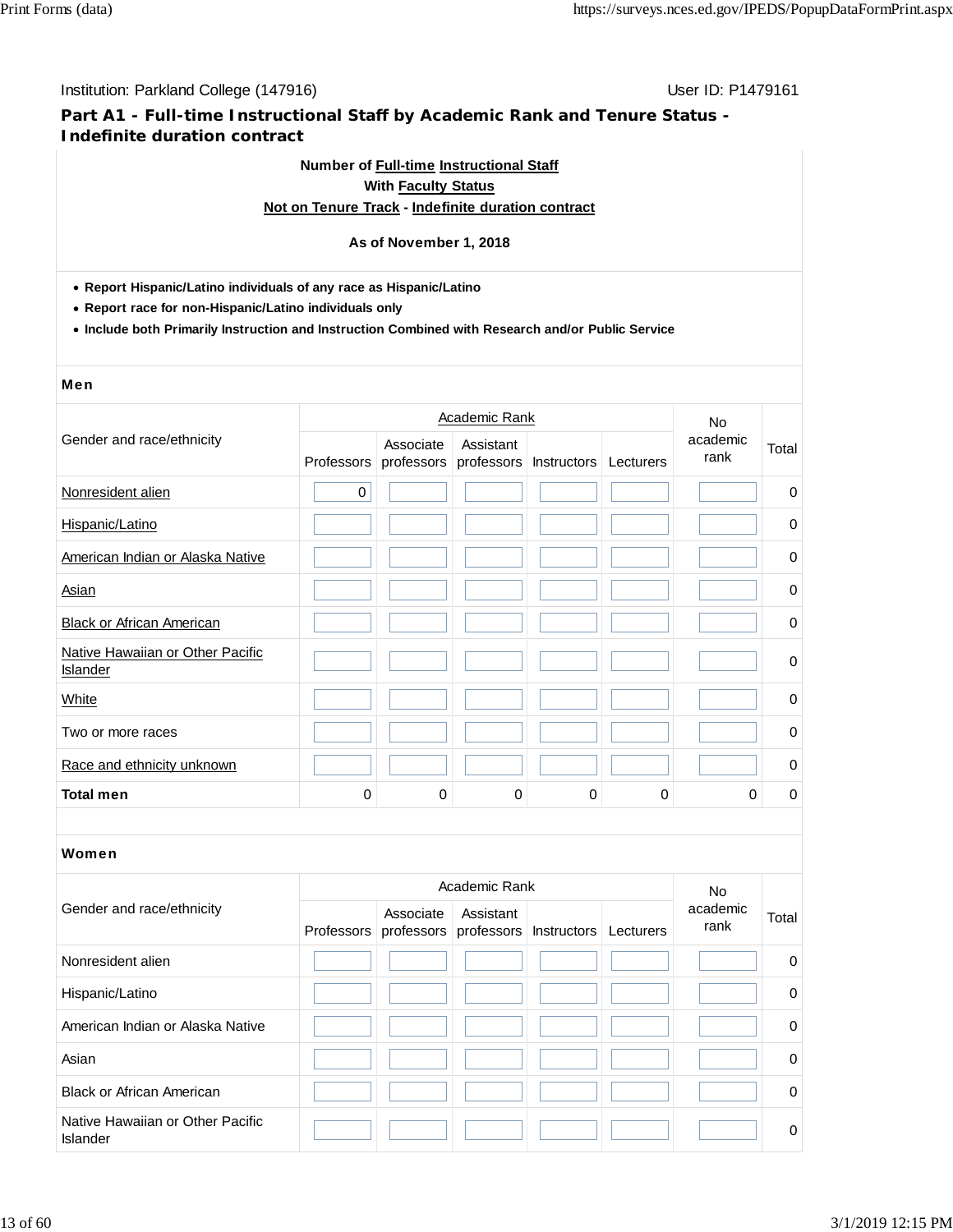Institution: Parkland College (147916)

User ID: P1479161

## Part A1 - Full-time Instructional Staff by Academic Rank and Tenure Status - Indefinite duration contract

**Number of Full-time Instructional Staff**
**With Faculty Status**
**Not on Tenure Track - Indefinite duration contract**

**As of November 1, 2018**

- **Report Hispanic/Latino individuals of any race as Hispanic/Latino**
- **Report race for non-Hispanic/Latino individuals only**
- **Include both Primarily Instruction and Instruction Combined with Research and/or Public Service**

**Men**

| Gender and race/ethnicity | Academic Rank | | | | | No academic rank | Total |
|---|---|---|---|---|---|---|---|
| | Professors | Associate professors | Assistant professors | Instructors | Lecturers | | |
| Nonresident alien | 0 | | | | | | 0 |
| Hispanic/Latino | | | | | | | 0 |
| American Indian or Alaska Native | | | | | | | 0 |
| Asian | | | | | | | 0 |
| Black or African American | | | | | | | 0 |
| Native Hawaiian or Other Pacific Islander | | | | | | | 0 |
| White | | | | | | | 0 |
| Two or more races | | | | | | | 0 |
| Race and ethnicity unknown | | | | | | | 0 |
| **Total men** | 0 | 0 | 0 | 0 | 0 | 0 | 0 |

**Women**

| Gender and race/ethnicity | Academic Rank | | | | | No academic rank | Total |
|---|---|---|---|---|---|---|---|
| | Professors | Associate professors | Assistant professors | Instructors | Lecturers | | |
| Nonresident alien | | | | | | | 0 |
| Hispanic/Latino | | | | | | | 0 |
| American Indian or Alaska Native | | | | | | | 0 |
| Asian | | | | | | | 0 |
| Black or African American | | | | | | | 0 |
| Native Hawaiian or Other Pacific Islander | | | | | | | 0 |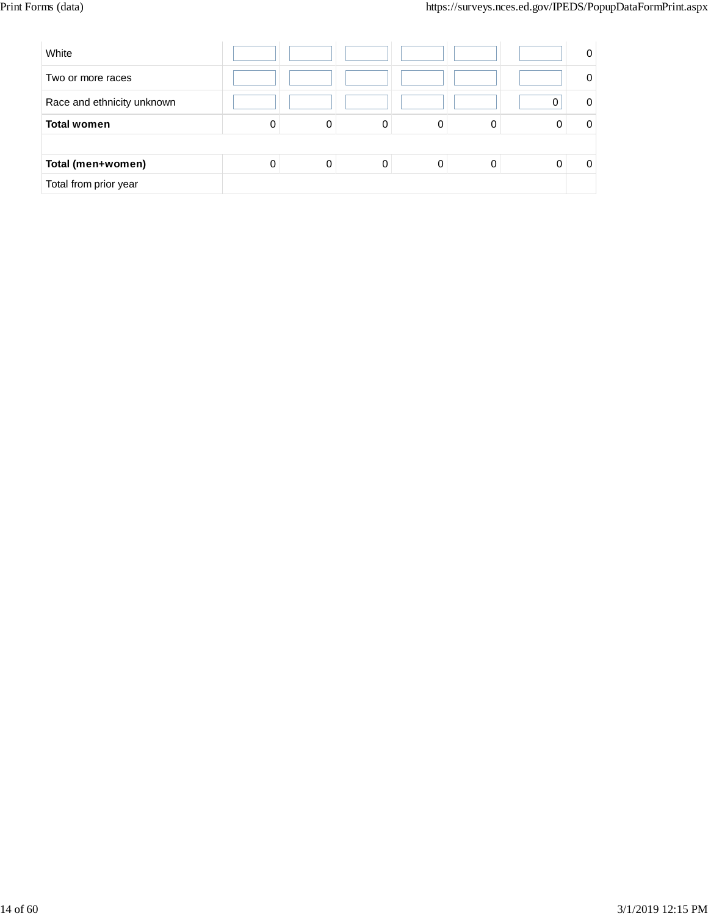| | | | | | | | |
|---|---|---|---|---|---|---|---|
| White | | | | | | | 0 |
| Two or more races | | | | | | | 0 |
| Race and ethnicity unknown | | | | | | 0 | 0 |
| **Total women** | 0 | 0 | 0 | 0 | 0 | 0 | 0 |
| | | | | | | | |
| **Total (men+women)** | 0 | 0 | 0 | 0 | 0 | 0 | 0 |
| Total from prior year | | | | | | | |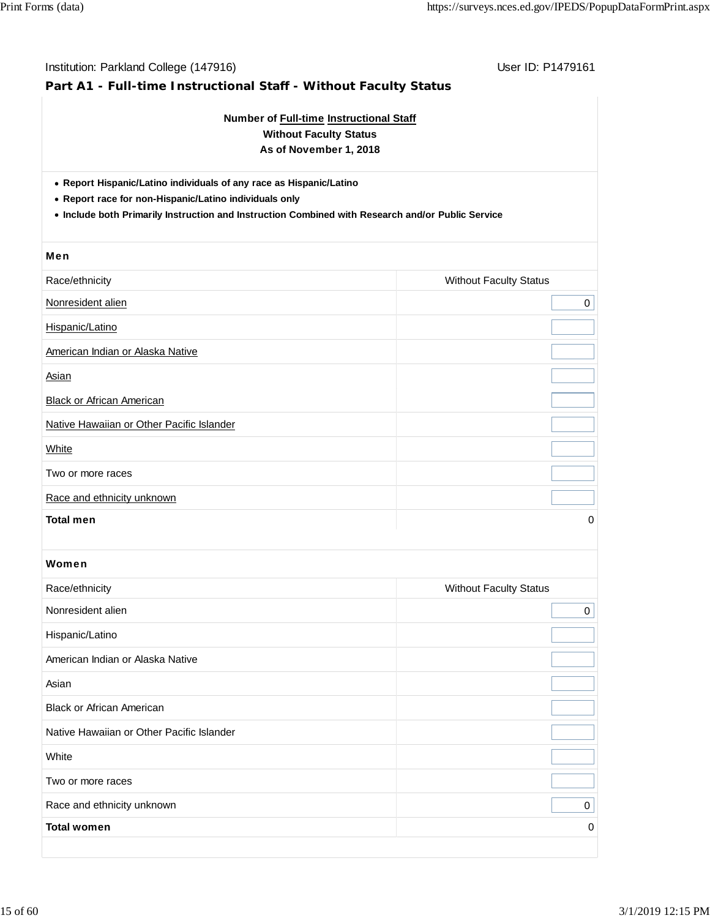Institution: Parkland College (147916)

User ID: P1479161

## Part A1 - Full-time Instructional Staff - Without Faculty Status

**Number of Full-time Instructional Staff**
**Without Faculty Status**
**As of November 1, 2018**

- **Report Hispanic/Latino individuals of any race as Hispanic/Latino**
- **Report race for non-Hispanic/Latino individuals only**
- **Include both Primarily Instruction and Instruction Combined with Research and/or Public Service**

### Men

| Race/ethnicity | Without Faculty Status |
|---|---|
| Nonresident alien | 0 |
| Hispanic/Latino | |
| American Indian or Alaska Native | |
| Asian | |
| Black or African American | |
| Native Hawaiian or Other Pacific Islander | |
| White | |
| Two or more races | |
| Race and ethnicity unknown | |
| **Total men** | 0 |

### Women

| Race/ethnicity | Without Faculty Status |
|---|---|
| Nonresident alien | 0 |
| Hispanic/Latino | |
| American Indian or Alaska Native | |
| Asian | |
| Black or African American | |
| Native Hawaiian or Other Pacific Islander | |
| White | |
| Two or more races | |
| Race and ethnicity unknown | 0 |
| **Total women** | 0 |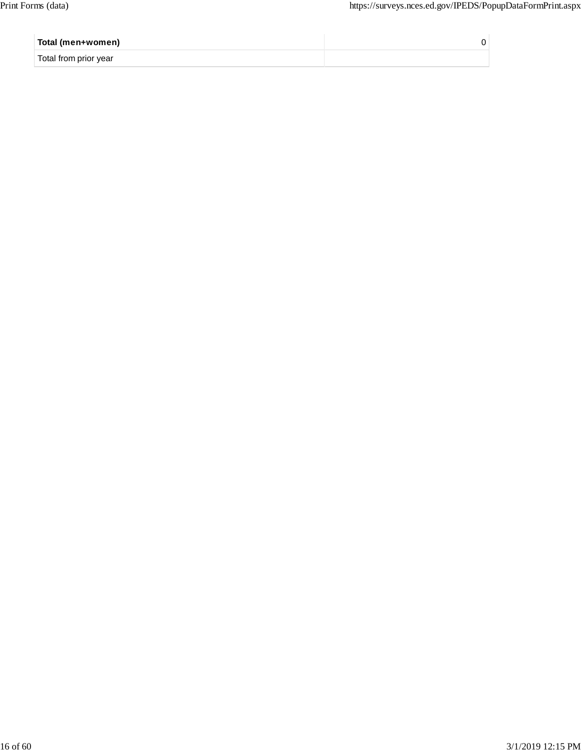| | |
|---|---|
| **Total (men+women)** | 0 |
| Total from prior year | |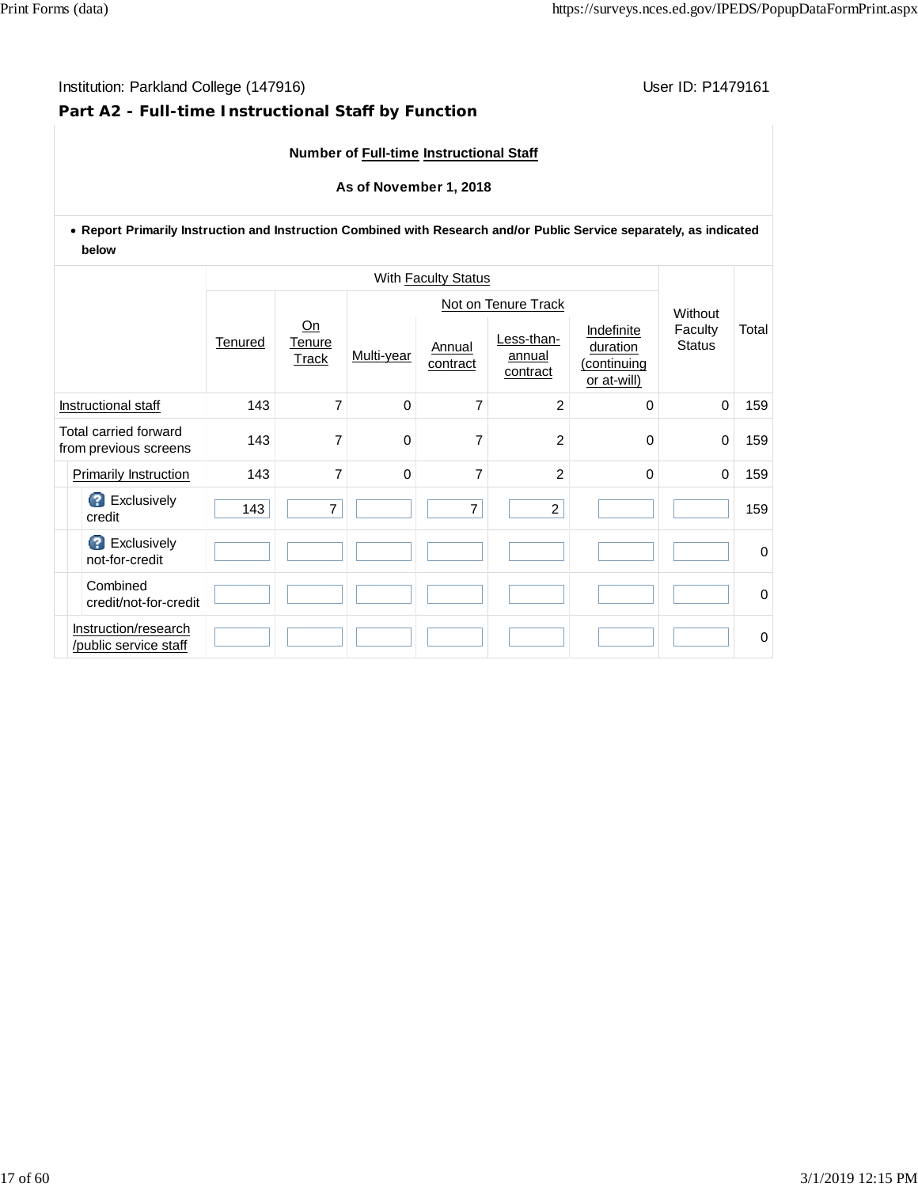Institution: Parkland College (147916)

User ID: P1479161

## Part A2 - Full-time Instructional Staff by Function

**Number of Full-time Instructional Staff**

**As of November 1, 2018**

- **Report Primarily Instruction and Instruction Combined with Research and/or Public Service separately, as indicated below**

| | With Faculty Status | | | | | | Without Faculty Status | Total |
|---|---|---|---|---|---|---|---|---|
| | | | Not on Tenure Track | | | | | |
| | Tenured | On Tenure Track | Multi-year | Annual contract | Less-than-annual contract | Indefinite duration (continuing or at-will) | | |
| Instructional staff | 143 | 7 | 0 | 7 | 2 | 0 | 0 | 159 |
| Total carried forward from previous screens | 143 | 7 | 0 | 7 | 2 | 0 | 0 | 159 |
| Primarily Instruction | 143 | 7 | 0 | 7 | 2 | 0 | 0 | 159 |
| Exclusively credit | 143 | 7 | | 7 | 2 | | | 159 |
| Exclusively not-for-credit | | | | | | | | 0 |
| Combined credit/not-for-credit | | | | | | | | 0 |
| Instruction/research /public service staff | | | | | | | | 0 |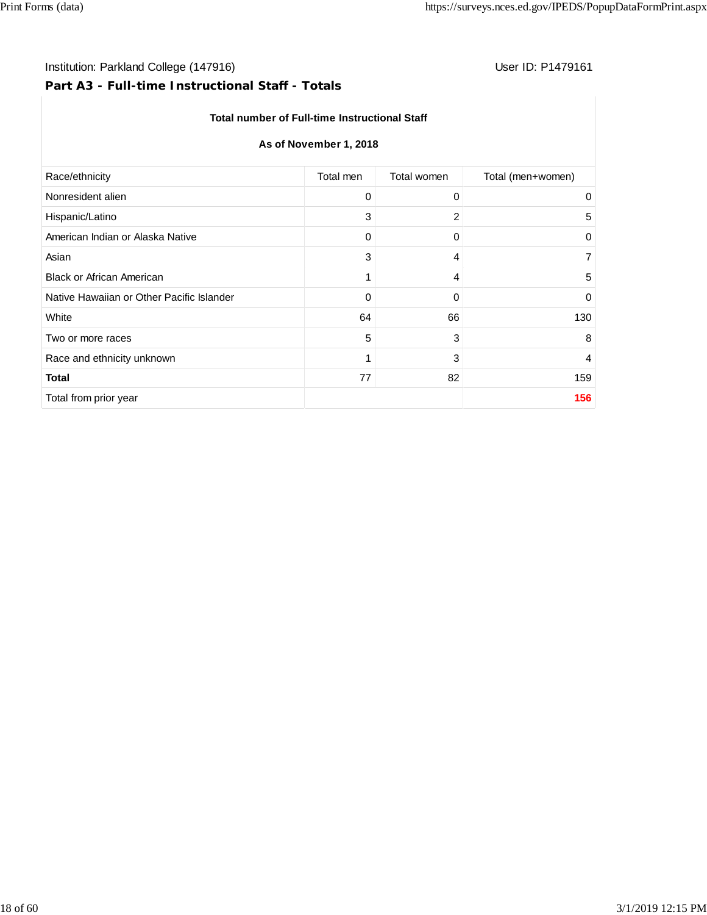Institution: Parkland College (147916)

User ID: P1479161

## Part A3 - Full-time Instructional Staff - Totals

**Total number of Full-time Instructional Staff**

**As of November 1, 2018**

| Race/ethnicity | Total men | Total women | Total (men+women) |
|---|---|---|---|
| Nonresident alien | 0 | 0 | 0 |
| Hispanic/Latino | 3 | 2 | 5 |
| American Indian or Alaska Native | 0 | 0 | 0 |
| Asian | 3 | 4 | 7 |
| Black or African American | 1 | 4 | 5 |
| Native Hawaiian or Other Pacific Islander | 0 | 0 | 0 |
| White | 64 | 66 | 130 |
| Two or more races | 5 | 3 | 8 |
| Race and ethnicity unknown | 1 | 3 | 4 |
| **Total** | 77 | 82 | 159 |
| Total from prior year | | | **156** |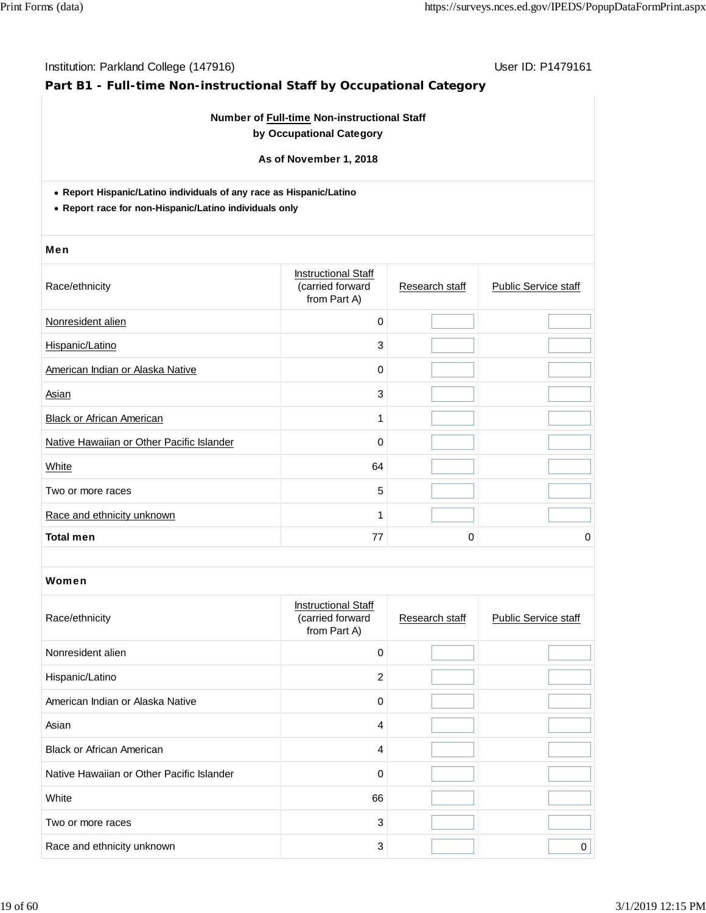Institution: Parkland College (147916)

User ID: P1479161

## Part B1 - Full-time Non-instructional Staff by Occupational Category

**Number of Full-time Non-instructional Staff by Occupational Category**

**As of November 1, 2018**

- **Report Hispanic/Latino individuals of any race as Hispanic/Latino**
- **Report race for non-Hispanic/Latino individuals only**

### Men

| Race/ethnicity | Instructional Staff (carried forward from Part A) | Research staff | Public Service staff |
|---|---|---|---|
| Nonresident alien | 0 | | |
| Hispanic/Latino | 3 | | |
| American Indian or Alaska Native | 0 | | |
| Asian | 3 | | |
| Black or African American | 1 | | |
| Native Hawaiian or Other Pacific Islander | 0 | | |
| White | 64 | | |
| Two or more races | 5 | | |
| Race and ethnicity unknown | 1 | | |
| **Total men** | 77 | 0 | 0 |

### Women

| Race/ethnicity | Instructional Staff (carried forward from Part A) | Research staff | Public Service staff |
|---|---|---|---|
| Nonresident alien | 0 | | |
| Hispanic/Latino | 2 | | |
| American Indian or Alaska Native | 0 | | |
| Asian | 4 | | |
| Black or African American | 4 | | |
| Native Hawaiian or Other Pacific Islander | 0 | | |
| White | 66 | | |
| Two or more races | 3 | | |
| Race and ethnicity unknown | 3 | | 0 |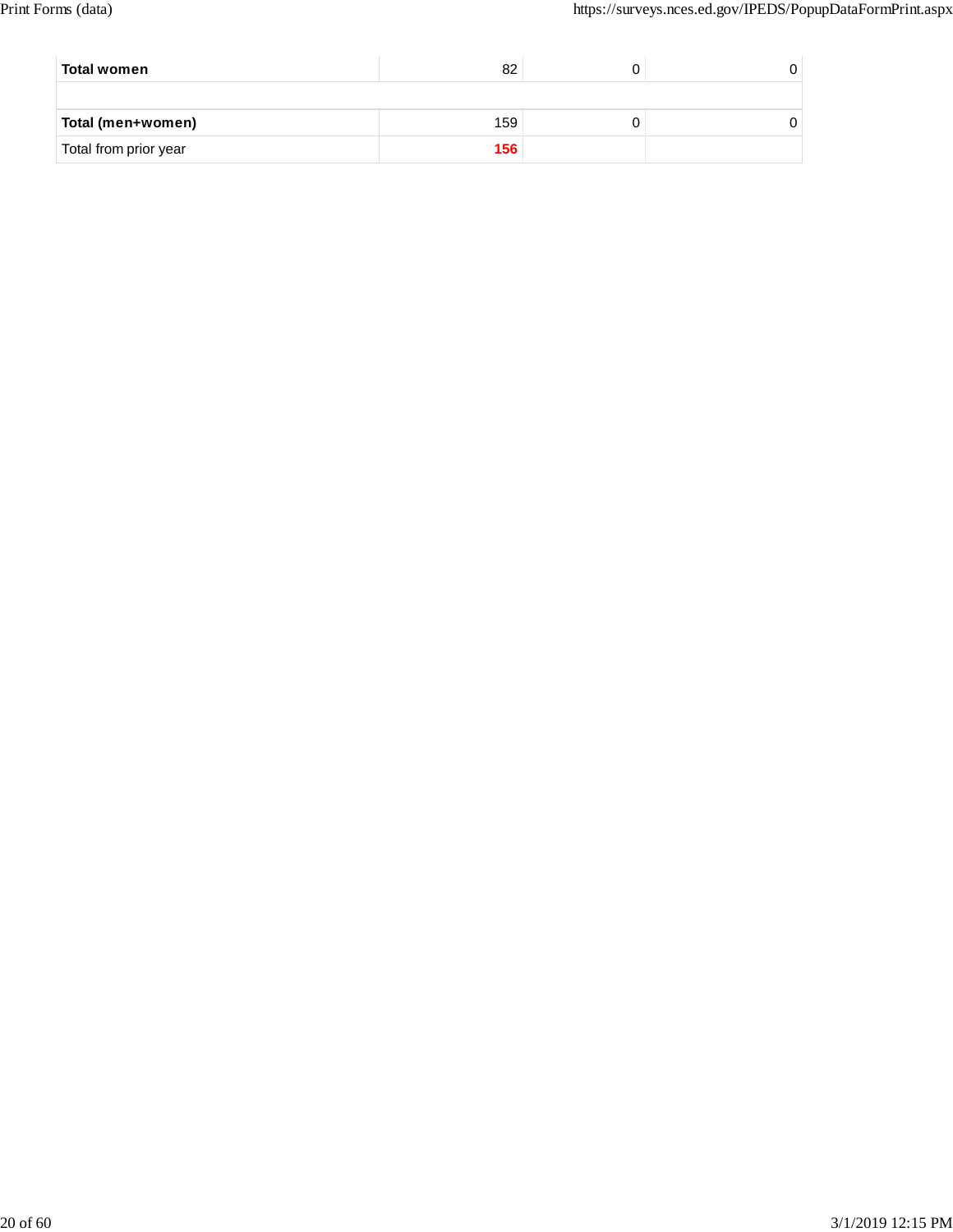| | | | |
|---|---|---|---|
| **Total women** | 82 | 0 | 0 |
| | | | |
| **Total (men+women)** | 159 | 0 | 0 |
| Total from prior year | **156** | | |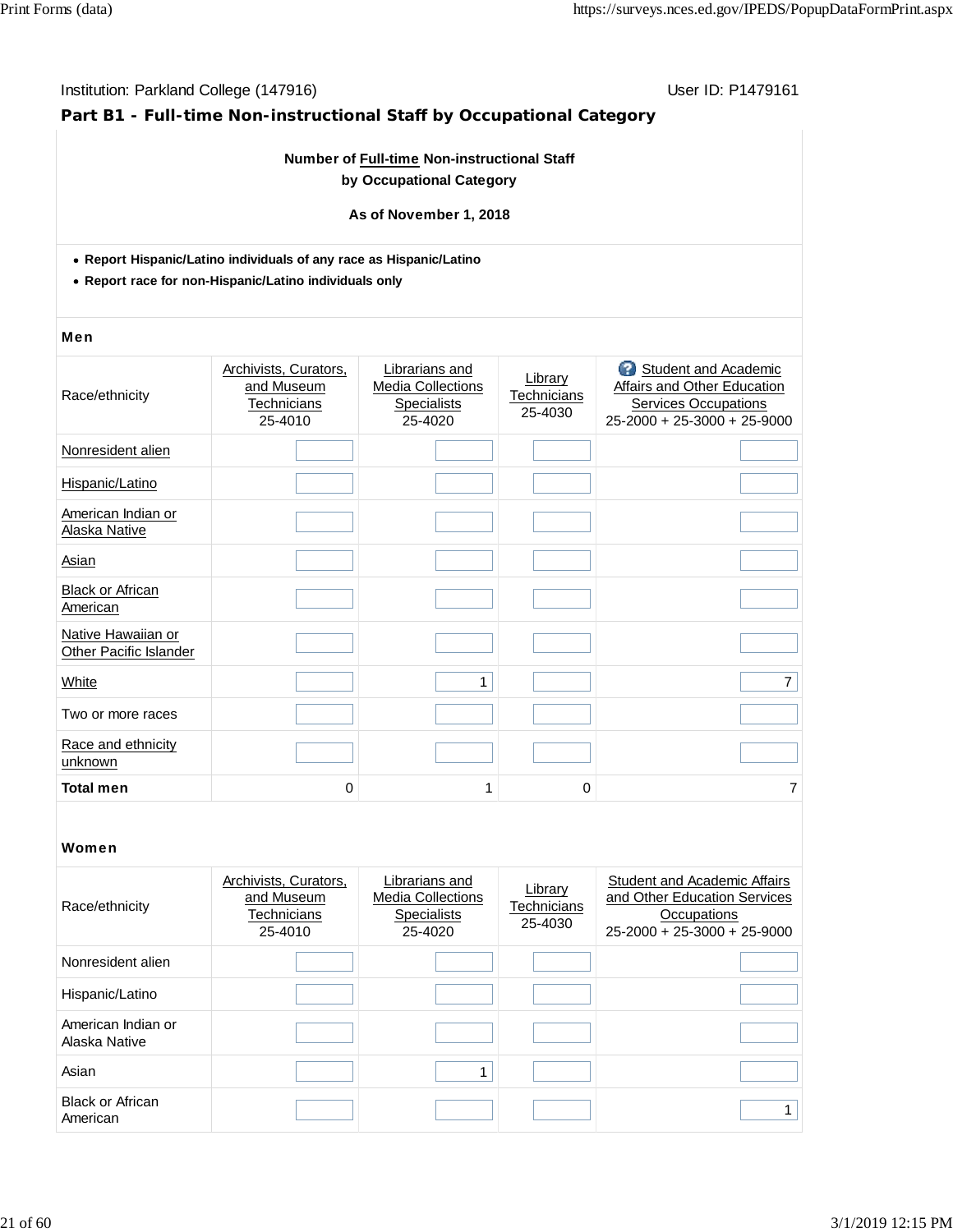Institution: Parkland College (147916)

User ID: P1479161

## Part B1 - Full-time Non-instructional Staff by Occupational Category

**Number of Full-time Non-instructional Staff by Occupational Category**

**As of November 1, 2018**

- **Report Hispanic/Latino individuals of any race as Hispanic/Latino**
- **Report race for non-Hispanic/Latino individuals only**

### Men

| Race/ethnicity | Archivists, Curators, and Museum Technicians 25-4010 | Librarians and Media Collections Specialists 25-4020 | Library Technicians 25-4030 | Student and Academic Affairs and Other Education Services Occupations 25-2000 + 25-3000 + 25-9000 |
|---|---|---|---|---|
| Nonresident alien | | | | |
| Hispanic/Latino | | | | |
| American Indian or Alaska Native | | | | |
| Asian | | | | |
| Black or African American | | | | |
| Native Hawaiian or Other Pacific Islander | | | | |
| White | | 1 | | 7 |
| Two or more races | | | | |
| Race and ethnicity unknown | | | | |
| **Total men** | 0 | 1 | 0 | 7 |

### Women

| Race/ethnicity | Archivists, Curators, and Museum Technicians 25-4010 | Librarians and Media Collections Specialists 25-4020 | Library Technicians 25-4030 | Student and Academic Affairs and Other Education Services Occupations 25-2000 + 25-3000 + 25-9000 |
|---|---|---|---|---|
| Nonresident alien | | | | |
| Hispanic/Latino | | | | |
| American Indian or Alaska Native | | | | |
| Asian | | 1 | | |
| Black or African American | | | | 1 |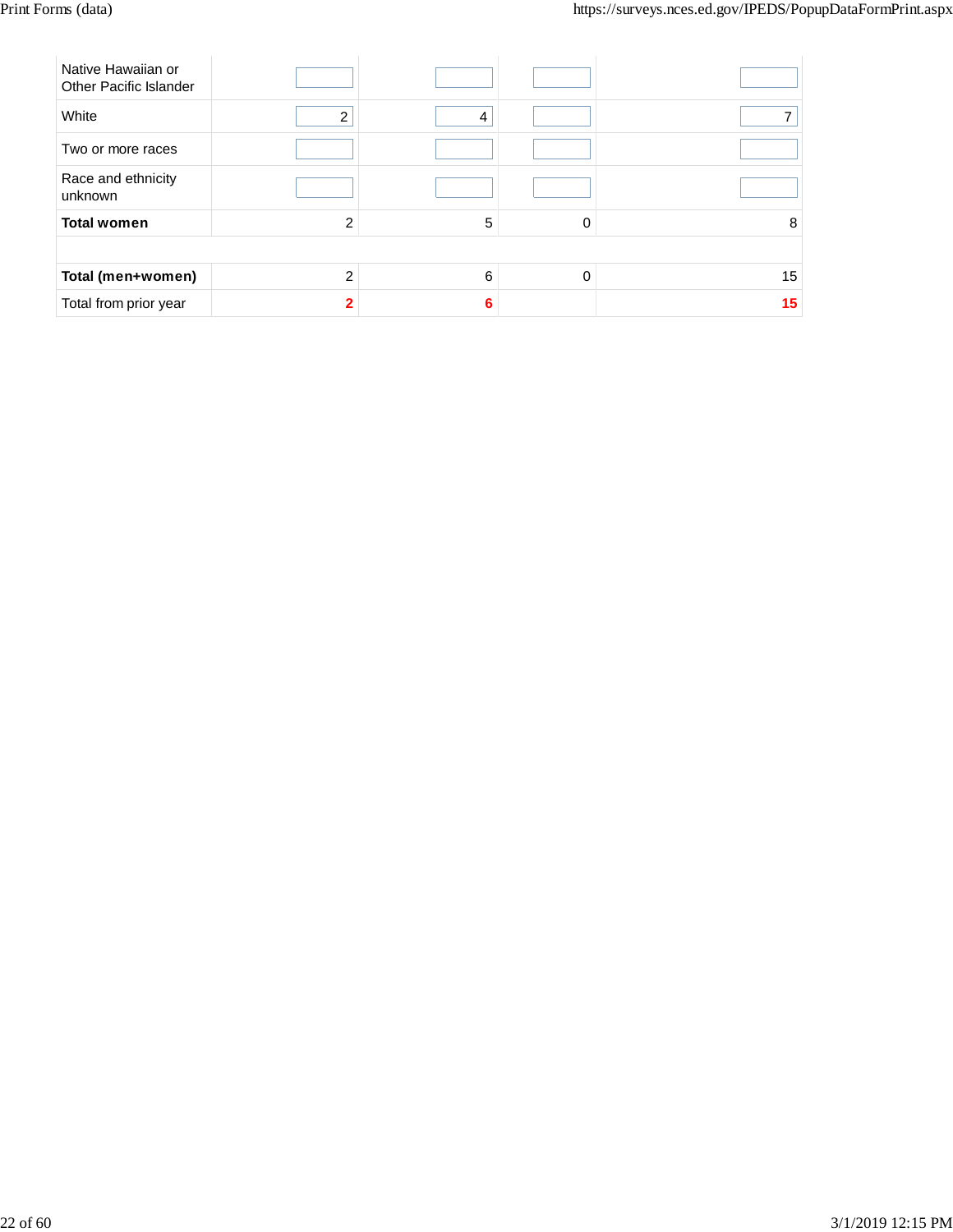| | | | | |
|---|---|---|---|---|
| Native Hawaiian or Other Pacific Islander | | | | |
| White | 2 | 4 | | 7 |
| Two or more races | | | | |
| Race and ethnicity unknown | | | | |
| **Total women** | 2 | 5 | 0 | 8 |
| | | | | |
| **Total (men+women)** | 2 | 6 | 0 | 15 |
| Total from prior year | **2** | **6** | | **15** |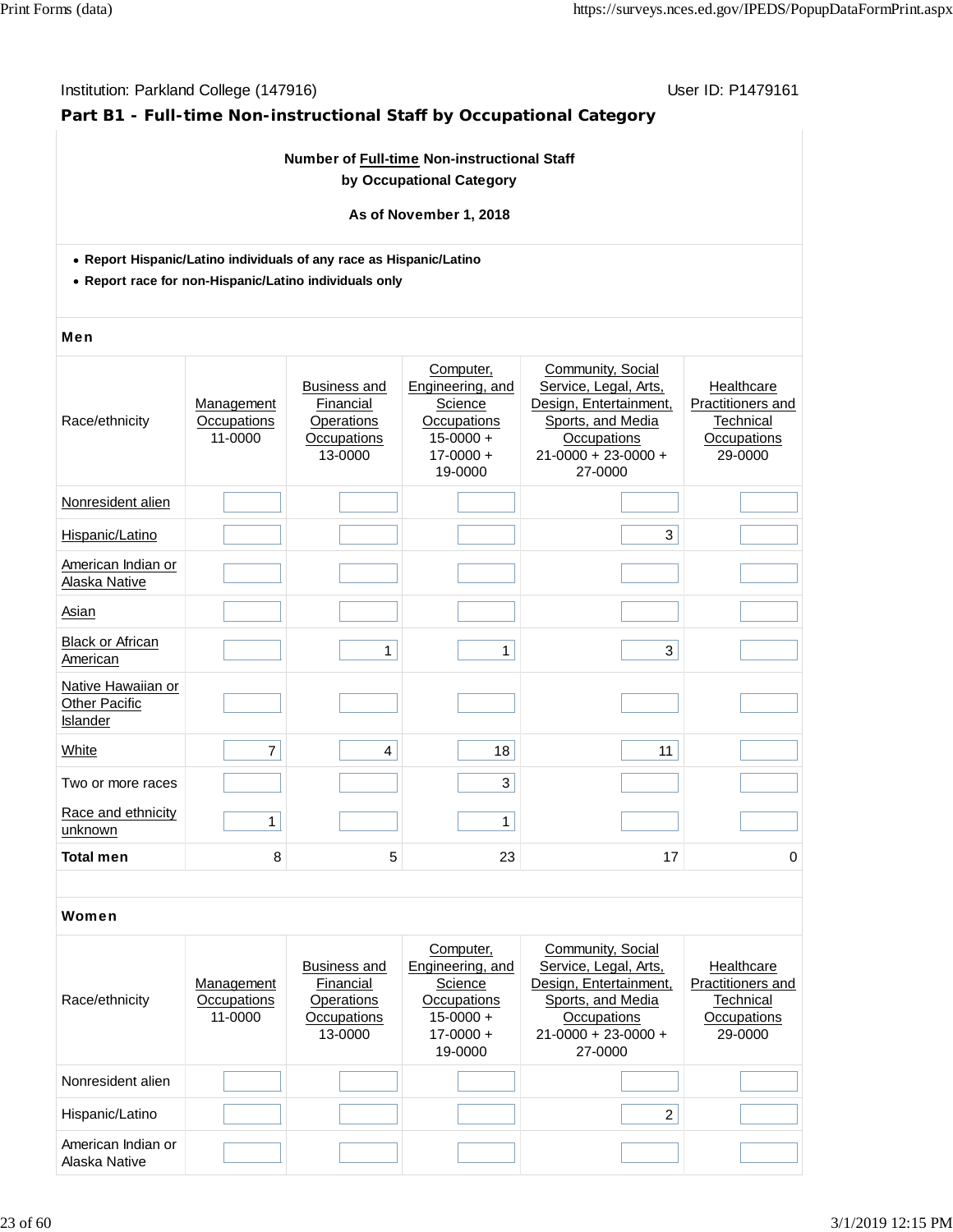Institution: Parkland College (147916) User ID: P1479161

## Part B1 - Full-time Non-instructional Staff by Occupational Category

**Number of Full-time Non-instructional Staff by Occupational Category**

**As of November 1, 2018**

- **Report Hispanic/Latino individuals of any race as Hispanic/Latino**
- **Report race for non-Hispanic/Latino individuals only**

### Men

| Race/ethnicity | Management Occupations 11-0000 | Business and Financial Operations Occupations 13-0000 | Computer, Engineering, and Science Occupations 15-0000 + 17-0000 + 19-0000 | Community, Social Service, Legal, Arts, Design, Entertainment, Sports, and Media Occupations 21-0000 + 23-0000 + 27-0000 | Healthcare Practitioners and Technical Occupations 29-0000 |
|---|---|---|---|---|---|
| Nonresident alien | | | | | |
| Hispanic/Latino | | | | 3 | |
| American Indian or Alaska Native | | | | | |
| Asian | | | | | |
| Black or African American | | 1 | 1 | 3 | |
| Native Hawaiian or Other Pacific Islander | | | | | |
| White | 7 | 4 | 18 | 11 | |
| Two or more races | | | 3 | | |
| Race and ethnicity unknown | 1 | | 1 | | |
| **Total men** | 8 | 5 | 23 | 17 | 0 |

### Women

| Race/ethnicity | Management Occupations 11-0000 | Business and Financial Operations Occupations 13-0000 | Computer, Engineering, and Science Occupations 15-0000 + 17-0000 + 19-0000 | Community, Social Service, Legal, Arts, Design, Entertainment, Sports, and Media Occupations 21-0000 + 23-0000 + 27-0000 | Healthcare Practitioners and Technical Occupations 29-0000 |
|---|---|---|---|---|---|
| Nonresident alien | | | | | |
| Hispanic/Latino | | | | 2 | |
| American Indian or Alaska Native | | | | | |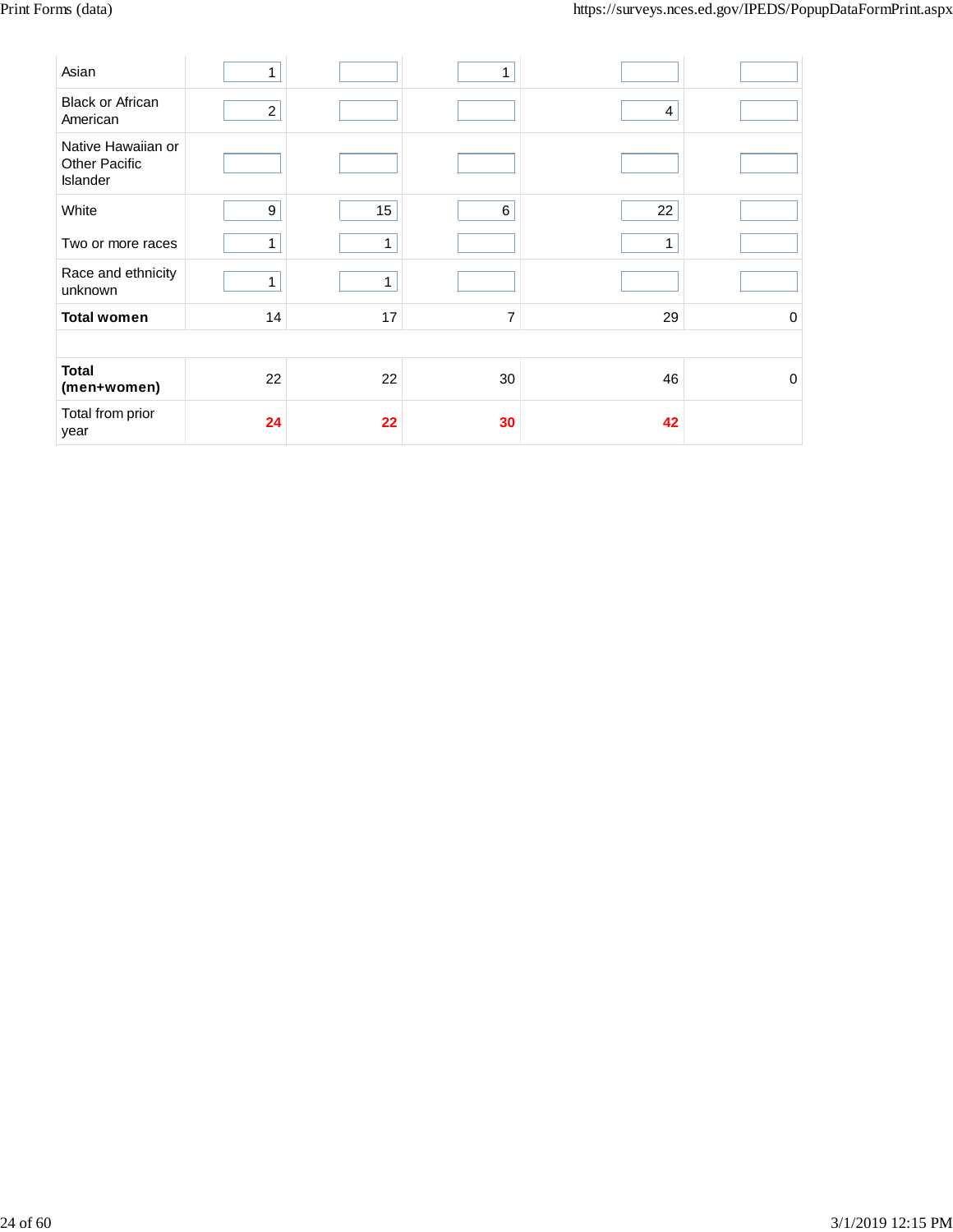| | | | | | |
|---|---|---|---|---|---|
| Asian | 1 | | 1 | | |
| Black or African American | 2 | | | 4 | |
| Native Hawaiian or Other Pacific Islander | | | | | |
| White | 9 | 15 | 6 | 22 | |
| Two or more races | 1 | 1 | | 1 | |
| Race and ethnicity unknown | 1 | 1 | | | |
| **Total women** | 14 | 17 | 7 | 29 | 0 |
| | | | | | |
| **Total (men+women)** | 22 | 22 | 30 | 46 | 0 |
| Total from prior year | **24** | **22** | **30** | **42** | |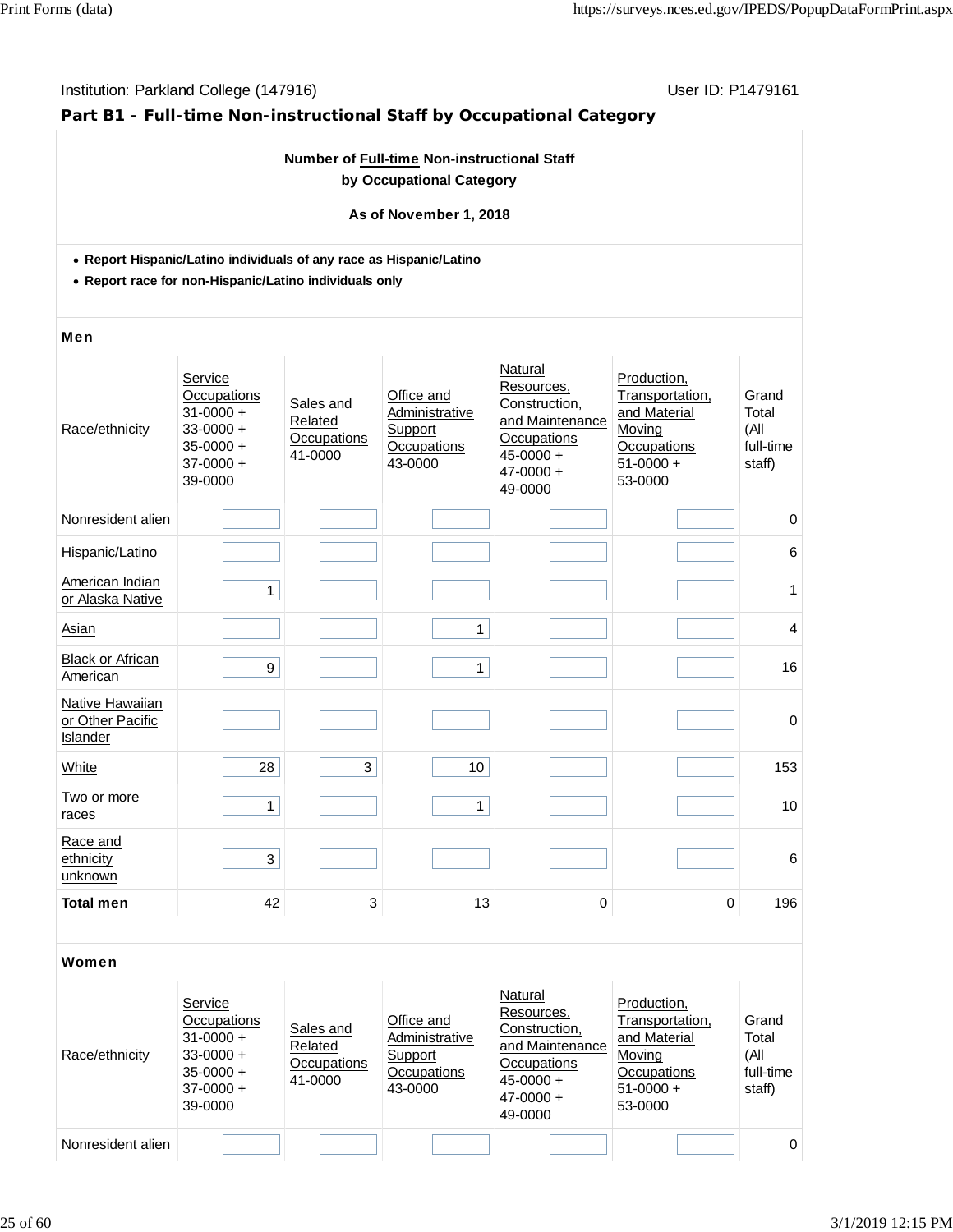Institution: Parkland College (147916)

User ID: P1479161

## Part B1 - Full-time Non-instructional Staff by Occupational Category

**Number of Full-time Non-instructional Staff by Occupational Category**

**As of November 1, 2018**

- **Report Hispanic/Latino individuals of any race as Hispanic/Latino**
- **Report race for non-Hispanic/Latino individuals only**

### Men

| Race/ethnicity | Service Occupations 31-0000 + 33-0000 + 35-0000 + 37-0000 + 39-0000 | Sales and Related Occupations 41-0000 | Office and Administrative Support Occupations 43-0000 | Natural Resources, Construction, and Maintenance Occupations 45-0000 + 47-0000 + 49-0000 | Production, Transportation, and Material Moving Occupations 51-0000 + 53-0000 | Grand Total (All full-time staff) |
|---|---|---|---|---|---|---|
| Nonresident alien | | | | | | 0 |
| Hispanic/Latino | | | | | | 6 |
| American Indian or Alaska Native | 1 | | | | | 1 |
| Asian | | | 1 | | | 4 |
| Black or African American | 9 | | 1 | | | 16 |
| Native Hawaiian or Other Pacific Islander | | | | | | 0 |
| White | 28 | 3 | 10 | | | 153 |
| Two or more races | 1 | | 1 | | | 10 |
| Race and ethnicity unknown | 3 | | | | | 6 |
| **Total men** | 42 | 3 | 13 | 0 | 0 | 196 |

### Women

| Race/ethnicity | Service Occupations 31-0000 + 33-0000 + 35-0000 + 37-0000 + 39-0000 | Sales and Related Occupations 41-0000 | Office and Administrative Support Occupations 43-0000 | Natural Resources, Construction, and Maintenance Occupations 45-0000 + 47-0000 + 49-0000 | Production, Transportation, and Material Moving Occupations 51-0000 + 53-0000 | Grand Total (All full-time staff) |
|---|---|---|---|---|---|---|
| Nonresident alien | | | | | | 0 |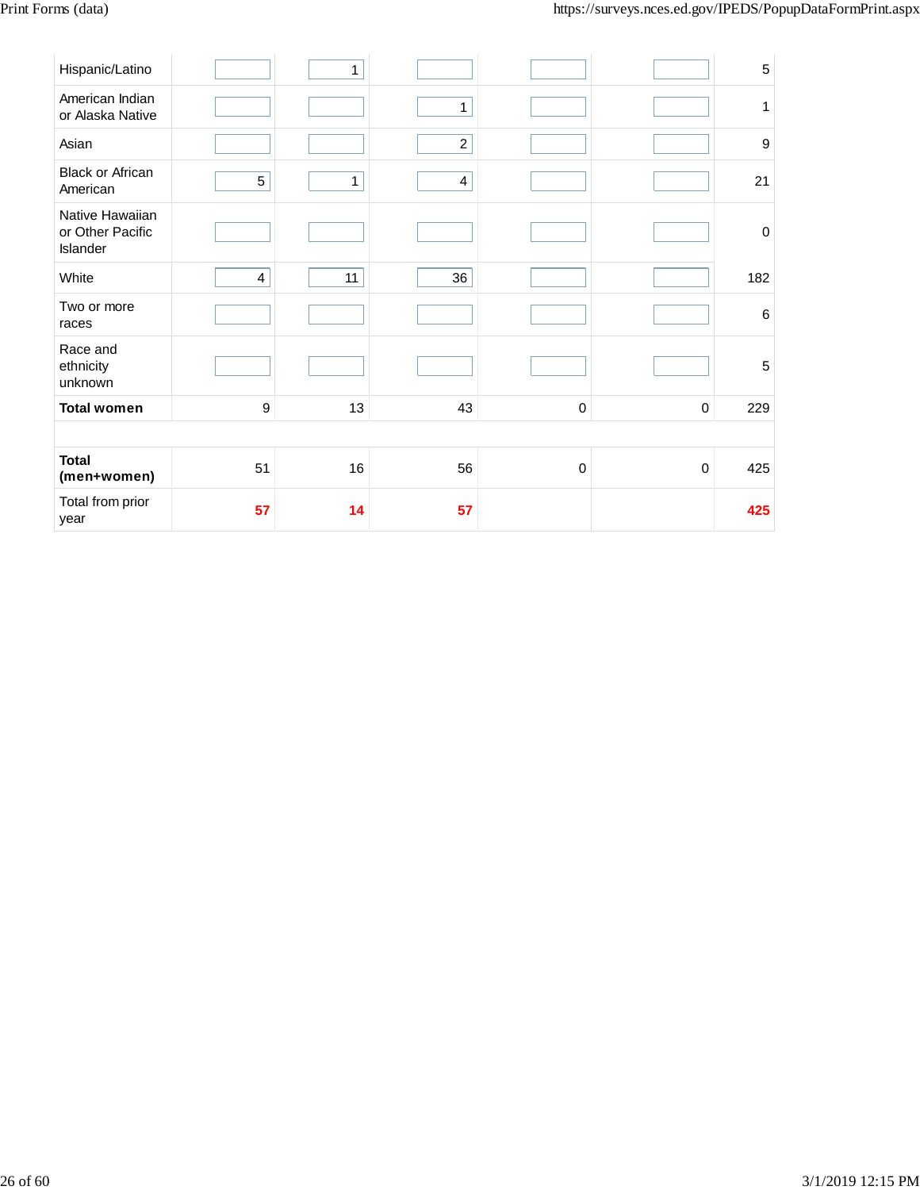| | | | | | | |
|---|---|---|---|---|---|---|
| Hispanic/Latino | | 1 | | | | 5 |
| American Indian or Alaska Native | | | 1 | | | 1 |
| Asian | | | 2 | | | 9 |
| Black or African American | 5 | 1 | 4 | | | 21 |
| Native Hawaiian or Other Pacific Islander | | | | | | 0 |
| White | 4 | 11 | 36 | | | 182 |
| Two or more races | | | | | | 6 |
| Race and ethnicity unknown | | | | | | 5 |
| **Total women** | 9 | 13 | 43 | 0 | 0 | 229 |
| | | | | | | |
| **Total (men+women)** | 51 | 16 | 56 | 0 | 0 | 425 |
| Total from prior year | **57** | **14** | **57** | | | **425** |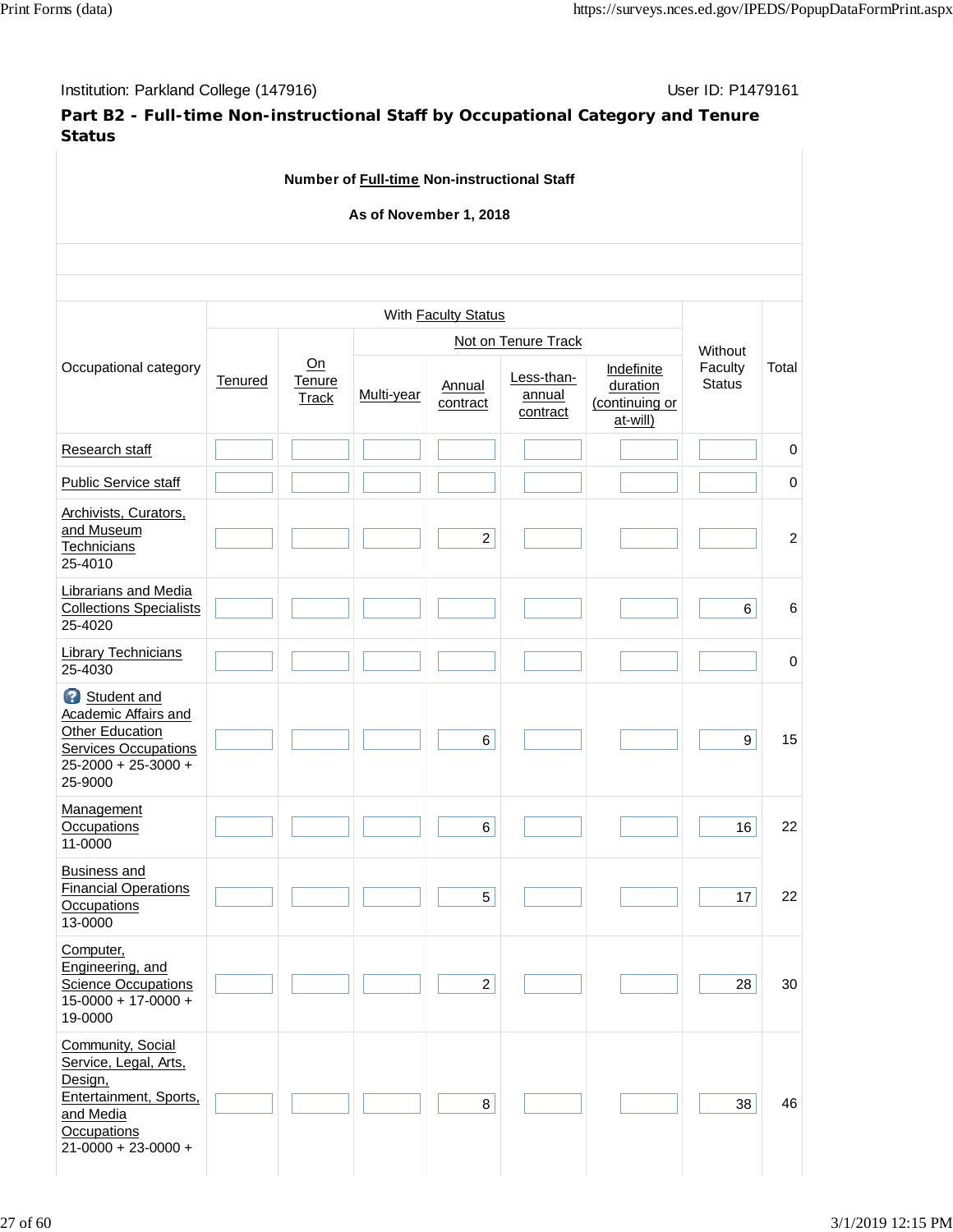Institution: Parkland College (147916)

User ID: P1479161

## Part B2 - Full-time Non-instructional Staff by Occupational Category and Tenure Status

**Number of Full-time Non-instructional Staff**

**As of November 1, 2018**

| Occupational category | With Faculty Status | | | | | | Without Faculty Status | Total |
|---|---|---|---|---|---|---|---|---|
| | Tenured | On Tenure Track | Not on Tenure Track | | | | | |
| | | | Multi-year | Annual contract | Less-than-annual contract | Indefinite duration (continuing or at-will) | | |
| Research staff | | | | | | | | 0 |
| Public Service staff | | | | | | | | 0 |
| Archivists, Curators, and Museum Technicians 25-4010 | | | | 2 | | | | 2 |
| Librarians and Media Collections Specialists 25-4020 | | | | | | | 6 | 6 |
| Library Technicians 25-4030 | | | | | | | | 0 |
| Student and Academic Affairs and Other Education Services Occupations 25-2000 + 25-3000 + 25-9000 | | | | 6 | | | 9 | 15 |
| Management Occupations 11-0000 | | | | 6 | | | 16 | 22 |
| Business and Financial Operations Occupations 13-0000 | | | | 5 | | | 17 | 22 |
| Computer, Engineering, and Science Occupations 15-0000 + 17-0000 + 19-0000 | | | | 2 | | | 28 | 30 |
| Community, Social Service, Legal, Arts, Design, Entertainment, Sports, and Media Occupations 21-0000 + 23-0000 + | | | | 8 | | | 38 | 46 |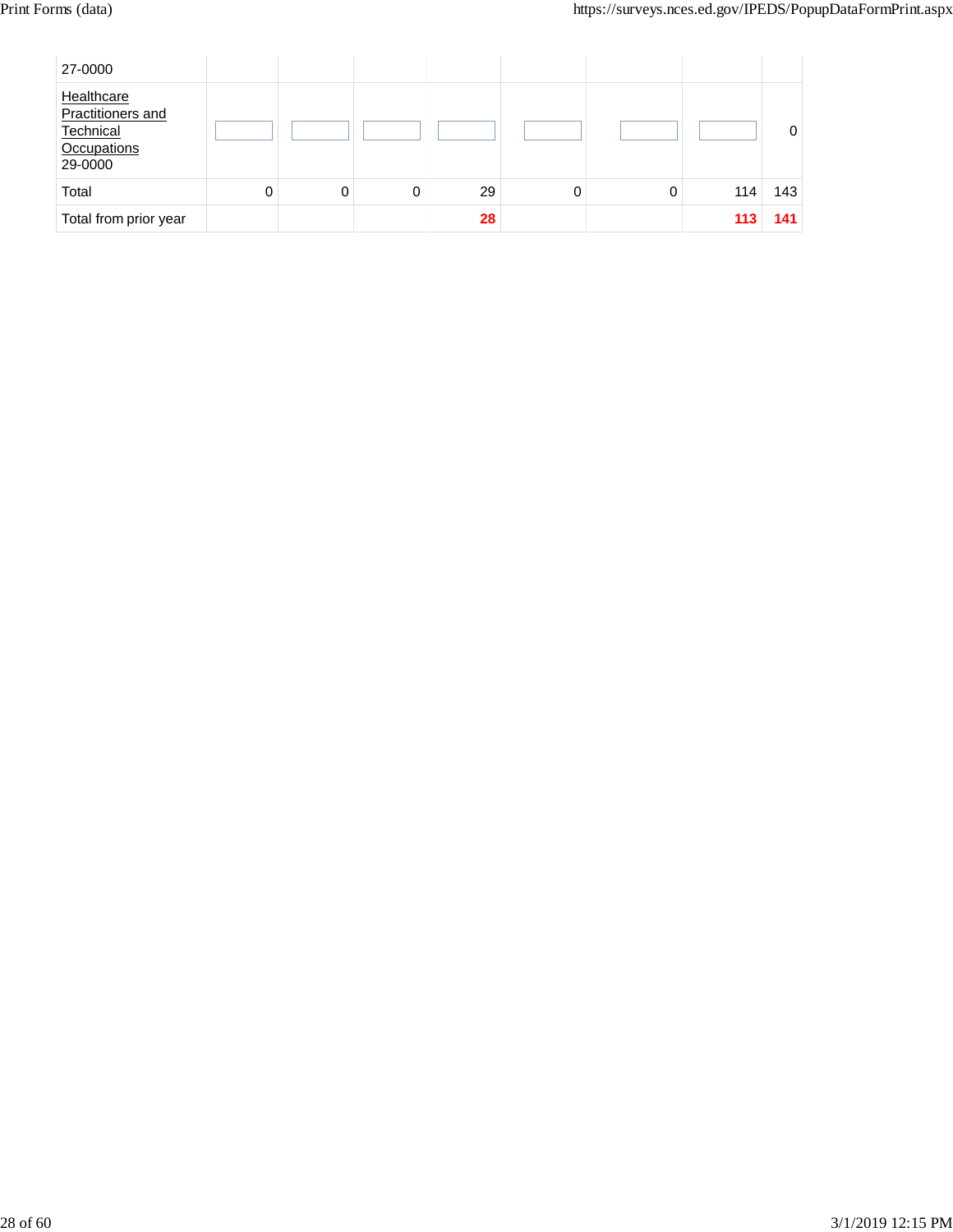| | | | | | | | | |
|---|---|---|---|---|---|---|---|---|
| 27-0000 | | | | | | | | |
| Healthcare Practitioners and Technical Occupations 29-0000 | | | | | | | | 0 |
| Total | 0 | 0 | 0 | 29 | 0 | 0 | 114 | 143 |
| Total from prior year | | | | **28** | | | **113** | **141** |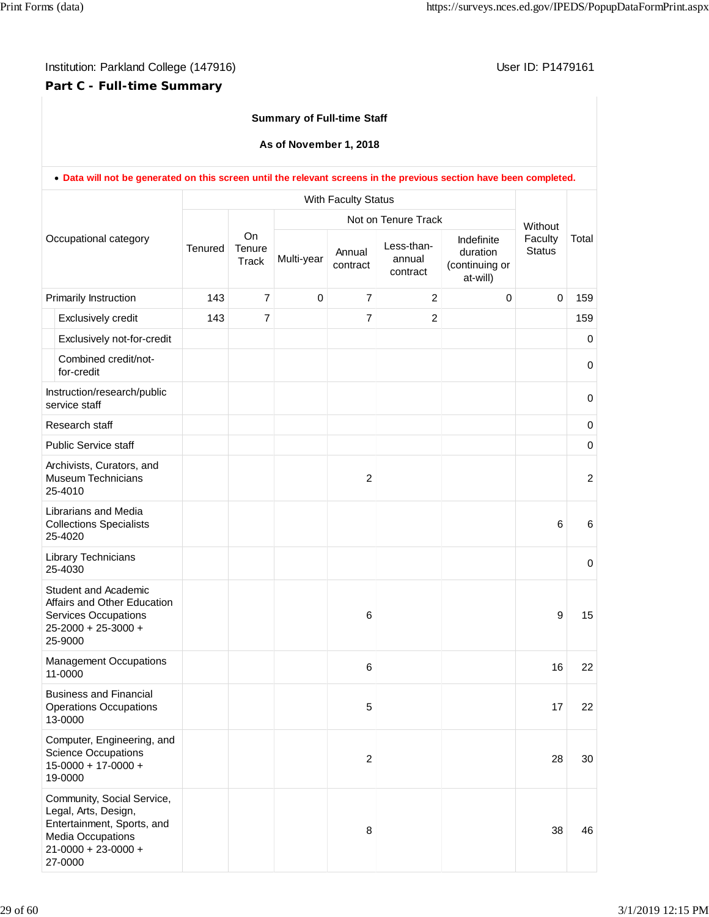Institution: Parkland College (147916)

User ID: P1479161

**Part C - Full-time Summary**

**Summary of Full-time Staff**

**As of November 1, 2018**

- **Data will not be generated on this screen until the relevant screens in the previous section have been completed.**

| Occupational category | With Faculty Status | | | | | | Without Faculty Status | Total |
|---|---|---|---|---|---|---|---|---|
| | Tenured | On Tenure Track | Not on Tenure Track | | | | | |
| | | | Multi-year | Annual contract | Less-than-annual contract | Indefinite duration (continuing or at-will) | | |
| Primarily Instruction | 143 | 7 | 0 | 7 | 2 | 0 | 0 | 159 |
| Exclusively credit | 143 | 7 | | 7 | 2 | | | 159 |
| Exclusively not-for-credit | | | | | | | | 0 |
| Combined credit/not-for-credit | | | | | | | | 0 |
| Instruction/research/public service staff | | | | | | | | 0 |
| Research staff | | | | | | | | 0 |
| Public Service staff | | | | | | | | 0 |
| Archivists, Curators, and Museum Technicians 25-4010 | | | | 2 | | | | 2 |
| Librarians and Media Collections Specialists 25-4020 | | | | | | | 6 | 6 |
| Library Technicians 25-4030 | | | | | | | | 0 |
| Student and Academic Affairs and Other Education Services Occupations 25-2000 + 25-3000 + 25-9000 | | | | 6 | | | 9 | 15 |
| Management Occupations 11-0000 | | | | 6 | | | 16 | 22 |
| Business and Financial Operations Occupations 13-0000 | | | | 5 | | | 17 | 22 |
| Computer, Engineering, and Science Occupations 15-0000 + 17-0000 + 19-0000 | | | | 2 | | | 28 | 30 |
| Community, Social Service, Legal, Arts, Design, Entertainment, Sports, and Media Occupations 21-0000 + 23-0000 + 27-0000 | | | | 8 | | | 38 | 46 |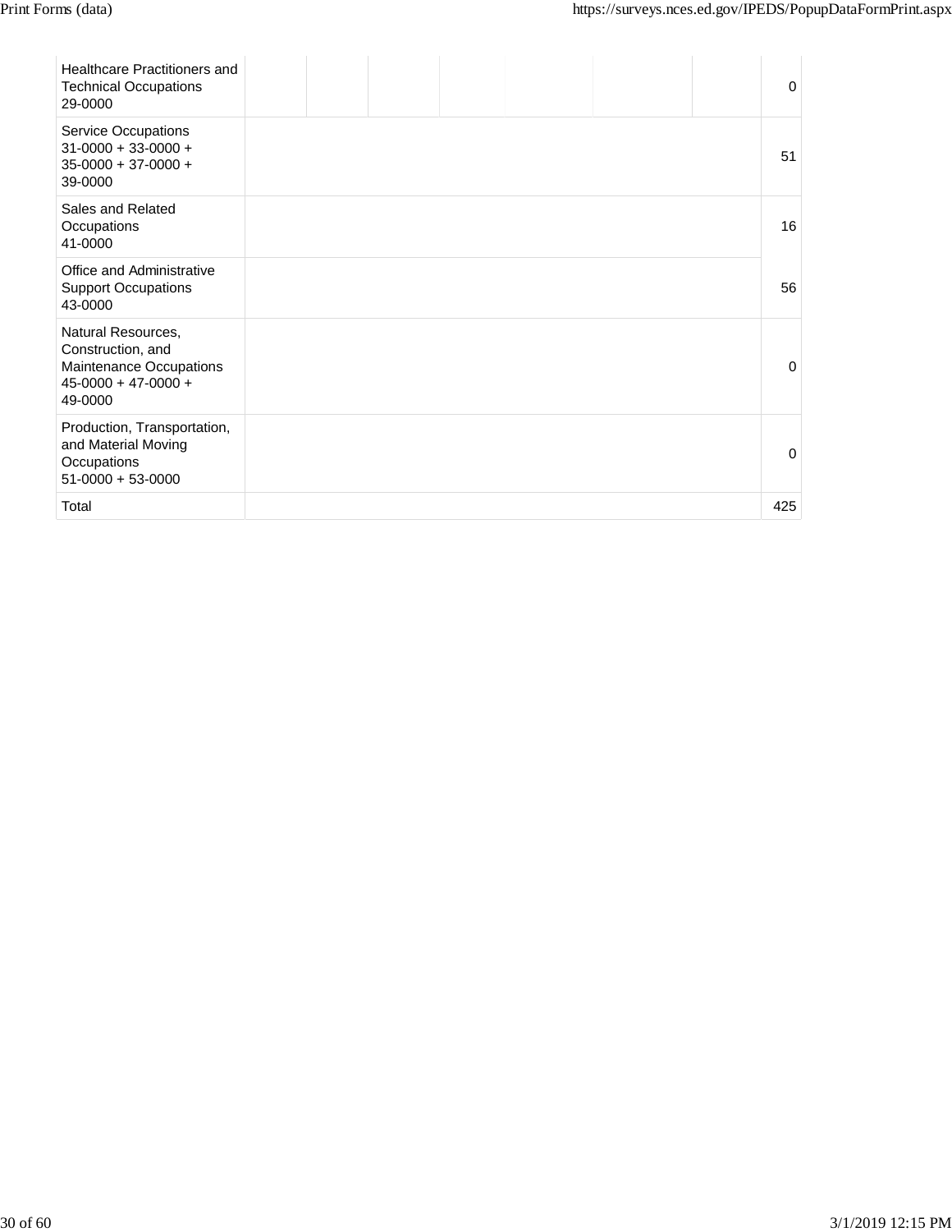| Occupation | | | | | | | | |
|---|---|---|---|---|---|---|---|---|
| Healthcare Practitioners and Technical Occupations 29-0000 | | | | | | | | 0 |
| Service Occupations 31-0000 + 33-0000 + 35-0000 + 37-0000 + 39-0000 | | | | | | | | 51 |
| Sales and Related Occupations 41-0000 | | | | | | | | 16 |
| Office and Administrative Support Occupations 43-0000 | | | | | | | | 56 |
| Natural Resources, Construction, and Maintenance Occupations 45-0000 + 47-0000 + 49-0000 | | | | | | | | 0 |
| Production, Transportation, and Material Moving Occupations 51-0000 + 53-0000 | | | | | | | | 0 |
| Total | | | | | | | | 425 |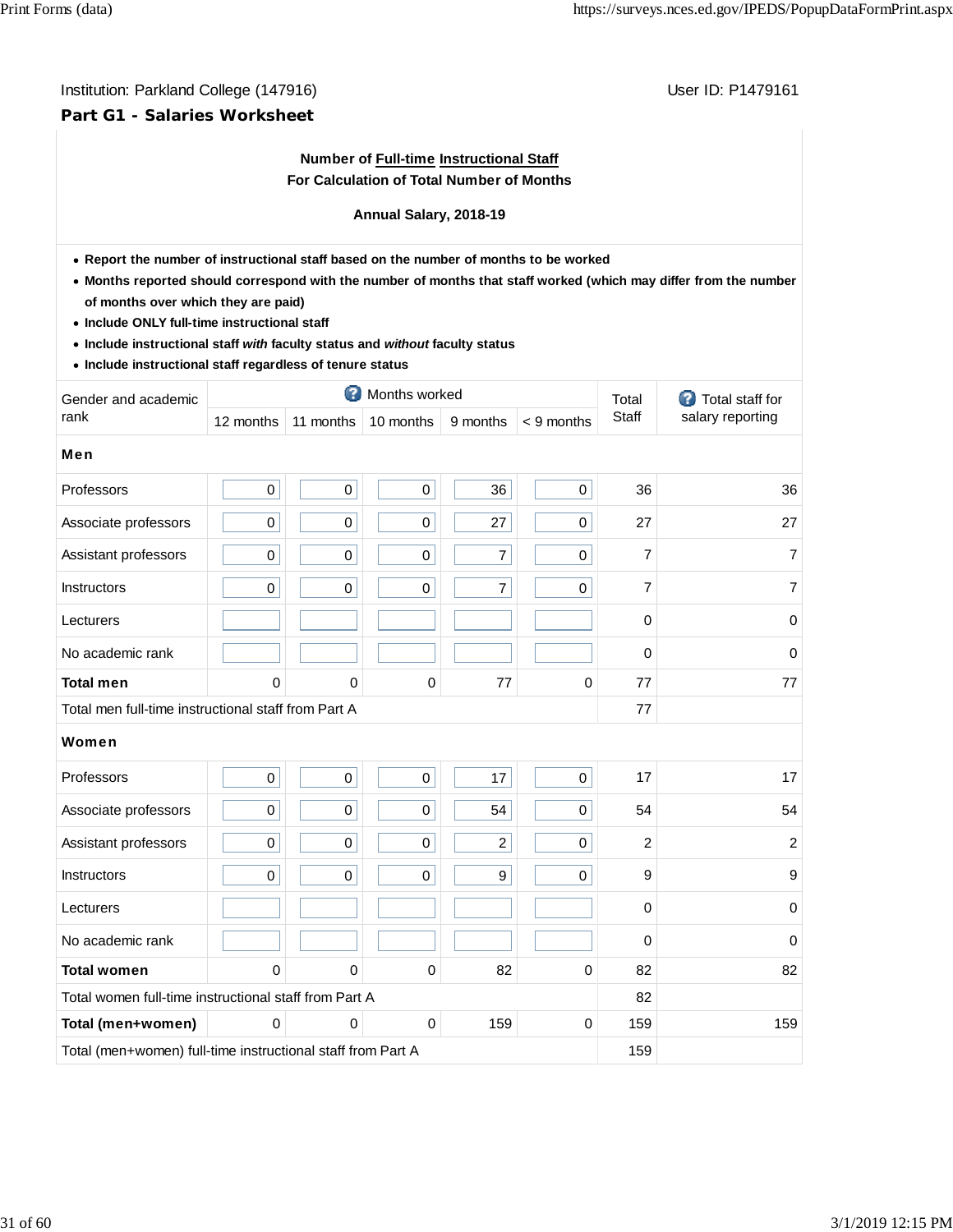Institution: Parkland College (147916)

User ID: P1479161

## Part G1 - Salaries Worksheet

**Number of Full-time Instructional Staff**
**For Calculation of Total Number of Months**

**Annual Salary, 2018-19**

- **Report the number of instructional staff based on the number of months to be worked**
- **Months reported should correspond with the number of months that staff worked (which may differ from the number of months over which they are paid)**
- **Include ONLY full-time instructional staff**
- **Include instructional staff *with* faculty status and *without* faculty status**
- **Include instructional staff regardless of tenure status**

| Gender and academic rank | Months worked | | | | | Total Staff | Total staff for salary reporting |
|---|---|---|---|---|---|---|---|
| | 12 months | 11 months | 10 months | 9 months | < 9 months | | |
| **Men** | | | | | | | |
| Professors | 0 | 0 | 0 | 36 | 0 | 36 | 36 |
| Associate professors | 0 | 0 | 0 | 27 | 0 | 27 | 27 |
| Assistant professors | 0 | 0 | 0 | 7 | 0 | 7 | 7 |
| Instructors | 0 | 0 | 0 | 7 | 0 | 7 | 7 |
| Lecturers | | | | | | 0 | 0 |
| No academic rank | | | | | | 0 | 0 |
| **Total men** | 0 | 0 | 0 | 77 | 0 | 77 | 77 |
| Total men full-time instructional staff from Part A | | | | | | 77 | |
| **Women** | | | | | | | |
| Professors | 0 | 0 | 0 | 17 | 0 | 17 | 17 |
| Associate professors | 0 | 0 | 0 | 54 | 0 | 54 | 54 |
| Assistant professors | 0 | 0 | 0 | 2 | 0 | 2 | 2 |
| Instructors | 0 | 0 | 0 | 9 | 0 | 9 | 9 |
| Lecturers | | | | | | 0 | 0 |
| No academic rank | | | | | | 0 | 0 |
| **Total women** | 0 | 0 | 0 | 82 | 0 | 82 | 82 |
| Total women full-time instructional staff from Part A | | | | | | 82 | |
| **Total (men+women)** | 0 | 0 | 0 | 159 | 0 | 159 | 159 |
| Total (men+women) full-time instructional staff from Part A | | | | | | 159 | |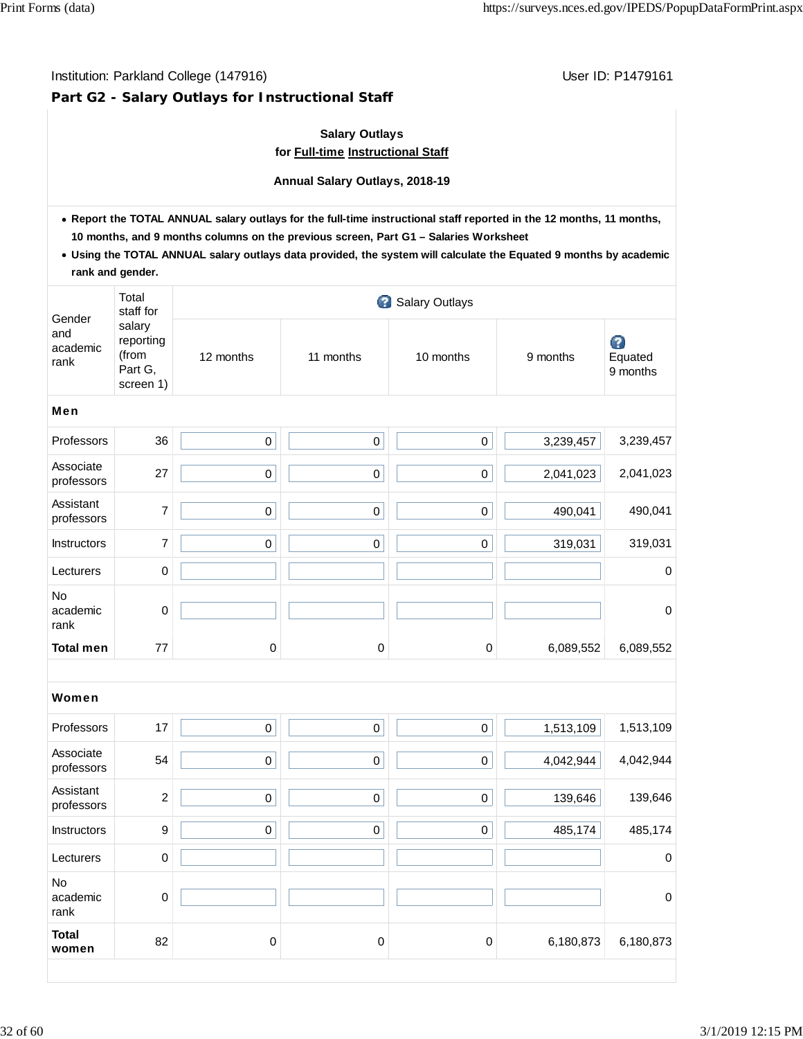Institution: Parkland College (147916)

User ID: P1479161

## Part G2 - Salary Outlays for Instructional Staff

**Salary Outlays**
**for Full-time Instructional Staff**

**Annual Salary Outlays, 2018-19**

- **Report the TOTAL ANNUAL salary outlays for the full-time instructional staff reported in the 12 months, 11 months, 10 months, and 9 months columns on the previous screen, Part G1 – Salaries Worksheet**
- **Using the TOTAL ANNUAL salary outlays data provided, the system will calculate the Equated 9 months by academic rank and gender.**

| Gender and academic rank | Total staff for salary reporting (from Part G, screen 1) | Salary Outlays | | | | |
|---|---|---|---|---|---|---|
| | | 12 months | 11 months | 10 months | 9 months | Equated 9 months |
| **Men** | | | | | | |
| Professors | 36 | 0 | 0 | 0 | 3,239,457 | 3,239,457 |
| Associate professors | 27 | 0 | 0 | 0 | 2,041,023 | 2,041,023 |
| Assistant professors | 7 | 0 | 0 | 0 | 490,041 | 490,041 |
| Instructors | 7 | 0 | 0 | 0 | 319,031 | 319,031 |
| Lecturers | 0 | | | | | 0 |
| No academic rank | 0 | | | | | 0 |
| **Total men** | 77 | 0 | 0 | 0 | 6,089,552 | 6,089,552 |
| **Women** | | | | | | |
| Professors | 17 | 0 | 0 | 0 | 1,513,109 | 1,513,109 |
| Associate professors | 54 | 0 | 0 | 0 | 4,042,944 | 4,042,944 |
| Assistant professors | 2 | 0 | 0 | 0 | 139,646 | 139,646 |
| Instructors | 9 | 0 | 0 | 0 | 485,174 | 485,174 |
| Lecturers | 0 | | | | | 0 |
| No academic rank | 0 | | | | | 0 |
| **Total women** | 82 | 0 | 0 | 0 | 6,180,873 | 6,180,873 |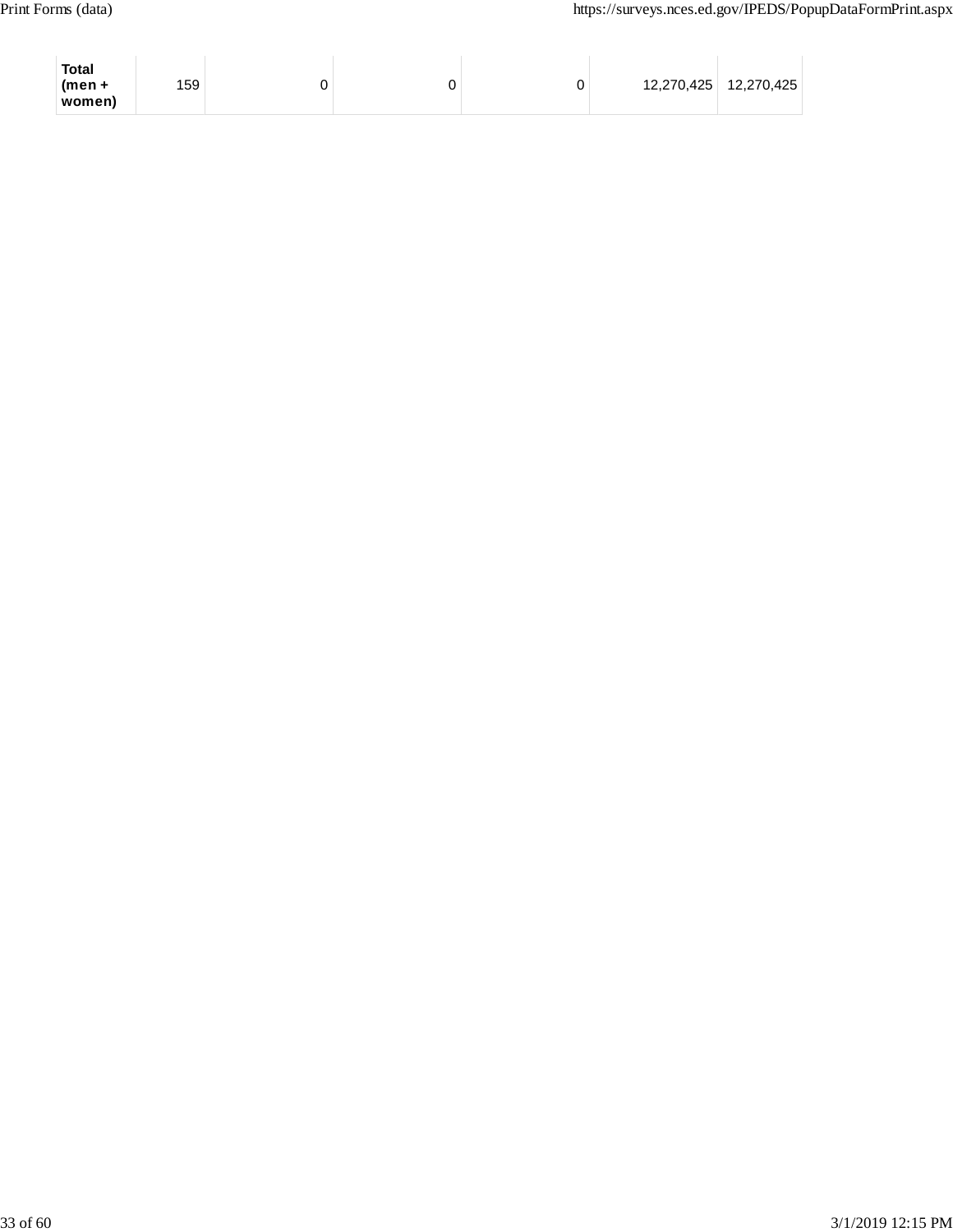| | | | | | | |
|---|---|---|---|---|---|---|
| **Total (men + women)** | 159 | 0 | 0 | 0 | 12,270,425 | 12,270,425 |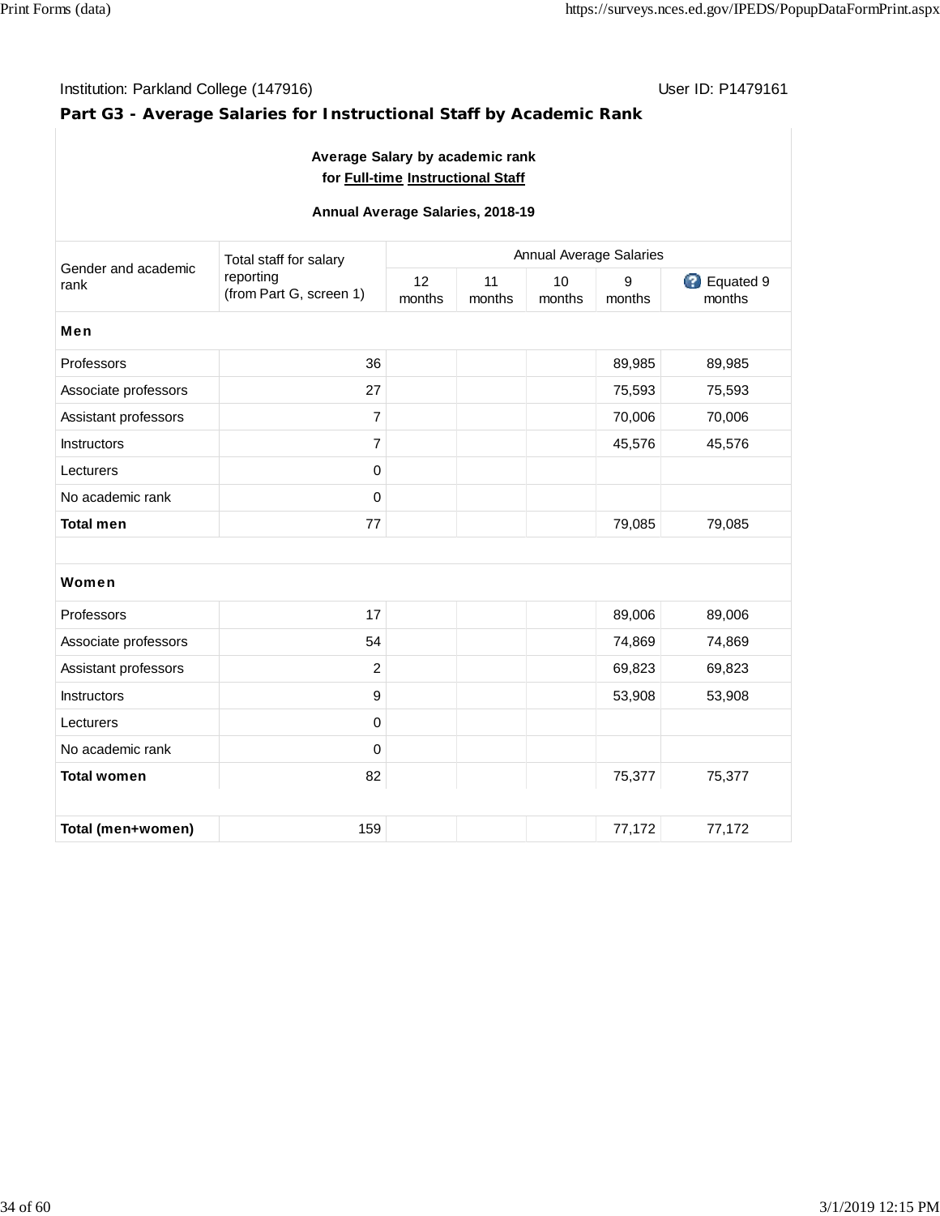Institution: Parkland College (147916) User ID: P1479161

## Part G3 - Average Salaries for Instructional Staff by Academic Rank

**Average Salary by academic rank**
**for Full-time Instructional Staff**

**Annual Average Salaries, 2018-19**

| Gender and academic rank | Total staff for salary reporting (from Part G, screen 1) | Annual Average Salaries | | | | |
|---|---|---|---|---|---|---|
| | | 12 months | 11 months | 10 months | 9 months | Equated 9 months |
| **Men** | | | | | | |
| Professors | 36 | | | | 89,985 | 89,985 |
| Associate professors | 27 | | | | 75,593 | 75,593 |
| Assistant professors | 7 | | | | 70,006 | 70,006 |
| Instructors | 7 | | | | 45,576 | 45,576 |
| Lecturers | 0 | | | | | |
| No academic rank | 0 | | | | | |
| **Total men** | 77 | | | | 79,085 | 79,085 |
| **Women** | | | | | | |
| Professors | 17 | | | | 89,006 | 89,006 |
| Associate professors | 54 | | | | 74,869 | 74,869 |
| Assistant professors | 2 | | | | 69,823 | 69,823 |
| Instructors | 9 | | | | 53,908 | 53,908 |
| Lecturers | 0 | | | | | |
| No academic rank | 0 | | | | | |
| **Total women** | 82 | | | | 75,377 | 75,377 |
| **Total (men+women)** | 159 | | | | 77,172 | 77,172 |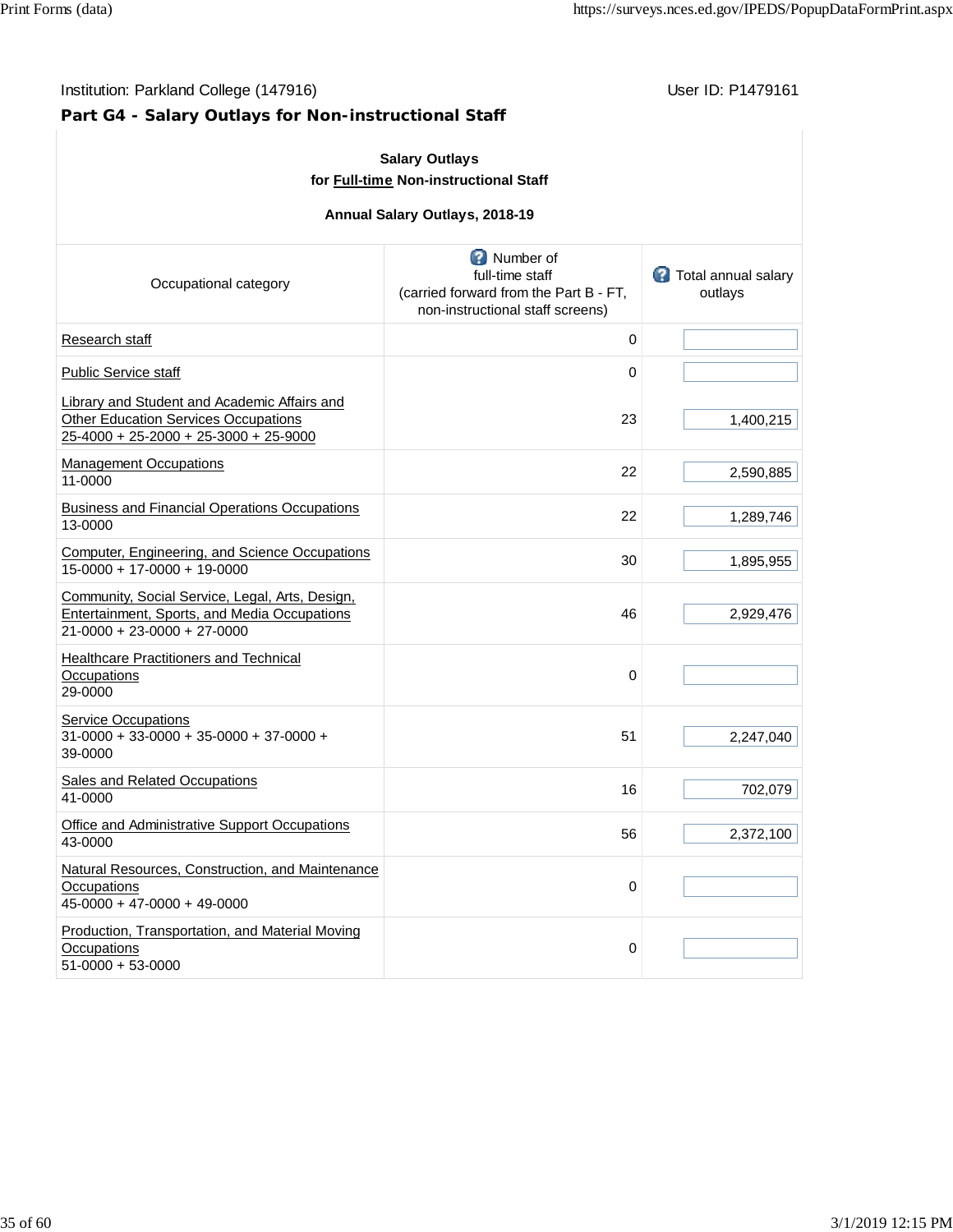Institution: Parkland College (147916)

User ID: P1479161

## Part G4 - Salary Outlays for Non-instructional Staff

**Salary Outlays for Full-time Non-instructional Staff**

**Annual Salary Outlays, 2018-19**

| Occupational category | Number of full-time staff (carried forward from the Part B - FT, non-instructional staff screens) | Total annual salary outlays |
|---|---|---|
| Research staff | 0 | |
| Public Service staff | 0 | |
| Library and Student and Academic Affairs and Other Education Services Occupations 25-4000 + 25-2000 + 25-3000 + 25-9000 | 23 | 1,400,215 |
| Management Occupations 11-0000 | 22 | 2,590,885 |
| Business and Financial Operations Occupations 13-0000 | 22 | 1,289,746 |
| Computer, Engineering, and Science Occupations 15-0000 + 17-0000 + 19-0000 | 30 | 1,895,955 |
| Community, Social Service, Legal, Arts, Design, Entertainment, Sports, and Media Occupations 21-0000 + 23-0000 + 27-0000 | 46 | 2,929,476 |
| Healthcare Practitioners and Technical Occupations 29-0000 | 0 | |
| Service Occupations 31-0000 + 33-0000 + 35-0000 + 37-0000 + 39-0000 | 51 | 2,247,040 |
| Sales and Related Occupations 41-0000 | 16 | 702,079 |
| Office and Administrative Support Occupations 43-0000 | 56 | 2,372,100 |
| Natural Resources, Construction, and Maintenance Occupations 45-0000 + 47-0000 + 49-0000 | 0 | |
| Production, Transportation, and Material Moving Occupations 51-0000 + 53-0000 | 0 | |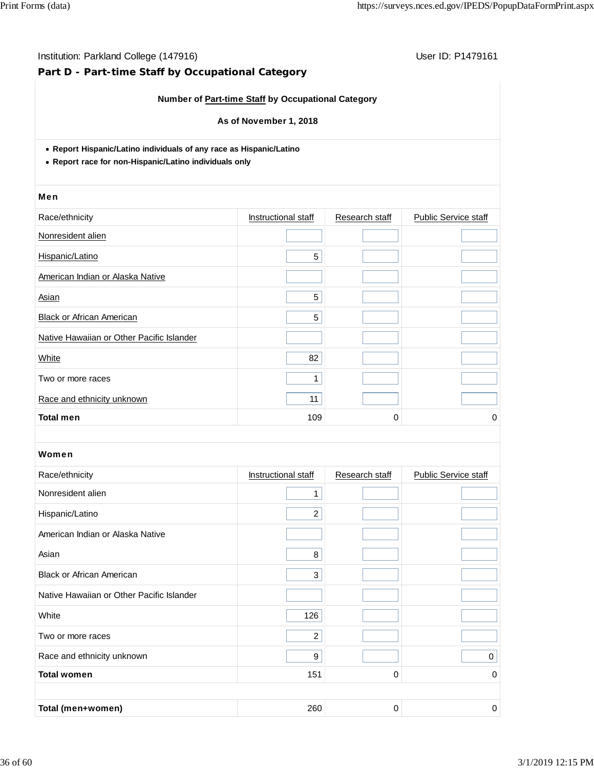Institution: Parkland College (147916)

User ID: P1479161

## Part D - Part-time Staff by Occupational Category

**Number of Part-time Staff by Occupational Category**

**As of November 1, 2018**

- **Report Hispanic/Latino individuals of any race as Hispanic/Latino**
- **Report race for non-Hispanic/Latino individuals only**

**Men**

| Race/ethnicity | Instructional staff | Research staff | Public Service staff |
|---|---|---|---|
| Nonresident alien | | | |
| Hispanic/Latino | 5 | | |
| American Indian or Alaska Native | | | |
| Asian | 5 | | |
| Black or African American | 5 | | |
| Native Hawaiian or Other Pacific Islander | | | |
| White | 82 | | |
| Two or more races | 1 | | |
| Race and ethnicity unknown | 11 | | |
| **Total men** | 109 | 0 | 0 |

**Women**

| Race/ethnicity | Instructional staff | Research staff | Public Service staff |
|---|---|---|---|
| Nonresident alien | 1 | | |
| Hispanic/Latino | 2 | | |
| American Indian or Alaska Native | | | |
| Asian | 8 | | |
| Black or African American | 3 | | |
| Native Hawaiian or Other Pacific Islander | | | |
| White | 126 | | |
| Two or more races | 2 | | |
| Race and ethnicity unknown | 9 | | 0 |
| **Total women** | 151 | 0 | 0 |
| **Total (men+women)** | 260 | 0 | 0 |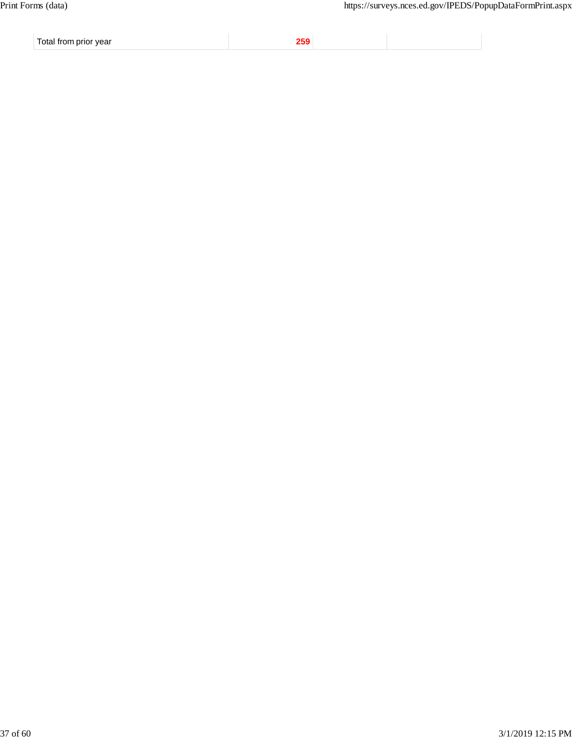| Total from prior year | 259 | | |
|---|---|---|---|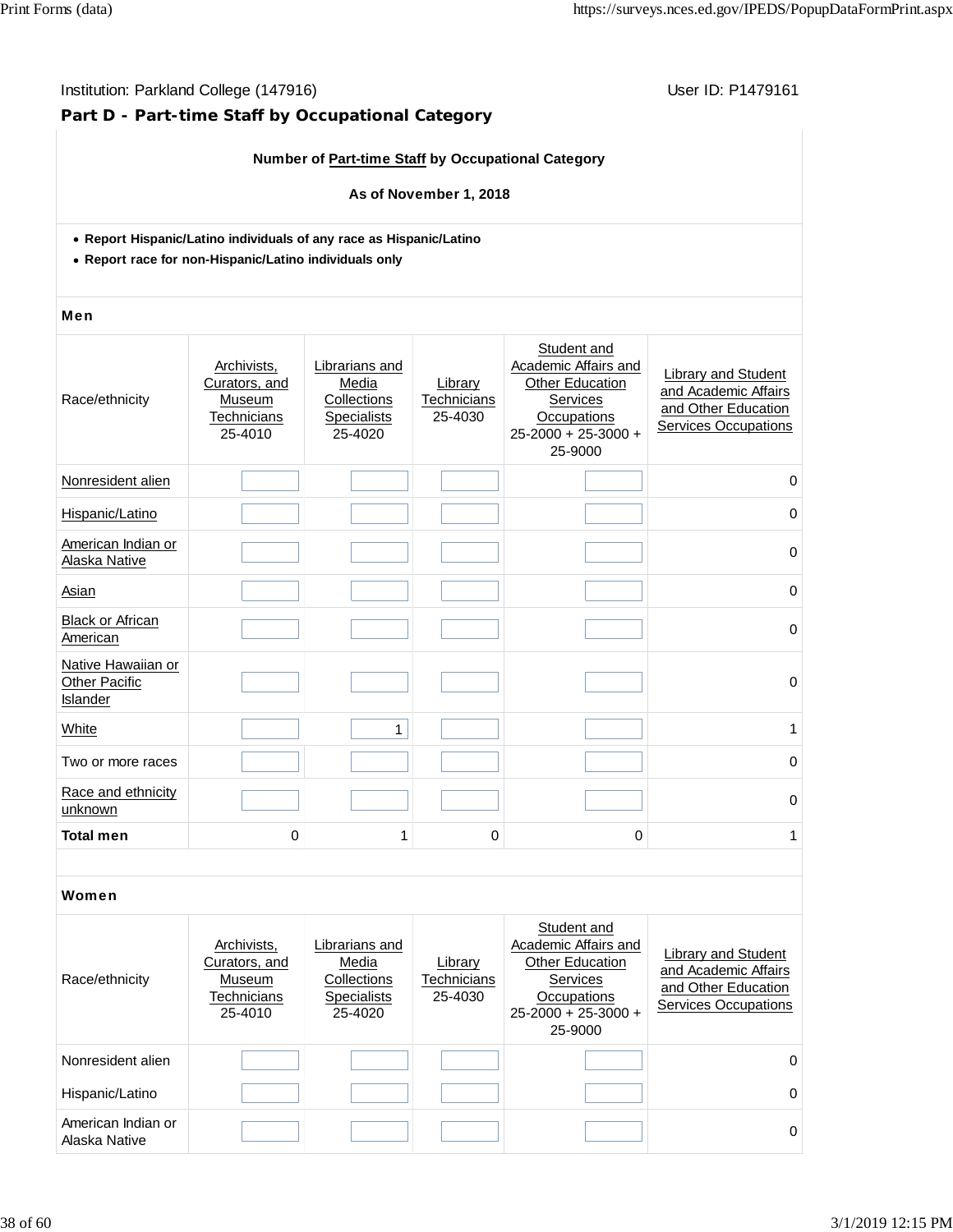Institution: Parkland College (147916)

User ID: P1479161

## Part D - Part-time Staff by Occupational Category

**Number of Part-time Staff by Occupational Category**

**As of November 1, 2018**

- **Report Hispanic/Latino individuals of any race as Hispanic/Latino**
- **Report race for non-Hispanic/Latino individuals only**

**Men**

| Race/ethnicity | Archivists, Curators, and Museum Technicians 25-4010 | Librarians and Media Collections Specialists 25-4020 | Library Technicians 25-4030 | Student and Academic Affairs and Other Education Services Occupations 25-2000 + 25-3000 + 25-9000 | Library and Student and Academic Affairs and Other Education Services Occupations |
|---|---|---|---|---|---|
| Nonresident alien | | | | | 0 |
| Hispanic/Latino | | | | | 0 |
| American Indian or Alaska Native | | | | | 0 |
| Asian | | | | | 0 |
| Black or African American | | | | | 0 |
| Native Hawaiian or Other Pacific Islander | | | | | 0 |
| White | | 1 | | | 1 |
| Two or more races | | | | | 0 |
| Race and ethnicity unknown | | | | | 0 |
| **Total men** | 0 | 1 | 0 | 0 | 1 |

**Women**

| Race/ethnicity | Archivists, Curators, and Museum Technicians 25-4010 | Librarians and Media Collections Specialists 25-4020 | Library Technicians 25-4030 | Student and Academic Affairs and Other Education Services Occupations 25-2000 + 25-3000 + 25-9000 | Library and Student and Academic Affairs and Other Education Services Occupations |
|---|---|---|---|---|---|
| Nonresident alien | | | | | 0 |
| Hispanic/Latino | | | | | 0 |
| American Indian or Alaska Native | | | | | 0 |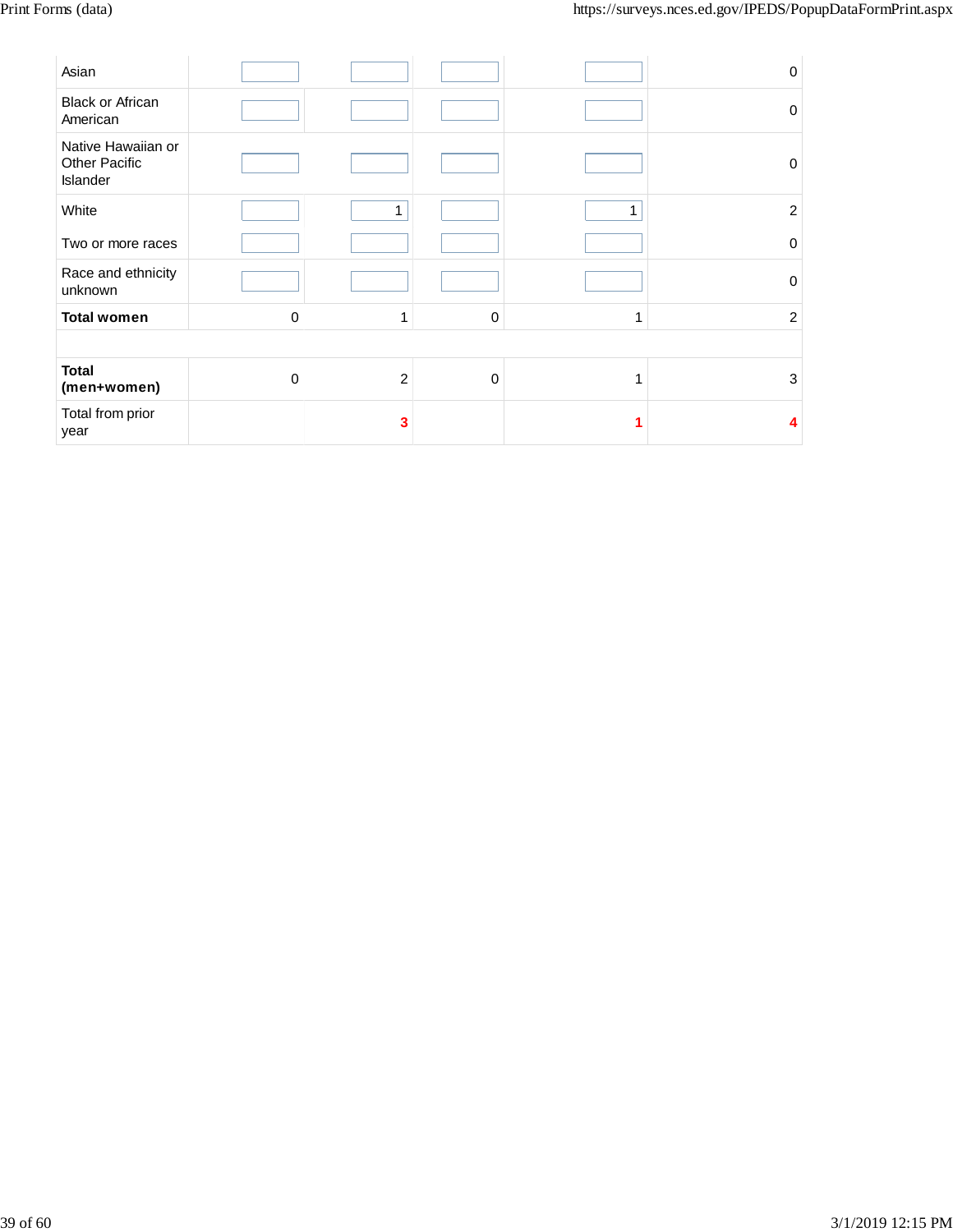| | | | | | |
|---|---|---|---|---|---|
| Asian | | | | | 0 |
| Black or African American | | | | | 0 |
| Native Hawaiian or Other Pacific Islander | | | | | 0 |
| White | | 1 | | 1 | 2 |
| Two or more races | | | | | 0 |
| Race and ethnicity unknown | | | | | 0 |
| **Total women** | 0 | 1 | 0 | 1 | 2 |
| | | | | | |
| **Total (men+women)** | 0 | 2 | 0 | 1 | 3 |
| Total from prior year | | **3** | | **1** | **4** |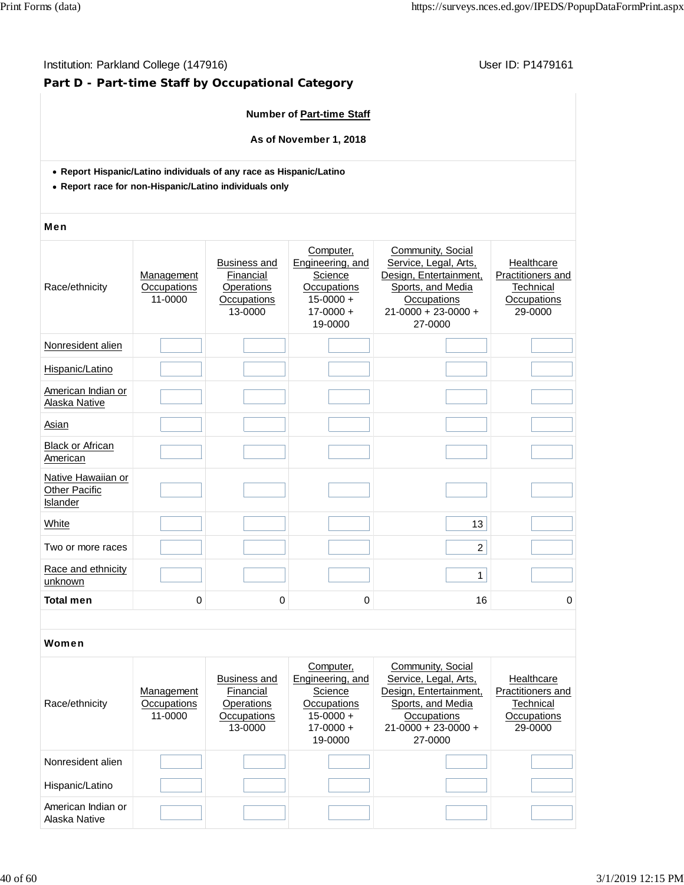Institution: Parkland College (147916)

User ID: P1479161

## Part D - Part-time Staff by Occupational Category

**Number of Part-time Staff**

**As of November 1, 2018**

- **Report Hispanic/Latino individuals of any race as Hispanic/Latino**
- **Report race for non-Hispanic/Latino individuals only**

### Men

| Race/ethnicity | Management Occupations 11-0000 | Business and Financial Operations Occupations 13-0000 | Computer, Engineering, and Science Occupations 15-0000 + 17-0000 + 19-0000 | Community, Social Service, Legal, Arts, Design, Entertainment, Sports, and Media Occupations 21-0000 + 23-0000 + 27-0000 | Healthcare Practitioners and Technical Occupations 29-0000 |
|---|---|---|---|---|---|
| Nonresident alien | | | | | |
| Hispanic/Latino | | | | | |
| American Indian or Alaska Native | | | | | |
| Asian | | | | | |
| Black or African American | | | | | |
| Native Hawaiian or Other Pacific Islander | | | | | |
| White | | | | 13 | |
| Two or more races | | | | 2 | |
| Race and ethnicity unknown | | | | 1 | |
| **Total men** | 0 | 0 | 0 | 16 | 0 |

### Women

| Race/ethnicity | Management Occupations 11-0000 | Business and Financial Operations Occupations 13-0000 | Computer, Engineering, and Science Occupations 15-0000 + 17-0000 + 19-0000 | Community, Social Service, Legal, Arts, Design, Entertainment, Sports, and Media Occupations 21-0000 + 23-0000 + 27-0000 | Healthcare Practitioners and Technical Occupations 29-0000 |
|---|---|---|---|---|---|
| Nonresident alien | | | | | |
| Hispanic/Latino | | | | | |
| American Indian or Alaska Native | | | | | |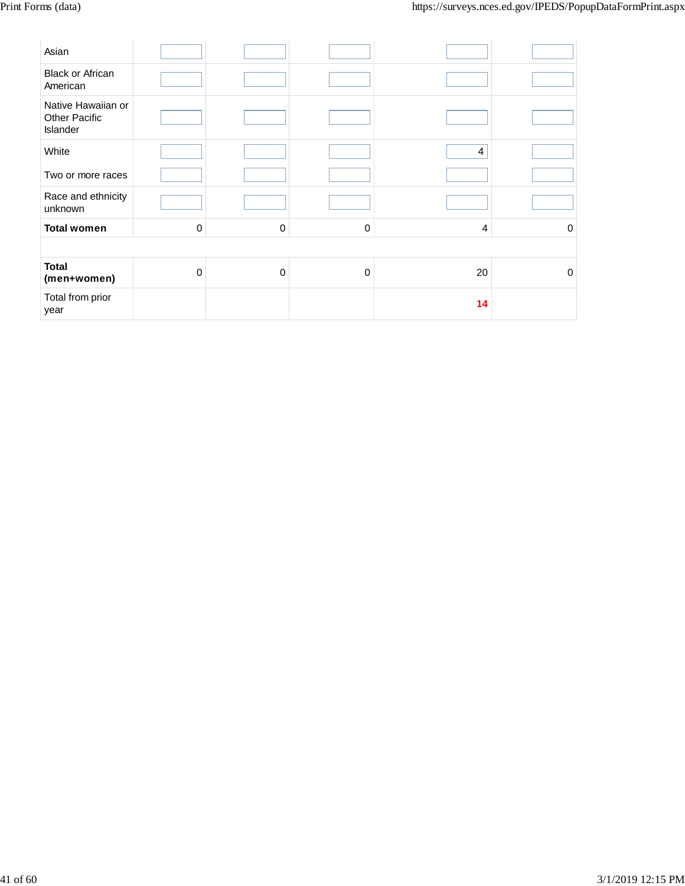| | | | | | |
|---|---|---|---|---|---|
| Asian | | | | | |
| Black or African American | | | | | |
| Native Hawaiian or Other Pacific Islander | | | | | |
| White | | | | 4 | |
| Two or more races | | | | | |
| Race and ethnicity unknown | | | | | |
| **Total women** | 0 | 0 | 0 | 4 | 0 |
| | | | | | |
| **Total (men+women)** | 0 | 0 | 0 | 20 | 0 |
| Total from prior year | | | | **14** | |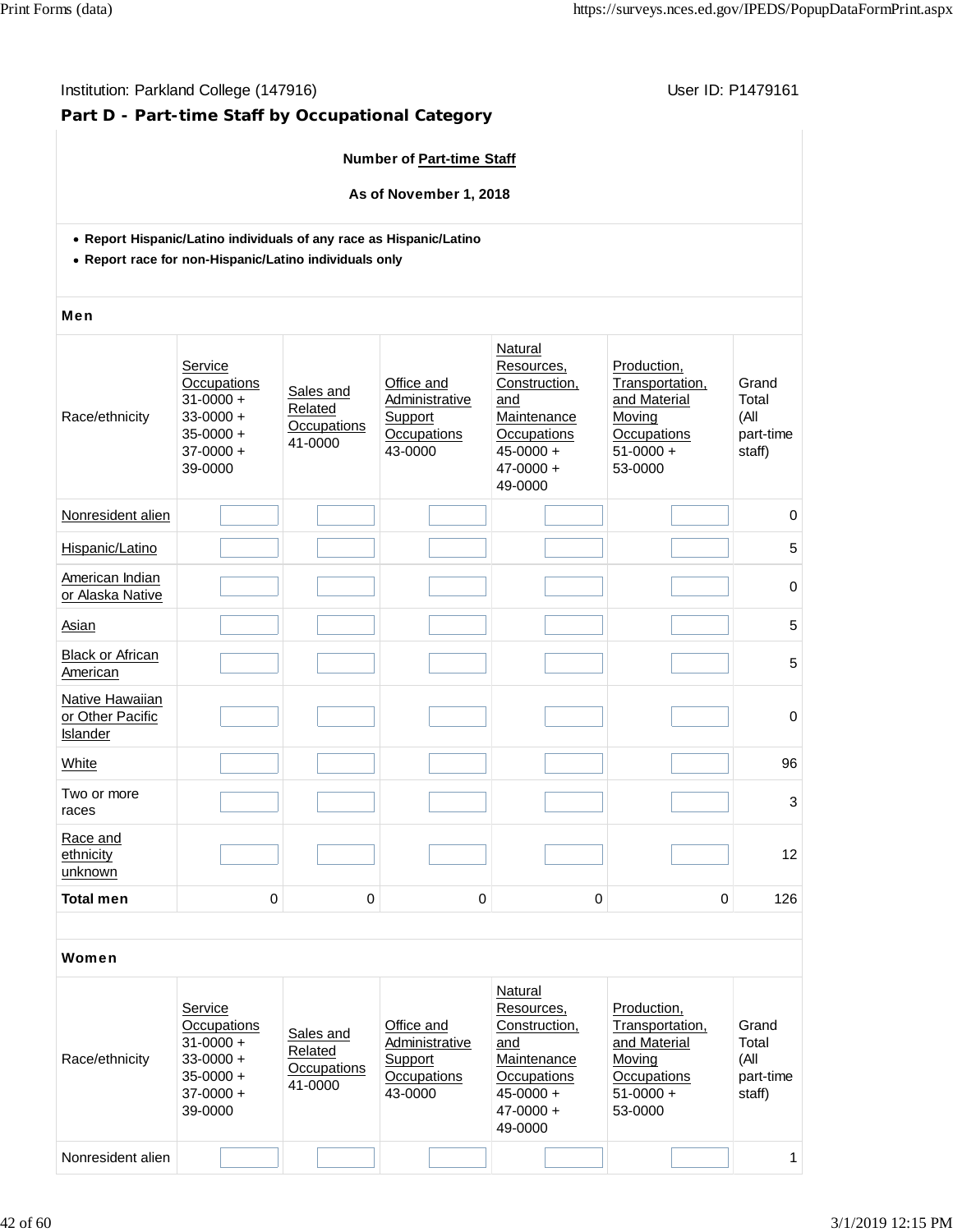Institution: Parkland College (147916) User ID: P1479161

## Part D - Part-time Staff by Occupational Category

**Number of Part-time Staff**

**As of November 1, 2018**

- **Report Hispanic/Latino individuals of any race as Hispanic/Latino**
- **Report race for non-Hispanic/Latino individuals only**

**Men**

| Race/ethnicity | Service Occupations 31-0000 + 33-0000 + 35-0000 + 37-0000 + 39-0000 | Sales and Related Occupations 41-0000 | Office and Administrative Support Occupations 43-0000 | Natural Resources, Construction, and Maintenance Occupations 45-0000 + 47-0000 + 49-0000 | Production, Transportation, and Material Moving Occupations 51-0000 + 53-0000 | Grand Total (All part-time staff) |
|---|---|---|---|---|---|---|
| Nonresident alien | | | | | | 0 |
| Hispanic/Latino | | | | | | 5 |
| American Indian or Alaska Native | | | | | | 0 |
| Asian | | | | | | 5 |
| Black or African American | | | | | | 5 |
| Native Hawaiian or Other Pacific Islander | | | | | | 0 |
| White | | | | | | 96 |
| Two or more races | | | | | | 3 |
| Race and ethnicity unknown | | | | | | 12 |
| **Total men** | 0 | 0 | 0 | 0 | 0 | 126 |

**Women**

| Race/ethnicity | Service Occupations 31-0000 + 33-0000 + 35-0000 + 37-0000 + 39-0000 | Sales and Related Occupations 41-0000 | Office and Administrative Support Occupations 43-0000 | Natural Resources, Construction, and Maintenance Occupations 45-0000 + 47-0000 + 49-0000 | Production, Transportation, and Material Moving Occupations 51-0000 + 53-0000 | Grand Total (All part-time staff) |
|---|---|---|---|---|---|---|
| Nonresident alien | | | | | | 1 |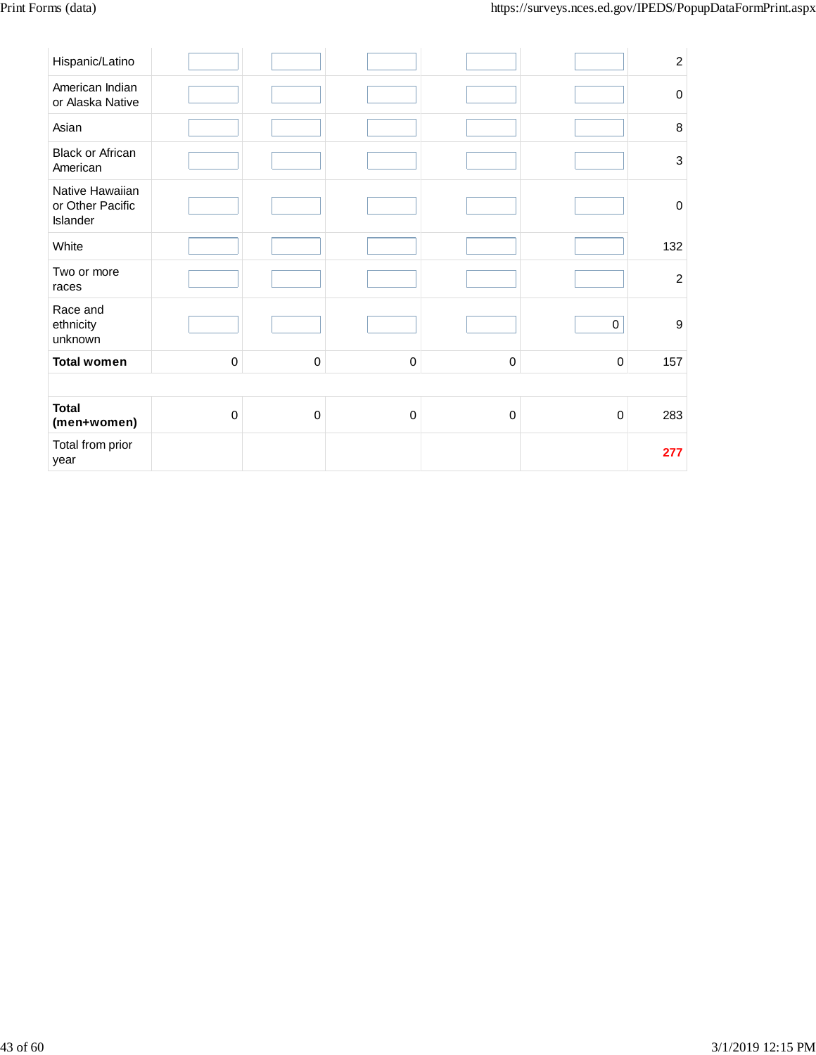| | | | | | | |
|---|---|---|---|---|---|---|
| Hispanic/Latino | | | | | | 2 |
| American Indian or Alaska Native | | | | | | 0 |
| Asian | | | | | | 8 |
| Black or African American | | | | | | 3 |
| Native Hawaiian or Other Pacific Islander | | | | | | 0 |
| White | | | | | | 132 |
| Two or more races | | | | | | 2 |
| Race and ethnicity unknown | | | | | 0 | 9 |
| **Total women** | 0 | 0 | 0 | 0 | 0 | 157 |
| | | | | | | |
| **Total (men+women)** | 0 | 0 | 0 | 0 | 0 | 283 |
| Total from prior year | | | | | | 277 |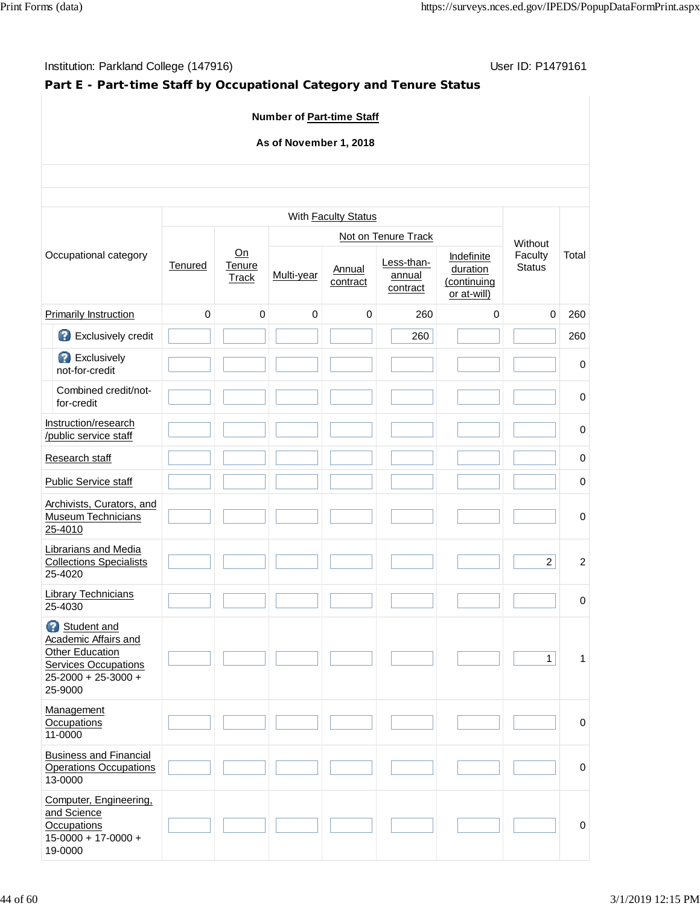Institution: Parkland College (147916) User ID: P1479161

## Part E - Part-time Staff by Occupational Category and Tenure Status

**Number of Part-time Staff**

**As of November 1, 2018**

| Occupational category | With Faculty Status | | | | | | Without Faculty Status | Total |
|---|---|---|---|---|---|---|---|---|
| | Tenured | On Tenure Track | Not on Tenure Track | | | | | |
| | | | Multi-year | Annual contract | Less-than-annual contract | Indefinite duration (continuing or at-will) | | |
| Primarily Instruction | 0 | 0 | 0 | 0 | 260 | 0 | 0 | 260 |
| Exclusively credit | | | | | 260 | | | 260 |
| Exclusively not-for-credit | | | | | | | | 0 |
| Combined credit/not-for-credit | | | | | | | | 0 |
| Instruction/research /public service staff | | | | | | | | 0 |
| Research staff | | | | | | | | 0 |
| Public Service staff | | | | | | | | 0 |
| Archivists, Curators, and Museum Technicians 25-4010 | | | | | | | | 0 |
| Librarians and Media Collections Specialists 25-4020 | | | | | | | 2 | 2 |
| Library Technicians 25-4030 | | | | | | | | 0 |
| Student and Academic Affairs and Other Education Services Occupations 25-2000 + 25-3000 + 25-9000 | | | | | | | 1 | 1 |
| Management Occupations 11-0000 | | | | | | | | 0 |
| Business and Financial Operations Occupations 13-0000 | | | | | | | | 0 |
| Computer, Engineering, and Science Occupations 15-0000 + 17-0000 + 19-0000 | | | | | | | | 0 |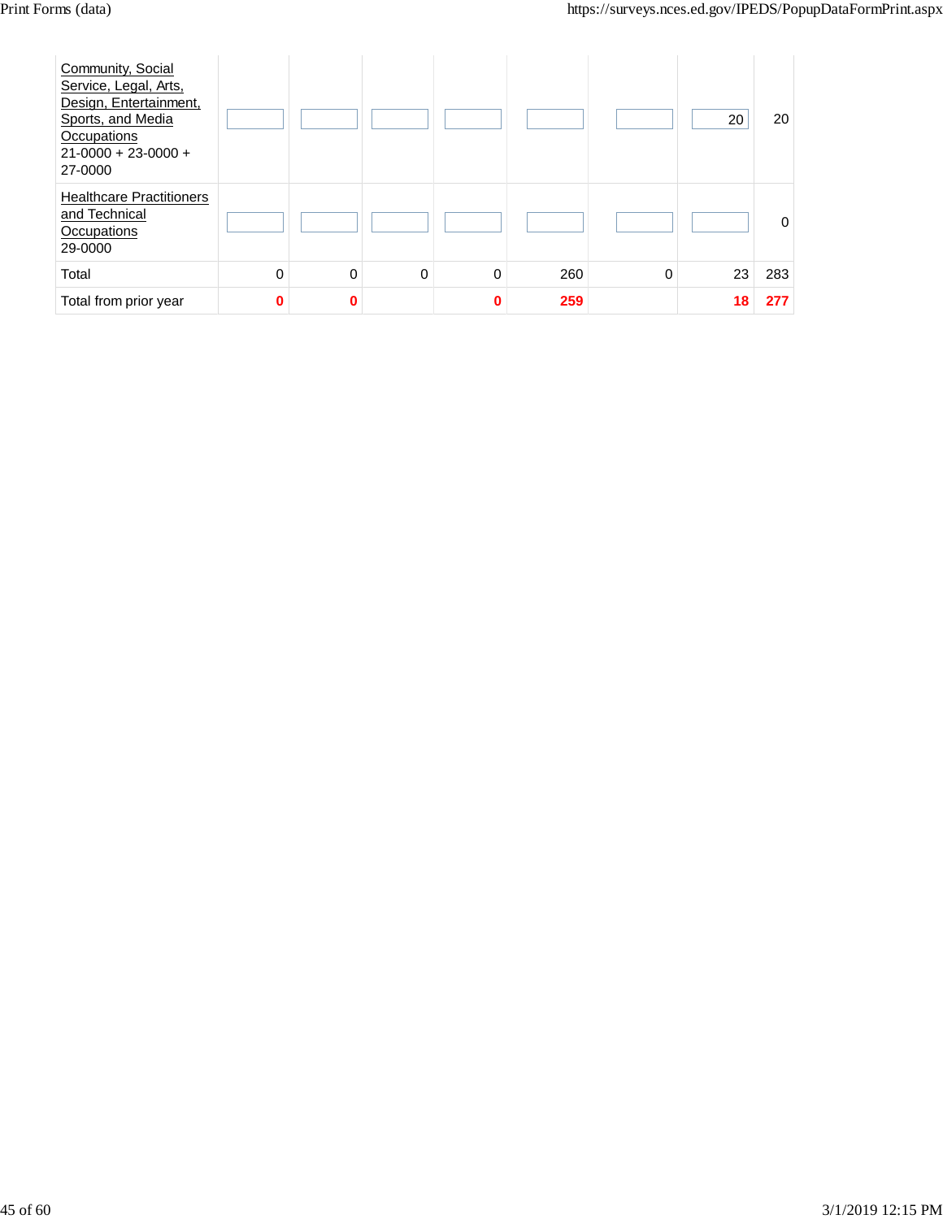| | | | | | | | | |
|---|---|---|---|---|---|---|---|---|
| Community, Social Service, Legal, Arts, Design, Entertainment, Sports, and Media Occupations<br>21-0000 + 23-0000 + 27-0000 | | | | | | | 20 | 20 |
| Healthcare Practitioners and Technical Occupations<br>29-0000 | | | | | | | | 0 |
| Total | 0 | 0 | 0 | 0 | 260 | 0 | 23 | 283 |
| Total from prior year | **0** | **0** | | **0** | **259** | | **18** | **277** |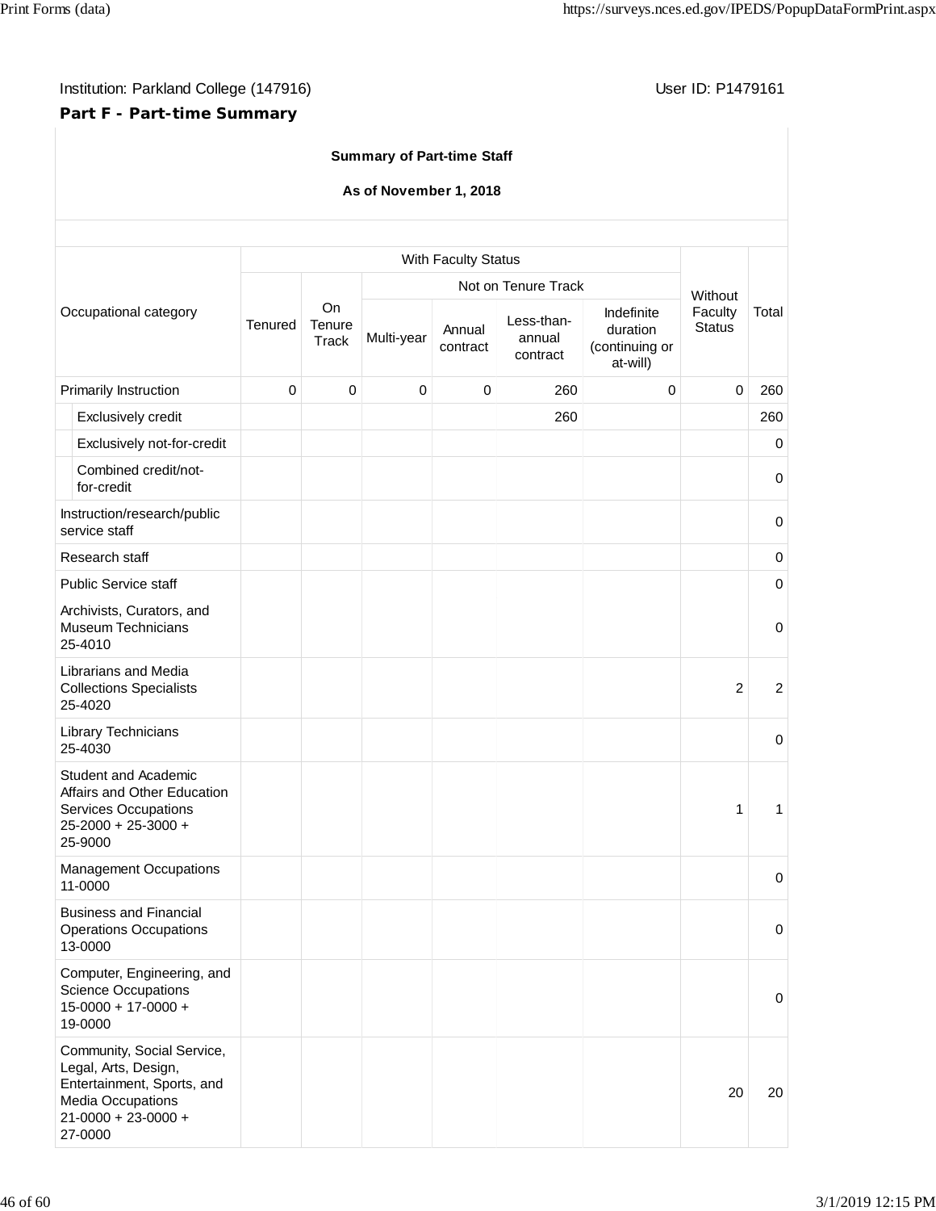Institution: Parkland College (147916)

User ID: P1479161

**Part F - Part-time Summary**

**Summary of Part-time Staff**

**As of November 1, 2018**

| Occupational category | With Faculty Status | | | | | | Without Faculty Status | Total |
|---|---|---|---|---|---|---|---|---|
| | Tenured | On Tenure Track | Not on Tenure Track | | | | | |
| | | | Multi-year | Annual contract | Less-than-annual contract | Indefinite duration (continuing or at-will) | | |
| Primarily Instruction | 0 | 0 | 0 | 0 | 260 | 0 | 0 | 260 |
| Exclusively credit | | | | | 260 | | | 260 |
| Exclusively not-for-credit | | | | | | | | 0 |
| Combined credit/not-for-credit | | | | | | | | 0 |
| Instruction/research/public service staff | | | | | | | | 0 |
| Research staff | | | | | | | | 0 |
| Public Service staff | | | | | | | | 0 |
| Archivists, Curators, and Museum Technicians 25-4010 | | | | | | | | 0 |
| Librarians and Media Collections Specialists 25-4020 | | | | | | | 2 | 2 |
| Library Technicians 25-4030 | | | | | | | | 0 |
| Student and Academic Affairs and Other Education Services Occupations 25-2000 + 25-3000 + 25-9000 | | | | | | | 1 | 1 |
| Management Occupations 11-0000 | | | | | | | | 0 |
| Business and Financial Operations Occupations 13-0000 | | | | | | | | 0 |
| Computer, Engineering, and Science Occupations 15-0000 + 17-0000 + 19-0000 | | | | | | | | 0 |
| Community, Social Service, Legal, Arts, Design, Entertainment, Sports, and Media Occupations 21-0000 + 23-0000 + 27-0000 | | | | | | | 20 | 20 |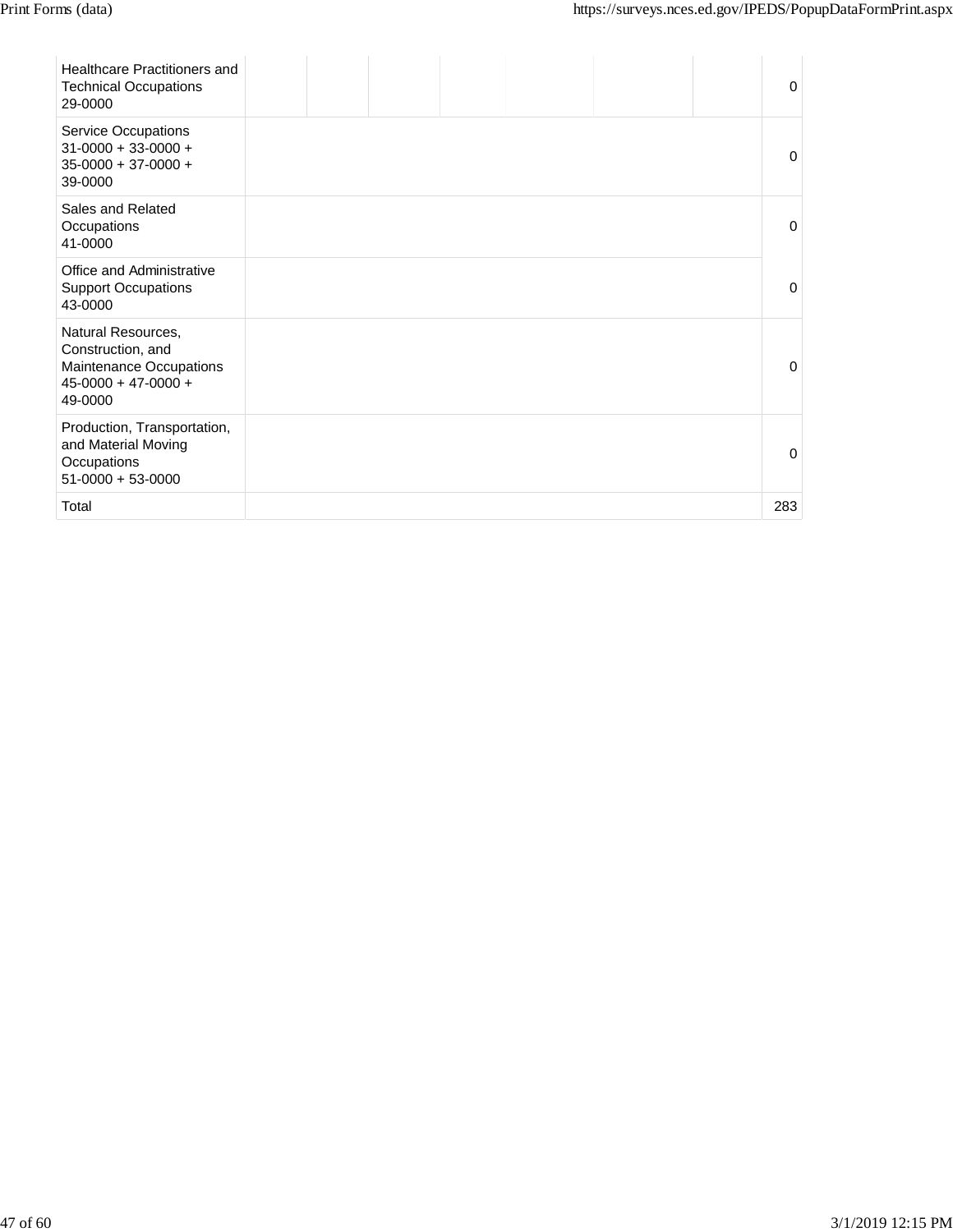| | | | | | | | | |
|---|---|---|---|---|---|---|---|---|
| Healthcare Practitioners and Technical Occupations 29-0000 | | | | | | | | 0 |
| Service Occupations 31-0000 + 33-0000 + 35-0000 + 37-0000 + 39-0000 | | | | | | | | 0 |
| Sales and Related Occupations 41-0000 | | | | | | | | 0 |
| Office and Administrative Support Occupations 43-0000 | | | | | | | | 0 |
| Natural Resources, Construction, and Maintenance Occupations 45-0000 + 47-0000 + 49-0000 | | | | | | | | 0 |
| Production, Transportation, and Material Moving Occupations 51-0000 + 53-0000 | | | | | | | | 0 |
| Total | | | | | | | | 283 |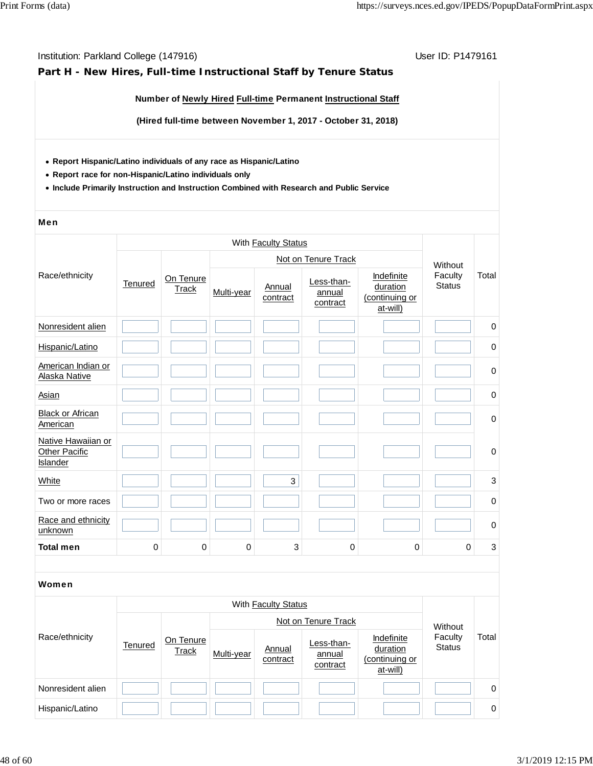Institution: Parkland College (147916) User ID: P1479161

## Part H - New Hires, Full-time Instructional Staff by Tenure Status

**Number of Newly Hired Full-time Permanent Instructional Staff**

**(Hired full-time between November 1, 2017 - October 31, 2018)**

- **Report Hispanic/Latino individuals of any race as Hispanic/Latino**
- **Report race for non-Hispanic/Latino individuals only**
- **Include Primarily Instruction and Instruction Combined with Research and Public Service**

### Men

| Race/ethnicity | With Faculty Status | | | | | | Without Faculty Status | Total |
|---|---|---|---|---|---|---|---|---|
| | Tenured | On Tenure Track | Not on Tenure Track | | | | | |
| | | | Multi-year | Annual contract | Less-than-annual contract | Indefinite duration (continuing or at-will) | | |
| Nonresident alien | | | | | | | | 0 |
| Hispanic/Latino | | | | | | | | 0 |
| American Indian or Alaska Native | | | | | | | | 0 |
| Asian | | | | | | | | 0 |
| Black or African American | | | | | | | | 0 |
| Native Hawaiian or Other Pacific Islander | | | | | | | | 0 |
| White | | | | 3 | | | | 3 |
| Two or more races | | | | | | | | 0 |
| Race and ethnicity unknown | | | | | | | | 0 |
| **Total men** | 0 | 0 | 0 | 3 | 0 | 0 | 0 | 3 |

### Women

| Race/ethnicity | With Faculty Status | | | | | | Without Faculty Status | Total |
|---|---|---|---|---|---|---|---|---|
| | Tenured | On Tenure Track | Not on Tenure Track | | | | | |
| | | | Multi-year | Annual contract | Less-than-annual contract | Indefinite duration (continuing or at-will) | | |
| Nonresident alien | | | | | | | | 0 |
| Hispanic/Latino | | | | | | | | 0 |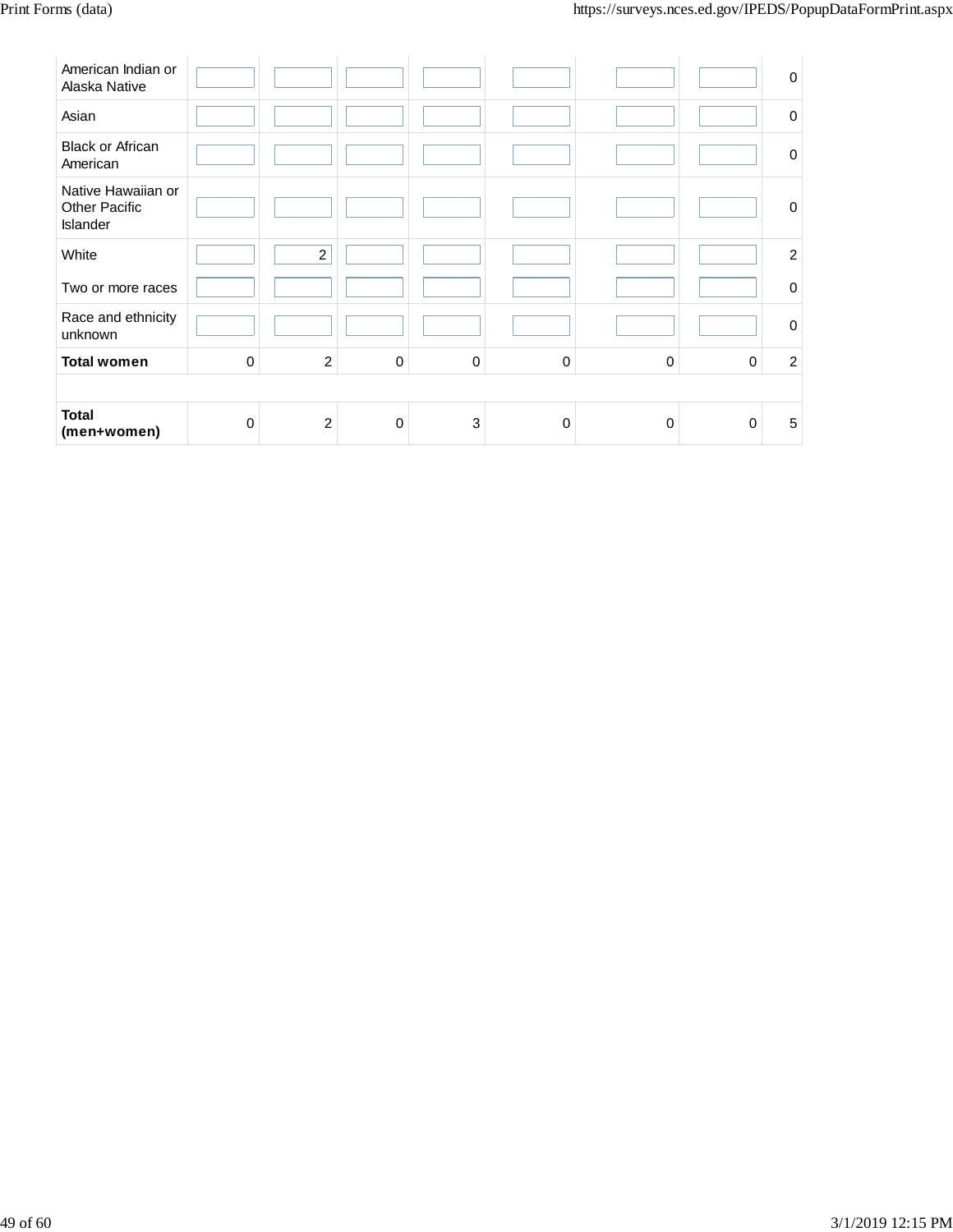| | | | | | | | | |
|---|---|---|---|---|---|---|---|---|
| American Indian or Alaska Native | | | | | | | | 0 |
| Asian | | | | | | | | 0 |
| Black or African American | | | | | | | | 0 |
| Native Hawaiian or Other Pacific Islander | | | | | | | | 0 |
| White | | 2 | | | | | | 2 |
| Two or more races | | | | | | | | 0 |
| Race and ethnicity unknown | | | | | | | | 0 |
| **Total women** | 0 | 2 | 0 | 0 | 0 | 0 | 0 | 2 |
| | | | | | | | | |
| **Total (men+women)** | 0 | 2 | 0 | 3 | 0 | 0 | 0 | 5 |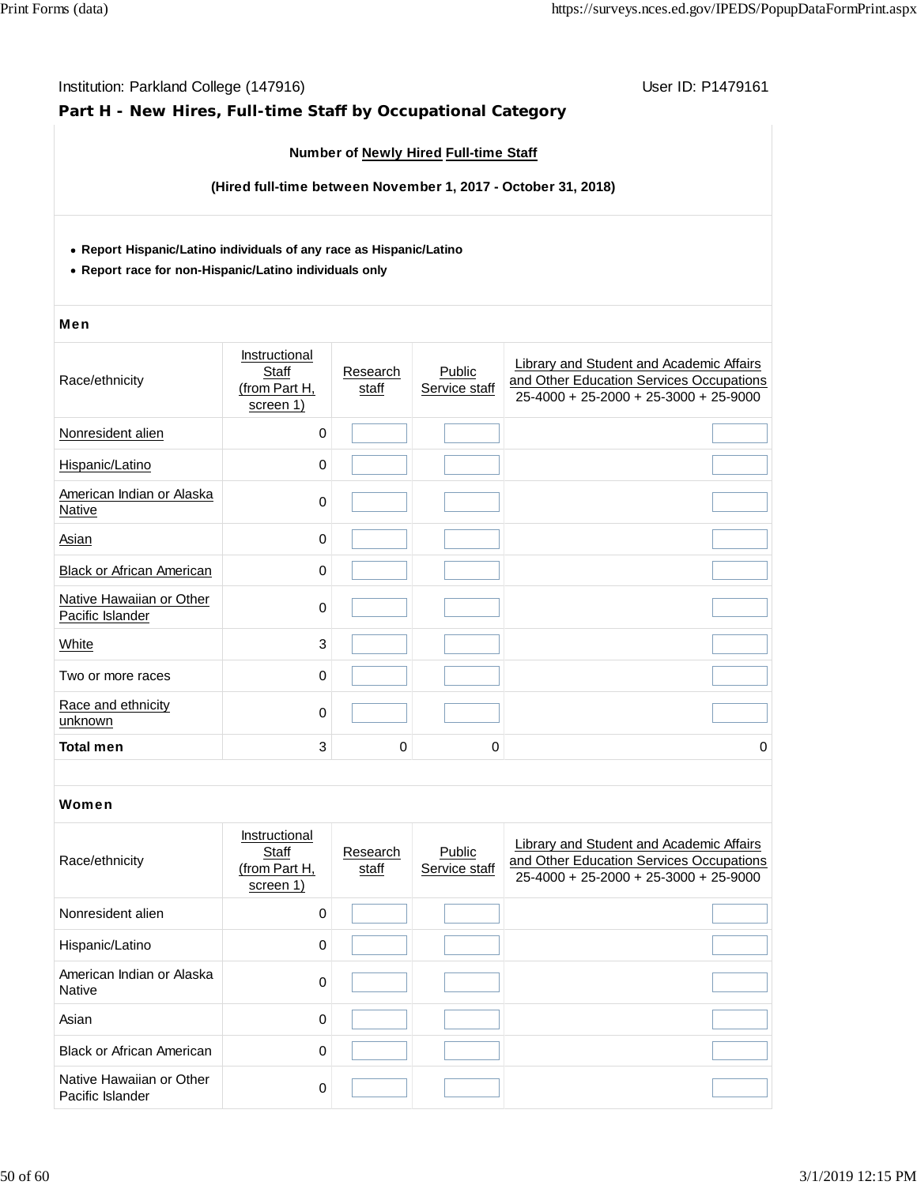Institution: Parkland College (147916) User ID: P1479161

## Part H - New Hires, Full-time Staff by Occupational Category

**Number of Newly Hired Full-time Staff**

**(Hired full-time between November 1, 2017 - October 31, 2018)**

- **Report Hispanic/Latino individuals of any race as Hispanic/Latino**
- **Report race for non-Hispanic/Latino individuals only**

### Men

| Race/ethnicity | Instructional Staff (from Part H, screen 1) | Research staff | Public Service staff | Library and Student and Academic Affairs and Other Education Services Occupations 25-4000 + 25-2000 + 25-3000 + 25-9000 |
|---|---|---|---|---|
| Nonresident alien | 0 | | | |
| Hispanic/Latino | 0 | | | |
| American Indian or Alaska Native | 0 | | | |
| Asian | 0 | | | |
| Black or African American | 0 | | | |
| Native Hawaiian or Other Pacific Islander | 0 | | | |
| White | 3 | | | |
| Two or more races | 0 | | | |
| Race and ethnicity unknown | 0 | | | |
| **Total men** | 3 | 0 | 0 | 0 |

### Women

| Race/ethnicity | Instructional Staff (from Part H, screen 1) | Research staff | Public Service staff | Library and Student and Academic Affairs and Other Education Services Occupations 25-4000 + 25-2000 + 25-3000 + 25-9000 |
|---|---|---|---|---|
| Nonresident alien | 0 | | | |
| Hispanic/Latino | 0 | | | |
| American Indian or Alaska Native | 0 | | | |
| Asian | 0 | | | |
| Black or African American | 0 | | | |
| Native Hawaiian or Other Pacific Islander | 0 | | | |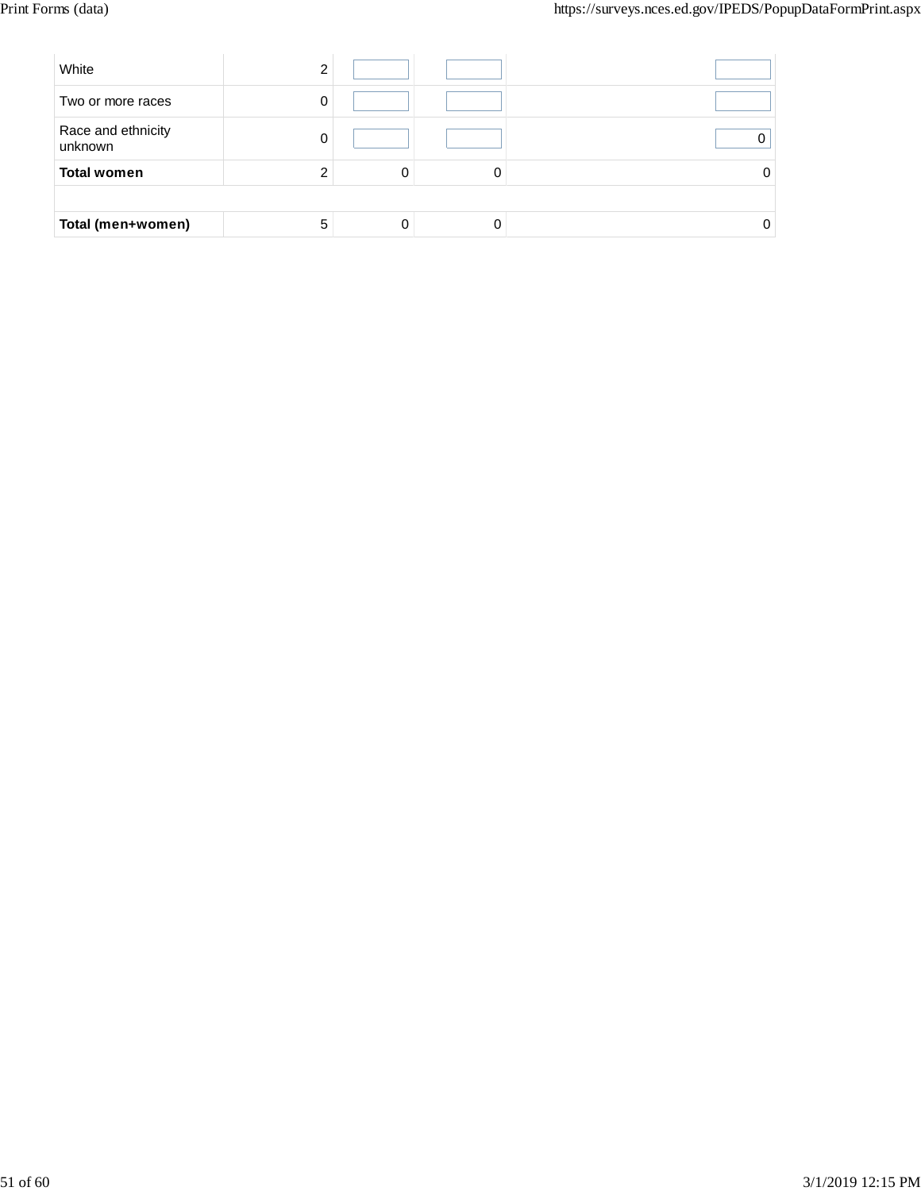| | | | | |
|---|---|---|---|---|
| White | 2 | | | |
| Two or more races | 0 | | | |
| Race and ethnicity unknown | 0 | | | 0 |
| **Total women** | 2 | 0 | 0 | 0 |
| | | | | |
| **Total (men+women)** | 5 | 0 | 0 | 0 |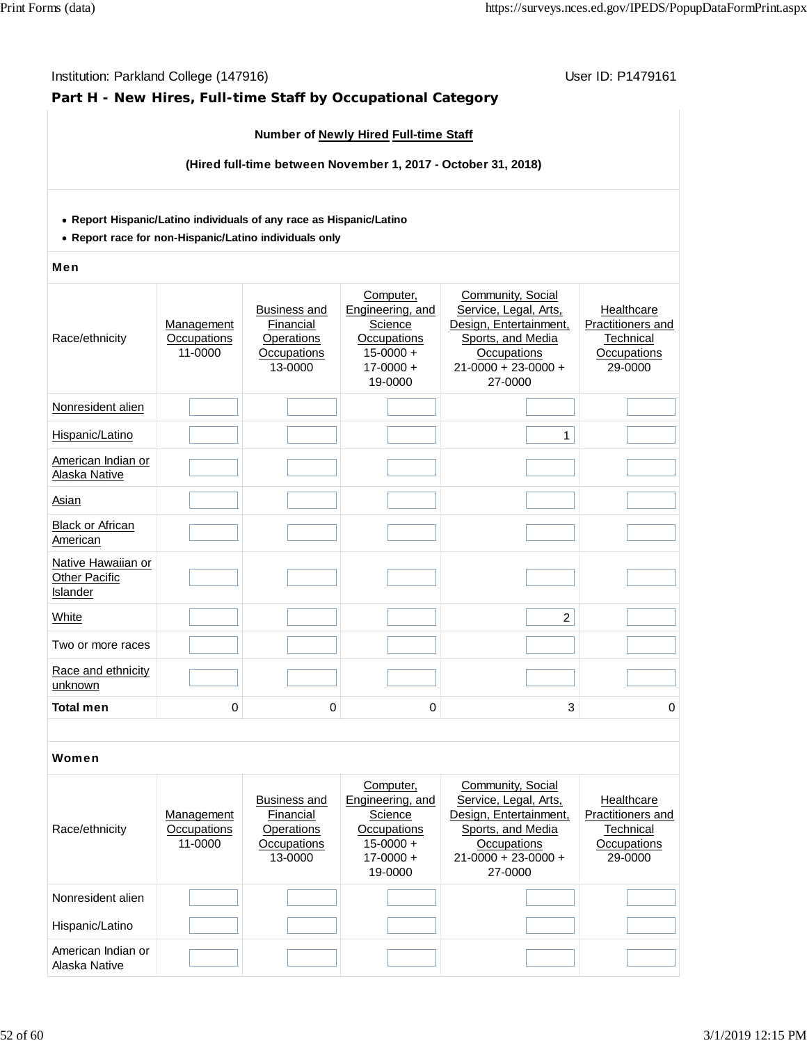Institution: Parkland College (147916) User ID: P1479161

## Part H - New Hires, Full-time Staff by Occupational Category

**Number of Newly Hired Full-time Staff**

**(Hired full-time between November 1, 2017 - October 31, 2018)**

- **Report Hispanic/Latino individuals of any race as Hispanic/Latino**
- **Report race for non-Hispanic/Latino individuals only**

**Men**

| Race/ethnicity | Management Occupations 11-0000 | Business and Financial Operations Occupations 13-0000 | Computer, Engineering, and Science Occupations 15-0000 + 17-0000 + 19-0000 | Community, Social Service, Legal, Arts, Design, Entertainment, Sports, and Media Occupations 21-0000 + 23-0000 + 27-0000 | Healthcare Practitioners and Technical Occupations 29-0000 |
|---|---|---|---|---|---|
| Nonresident alien | | | | | |
| Hispanic/Latino | | | | 1 | |
| American Indian or Alaska Native | | | | | |
| Asian | | | | | |
| Black or African American | | | | | |
| Native Hawaiian or Other Pacific Islander | | | | | |
| White | | | | 2 | |
| Two or more races | | | | | |
| Race and ethnicity unknown | | | | | |
| **Total men** | 0 | 0 | 0 | 3 | 0 |

**Women**

| Race/ethnicity | Management Occupations 11-0000 | Business and Financial Operations Occupations 13-0000 | Computer, Engineering, and Science Occupations 15-0000 + 17-0000 + 19-0000 | Community, Social Service, Legal, Arts, Design, Entertainment, Sports, and Media Occupations 21-0000 + 23-0000 + 27-0000 | Healthcare Practitioners and Technical Occupations 29-0000 |
|---|---|---|---|---|---|
| Nonresident alien | | | | | |
| Hispanic/Latino | | | | | |
| American Indian or Alaska Native | | | | | |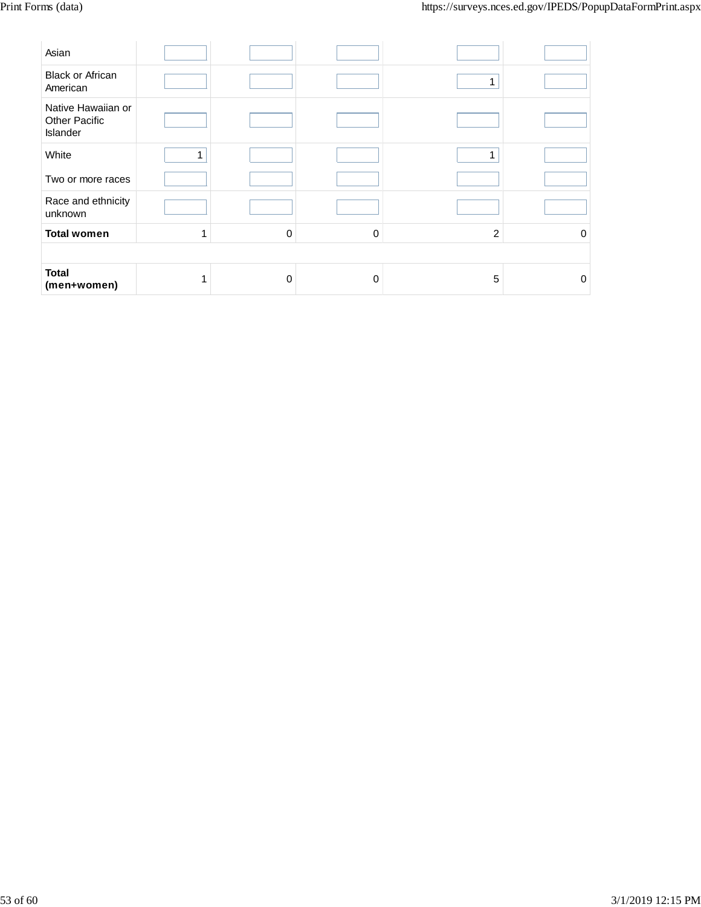| | | | | | |
|---|---|---|---|---|---|
| Asian | | | | | |
| Black or African American | | | | 1 | |
| Native Hawaiian or Other Pacific Islander | | | | | |
| White | 1 | | | 1 | |
| Two or more races | | | | | |
| Race and ethnicity unknown | | | | | |
| **Total women** | 1 | 0 | 0 | 2 | 0 |
| | | | | | |
| **Total (men+women)** | 1 | 0 | 0 | 5 | 0 |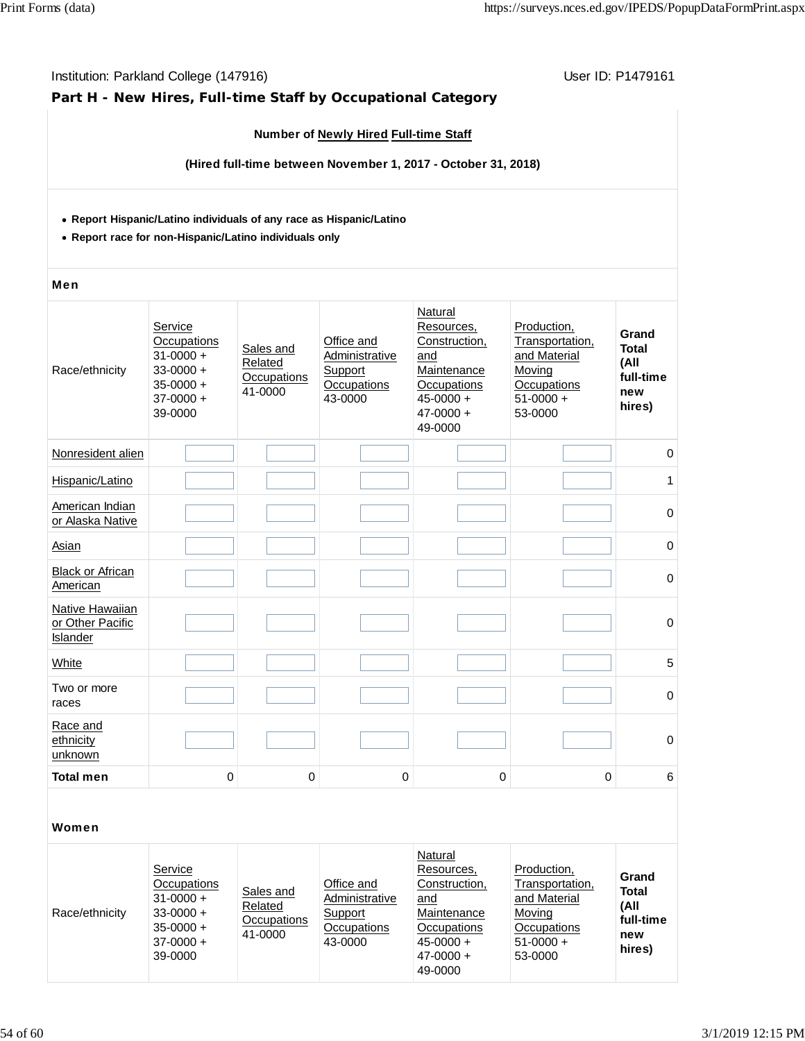Institution: Parkland College (147916)

User ID: P1479161

## Part H - New Hires, Full-time Staff by Occupational Category

**Number of Newly Hired Full-time Staff**

**(Hired full-time between November 1, 2017 - October 31, 2018)**

- **Report Hispanic/Latino individuals of any race as Hispanic/Latino**
- **Report race for non-Hispanic/Latino individuals only**

**Men**

| Race/ethnicity | Service Occupations 31-0000 + 33-0000 + 35-0000 + 37-0000 + 39-0000 | Sales and Related Occupations 41-0000 | Office and Administrative Support Occupations 43-0000 | Natural Resources, Construction, and Maintenance Occupations 45-0000 + 47-0000 + 49-0000 | Production, Transportation, and Material Moving Occupations 51-0000 + 53-0000 | Grand Total (All full-time new hires) |
|---|---|---|---|---|---|---|
| Nonresident alien | | | | | | 0 |
| Hispanic/Latino | | | | | | 1 |
| American Indian or Alaska Native | | | | | | 0 |
| Asian | | | | | | 0 |
| Black or African American | | | | | | 0 |
| Native Hawaiian or Other Pacific Islander | | | | | | 0 |
| White | | | | | | 5 |
| Two or more races | | | | | | 0 |
| Race and ethnicity unknown | | | | | | 0 |
| **Total men** | 0 | 0 | 0 | 0 | 0 | 6 |

**Women**

| Race/ethnicity | Service Occupations 31-0000 + 33-0000 + 35-0000 + 37-0000 + 39-0000 | Sales and Related Occupations 41-0000 | Office and Administrative Support Occupations 43-0000 | Natural Resources, Construction, and Maintenance Occupations 45-0000 + 47-0000 + 49-0000 | Production, Transportation, and Material Moving Occupations 51-0000 + 53-0000 | Grand Total (All full-time new hires) |
|---|---|---|---|---|---|---|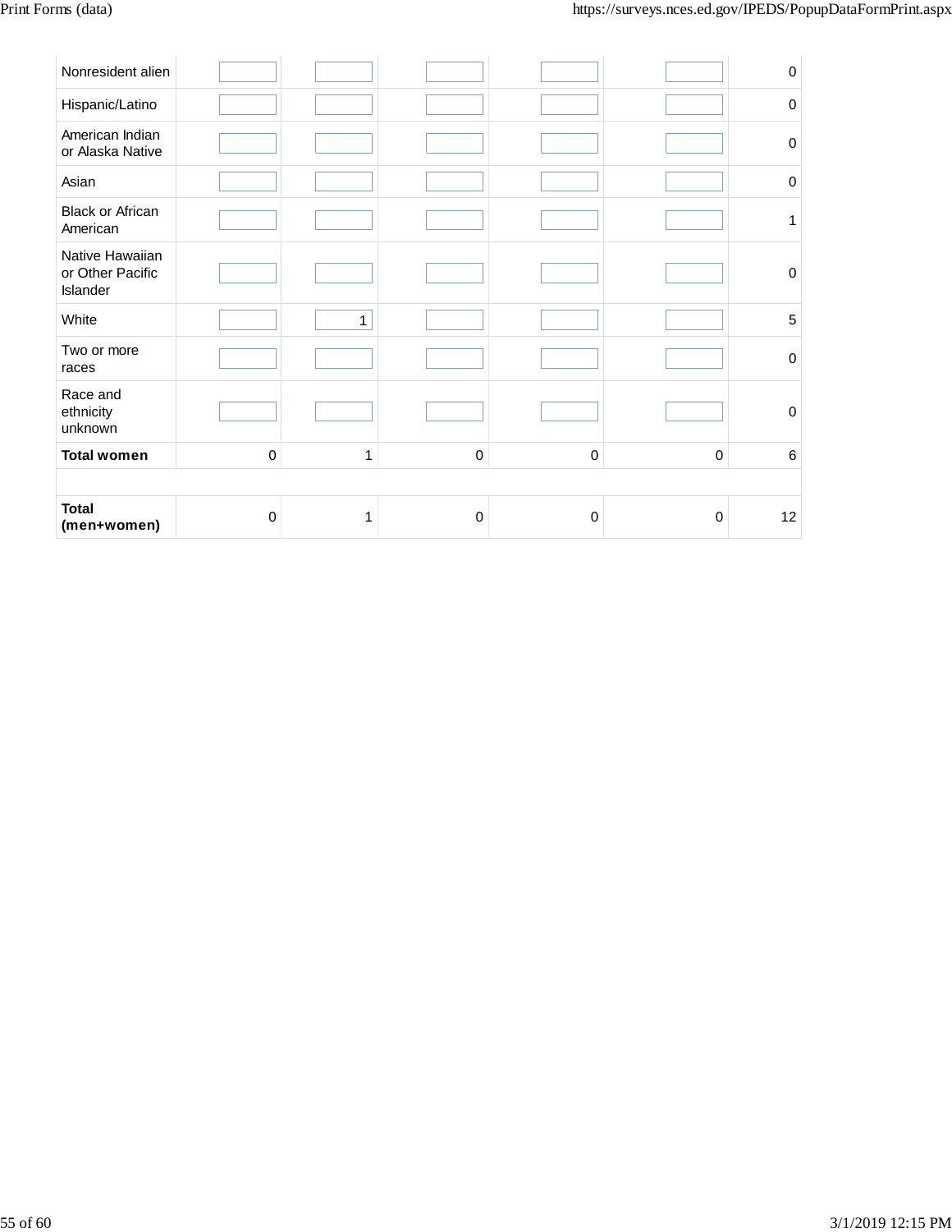| | | | | | | |
|---|---|---|---|---|---|---|
| Nonresident alien | | | | | | 0 |
| Hispanic/Latino | | | | | | 0 |
| American Indian or Alaska Native | | | | | | 0 |
| Asian | | | | | | 0 |
| Black or African American | | | | | | 1 |
| Native Hawaiian or Other Pacific Islander | | | | | | 0 |
| White | | 1 | | | | 5 |
| Two or more races | | | | | | 0 |
| Race and ethnicity unknown | | | | | | 0 |
| **Total women** | 0 | 1 | 0 | 0 | 0 | 6 |
| | | | | | | |
| **Total (men+women)** | 0 | 1 | 0 | 0 | 0 | 12 |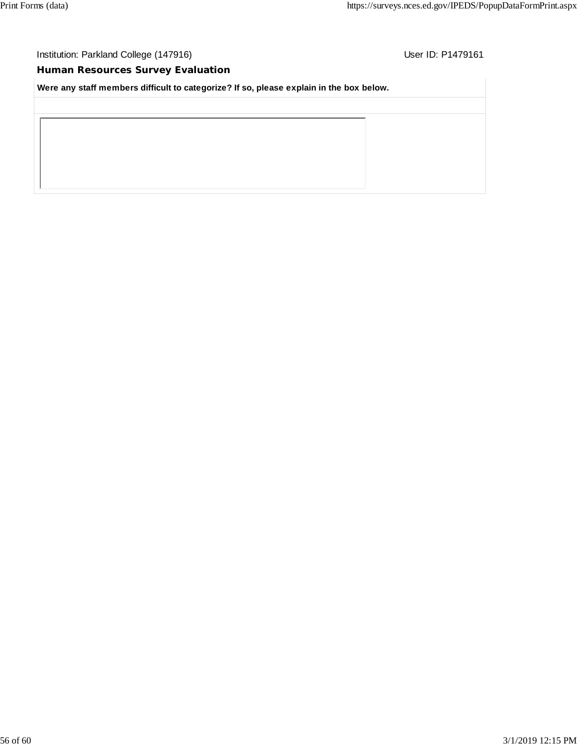Institution: Parkland College (147916)

User ID: P1479161

## Human Resources Survey Evaluation

**Were any staff members difficult to categorize? If so, please explain in the box below.**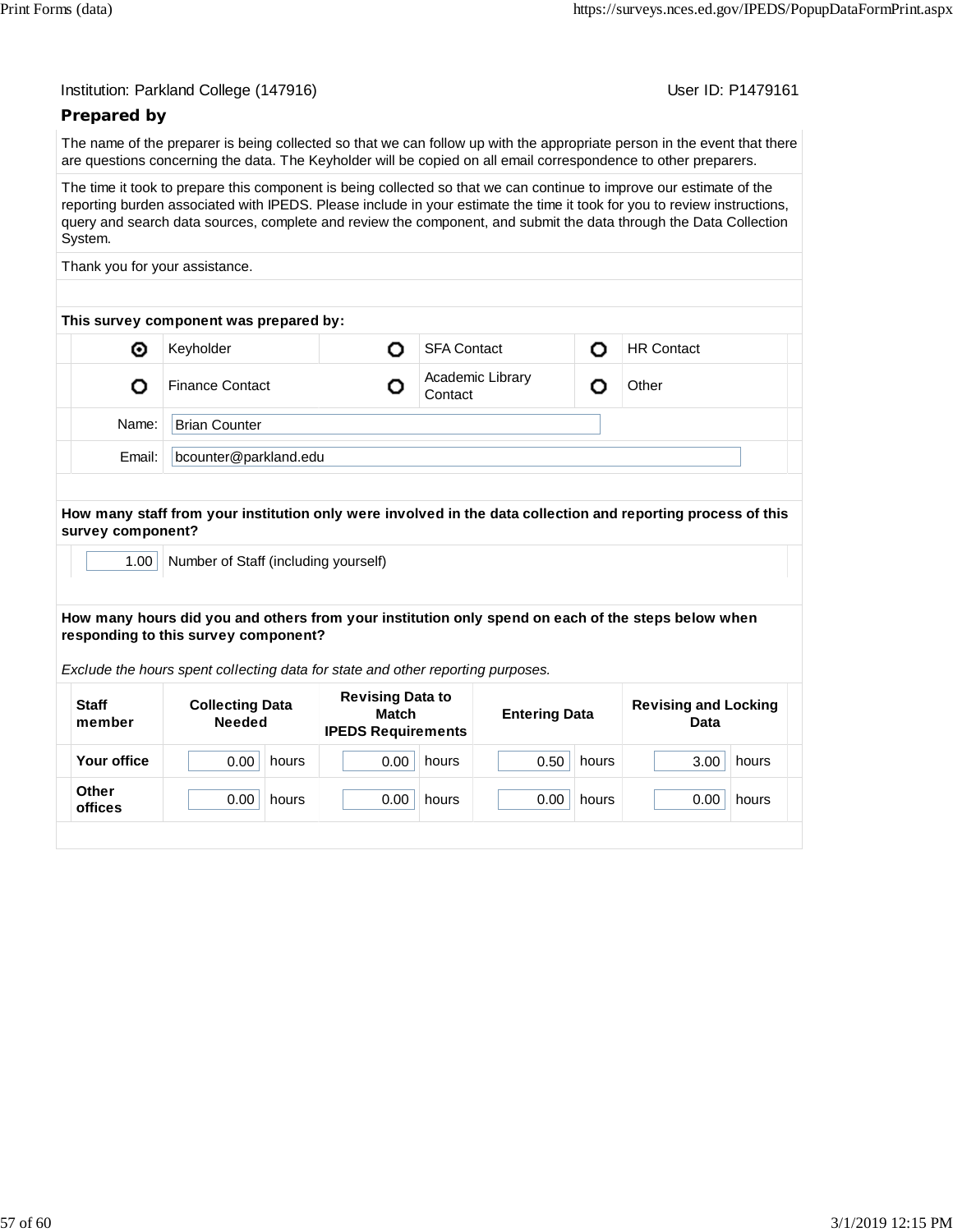Institution: Parkland College (147916) User ID: P1479161

## Prepared by

The name of the preparer is being collected so that we can follow up with the appropriate person in the event that there are questions concerning the data. The Keyholder will be copied on all email correspondence to other preparers.

The time it took to prepare this component is being collected so that we can continue to improve our estimate of the reporting burden associated with IPEDS. Please include in your estimate the time it took for you to review instructions, query and search data sources, complete and review the component, and submit the data through the Data Collection System.

Thank you for your assistance.

**This survey component was prepared by:**

| | | | | | |
|---|---|---|---|---|---|
| ⦿ | Keyholder | ○ | SFA Contact | ○ | HR Contact |
| ○ | Finance Contact | ○ | Academic Library Contact | ○ | Other |

Name: Brian Counter

Email: bcounter@parkland.edu

**How many staff from your institution only were involved in the data collection and reporting process of this survey component?**

1.00 Number of Staff (including yourself)

**How many hours did you and others from your institution only spend on each of the steps below when responding to this survey component?**

*Exclude the hours spent collecting data for state and other reporting purposes.*

| Staff member | Collecting Data Needed | Revising Data to Match IPEDS Requirements | Entering Data | Revising and Locking Data |
|---|---|---|---|---|
| Your office | 0.00 hours | 0.00 hours | 0.50 hours | 3.00 hours |
| Other offices | 0.00 hours | 0.00 hours | 0.00 hours | 0.00 hours |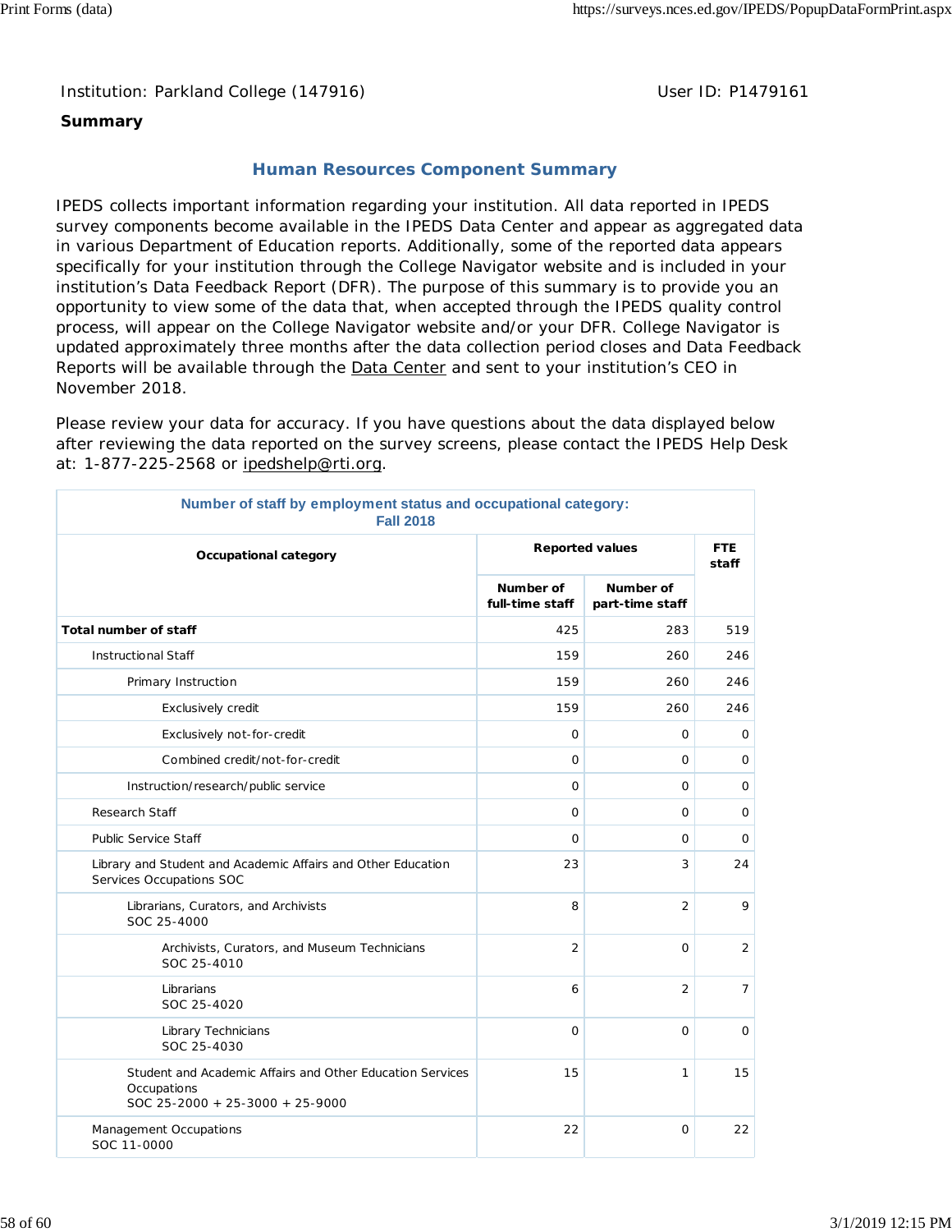Institution: Parkland College (147916)

User ID: P1479161

**Summary**

## Human Resources Component Summary

IPEDS collects important information regarding your institution. All data reported in IPEDS survey components become available in the IPEDS Data Center and appear as aggregated data in various Department of Education reports. Additionally, some of the reported data appears specifically for your institution through the College Navigator website and is included in your institution's Data Feedback Report (DFR). The purpose of this summary is to provide you an opportunity to view some of the data that, when accepted through the IPEDS quality control process, will appear on the College Navigator website and/or your DFR. College Navigator is updated approximately three months after the data collection period closes and Data Feedback Reports will be available through the Data Center and sent to your institution's CEO in November 2018.

Please review your data for accuracy. If you have questions about the data displayed below after reviewing the data reported on the survey screens, please contact the IPEDS Help Desk at: 1-877-225-2568 or ipedshelp@rti.org.

**Number of staff by employment status and occupational category: Fall 2018**

| Occupational category | Reported values | | FTE staff |
|---|---|---|---|
| | Number of full-time staff | Number of part-time staff | |
| **Total number of staff** | 425 | 283 | 519 |
| Instructional Staff | 159 | 260 | 246 |
| Primary Instruction | 159 | 260 | 246 |
| Exclusively credit | 159 | 260 | 246 |
| Exclusively not-for-credit | 0 | 0 | 0 |
| Combined credit/not-for-credit | 0 | 0 | 0 |
| Instruction/research/public service | 0 | 0 | 0 |
| Research Staff | 0 | 0 | 0 |
| Public Service Staff | 0 | 0 | 0 |
| Library and Student and Academic Affairs and Other Education Services Occupations SOC | 23 | 3 | 24 |
| Librarians, Curators, and Archivists SOC 25-4000 | 8 | 2 | 9 |
| Archivists, Curators, and Museum Technicians SOC 25-4010 | 2 | 0 | 2 |
| Librarians SOC 25-4020 | 6 | 2 | 7 |
| Library Technicians SOC 25-4030 | 0 | 0 | 0 |
| Student and Academic Affairs and Other Education Services Occupations SOC 25-2000 + 25-3000 + 25-9000 | 15 | 1 | 15 |
| Management Occupations SOC 11-0000 | 22 | 0 | 22 |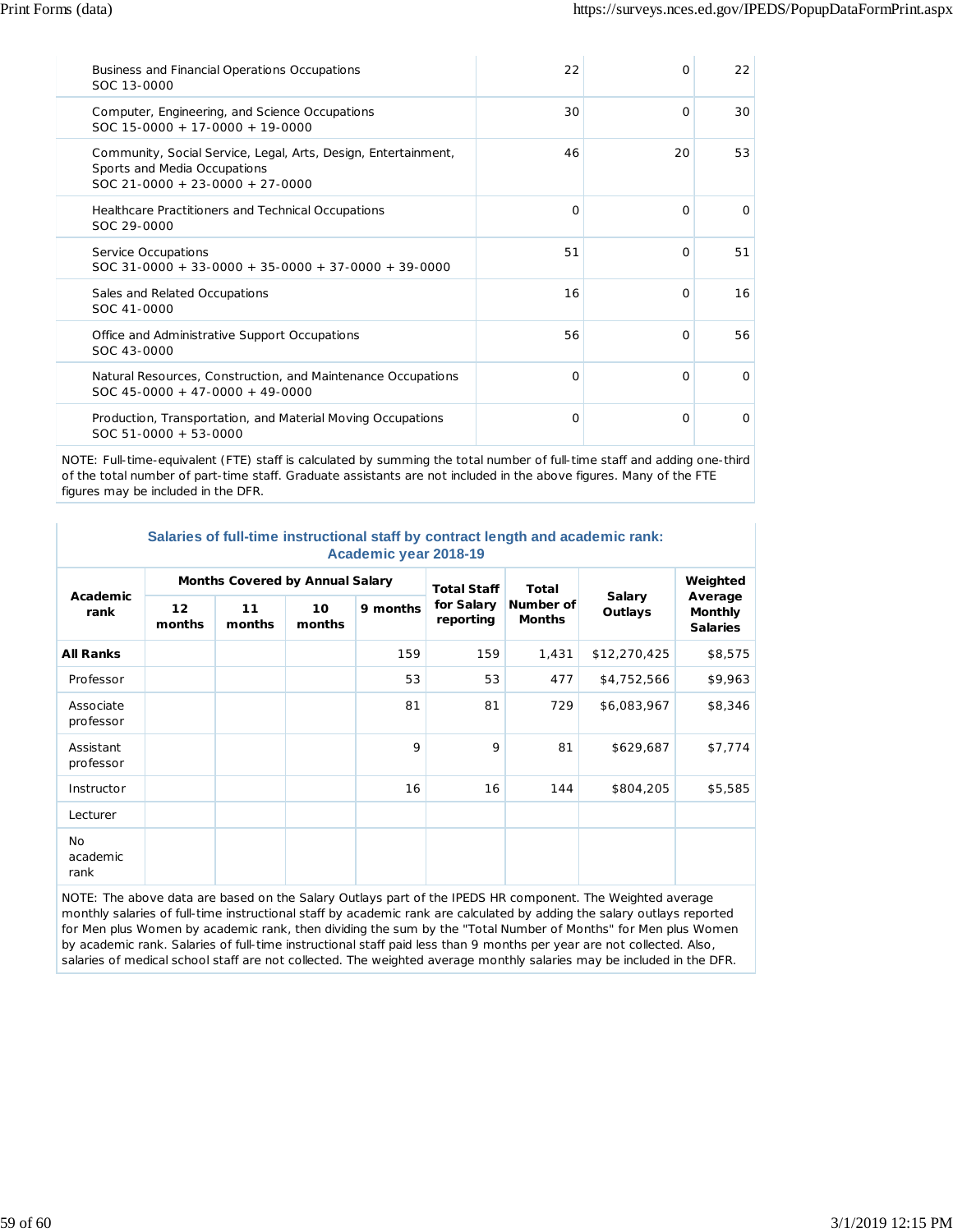| | | | |
|---|---|---|---|
| Business and Financial Operations Occupations<br>SOC 13-0000 | 22 | 0 | 22 |
| Computer, Engineering, and Science Occupations<br>SOC 15-0000 + 17-0000 + 19-0000 | 30 | 0 | 30 |
| Community, Social Service, Legal, Arts, Design, Entertainment, Sports and Media Occupations<br>SOC 21-0000 + 23-0000 + 27-0000 | 46 | 20 | 53 |
| Healthcare Practitioners and Technical Occupations<br>SOC 29-0000 | 0 | 0 | 0 |
| Service Occupations<br>SOC 31-0000 + 33-0000 + 35-0000 + 37-0000 + 39-0000 | 51 | 0 | 51 |
| Sales and Related Occupations<br>SOC 41-0000 | 16 | 0 | 16 |
| Office and Administrative Support Occupations<br>SOC 43-0000 | 56 | 0 | 56 |
| Natural Resources, Construction, and Maintenance Occupations<br>SOC 45-0000 + 47-0000 + 49-0000 | 0 | 0 | 0 |
| Production, Transportation, and Material Moving Occupations<br>SOC 51-0000 + 53-0000 | 0 | 0 | 0 |

NOTE: Full-time-equivalent (FTE) staff is calculated by summing the total number of full-time staff and adding one-third of the total number of part-time staff. Graduate assistants are not included in the above figures. Many of the FTE figures may be included in the DFR.

### Salaries of full-time instructional staff by contract length and academic rank: Academic year 2018-19

| Academic rank | Months Covered by Annual Salary | | | | Total Staff for Salary reporting | Total Number of Months | Salary Outlays | Weighted Average Monthly Salaries |
|---|---|---|---|---|---|---|---|---|
| | 12 months | 11 months | 10 months | 9 months | | | | |
| **All Ranks** | | | | 159 | 159 | 1,431 | $12,270,425 | $8,575 |
| Professor | | | | 53 | 53 | 477 | $4,752,566 | $9,963 |
| Associate professor | | | | 81 | 81 | 729 | $6,083,967 | $8,346 |
| Assistant professor | | | | 9 | 9 | 81 | $629,687 | $7,774 |
| Instructor | | | | 16 | 16 | 144 | $804,205 | $5,585 |
| Lecturer | | | | | | | | |
| No academic rank | | | | | | | | |

NOTE: The above data are based on the Salary Outlays part of the IPEDS HR component. The Weighted average monthly salaries of full-time instructional staff by academic rank are calculated by adding the salary outlays reported for Men plus Women by academic rank, then dividing the sum by the "Total Number of Months" for Men plus Women by academic rank. Salaries of full-time instructional staff paid less than 9 months per year are not collected. Also, salaries of medical school staff are not collected. The weighted average monthly salaries may be included in the DFR.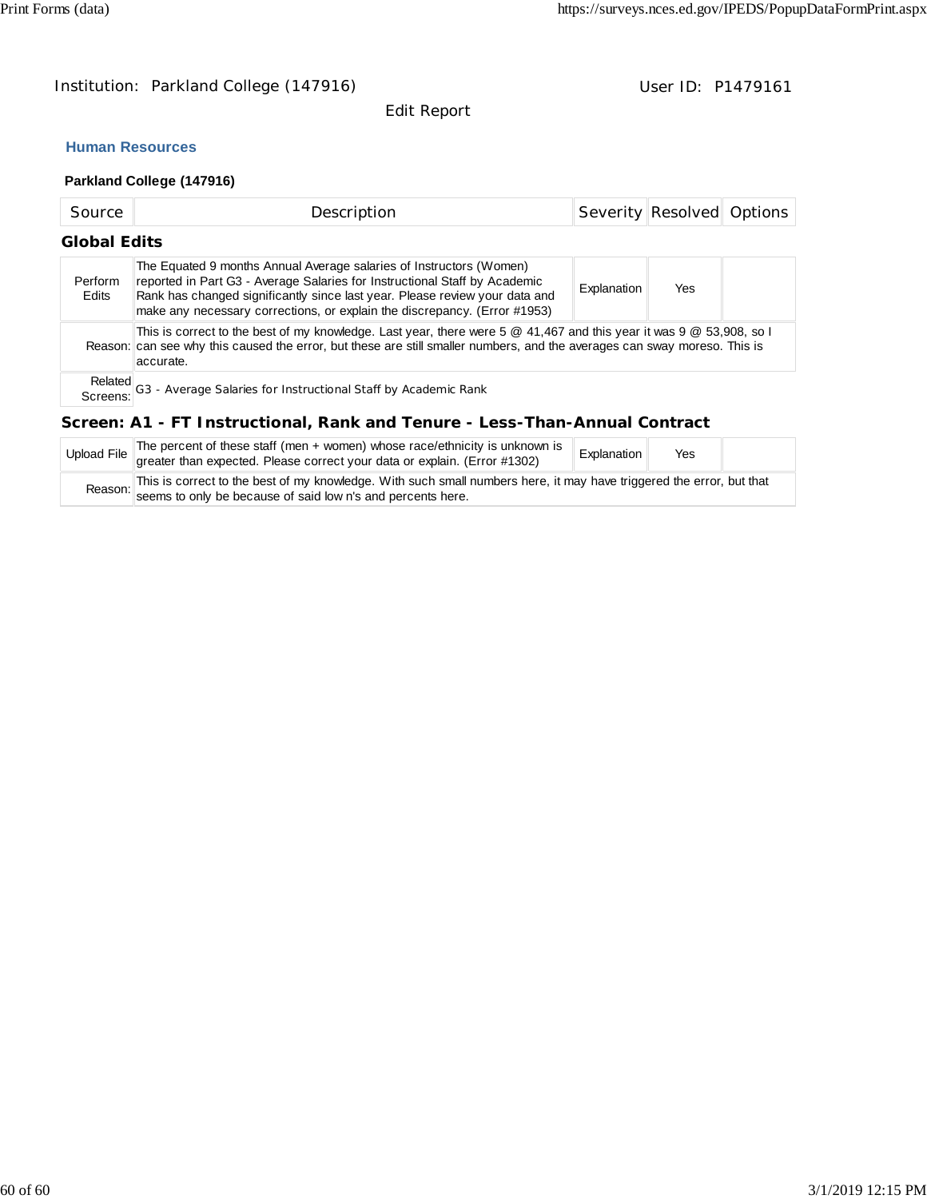Institution: Parkland College (147916)  User ID: P1479161

Edit Report

### Human Resources

**Parkland College (147916)**

| Source | Description | Severity | Resolved | Options |
| --- | --- | --- | --- | --- |

**Global Edits**

| | | | | |
| --- | --- | --- | --- | --- |
| Perform Edits | The Equated 9 months Annual Average salaries of Instructors (Women) reported in Part G3 - Average Salaries for Instructional Staff by Academic Rank has changed significantly since last year. Please review your data and make any necessary corrections, or explain the discrepancy. (Error #1953) | Explanation | Yes | |
| Reason: | This is correct to the best of my knowledge. Last year, there were 5 @ 41,467 and this year it was 9 @ 53,908, so I can see why this caused the error, but these are still smaller numbers, and the averages can sway moreso. This is accurate. | | | |
| Related Screens: | G3 - Average Salaries for Instructional Staff by Academic Rank | | | |

**Screen: A1 - FT Instructional, Rank and Tenure - Less-Than-Annual Contract**

| | | | | |
| --- | --- | --- | --- | --- |
| Upload File | The percent of these staff (men + women) whose race/ethnicity is unknown is greater than expected. Please correct your data or explain. (Error #1302) | Explanation | Yes | |
| Reason: | This is correct to the best of my knowledge. With such small numbers here, it may have triggered the error, but that seems to only be because of said low n's and percents here. | | | |